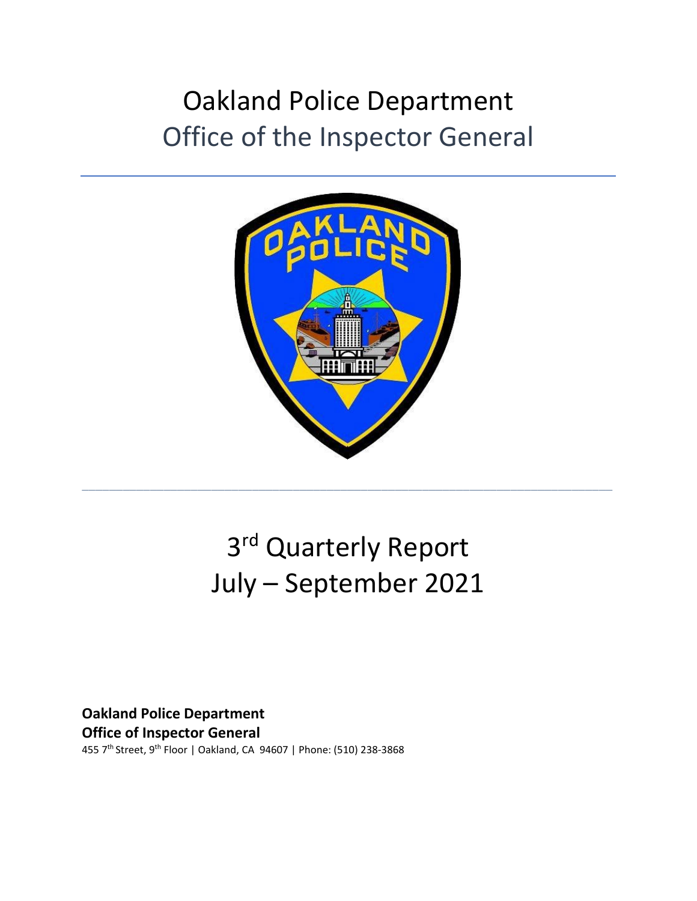# Oakland Police Department

## Office of the Inspector General

# 3rd Quarterly Report

# July – September 2021

**Oakland Police Department**
**Office of Inspector General**
455 7th Street, 9th Floor | Oakland, CA 94607 | Phone: (510) 238-3868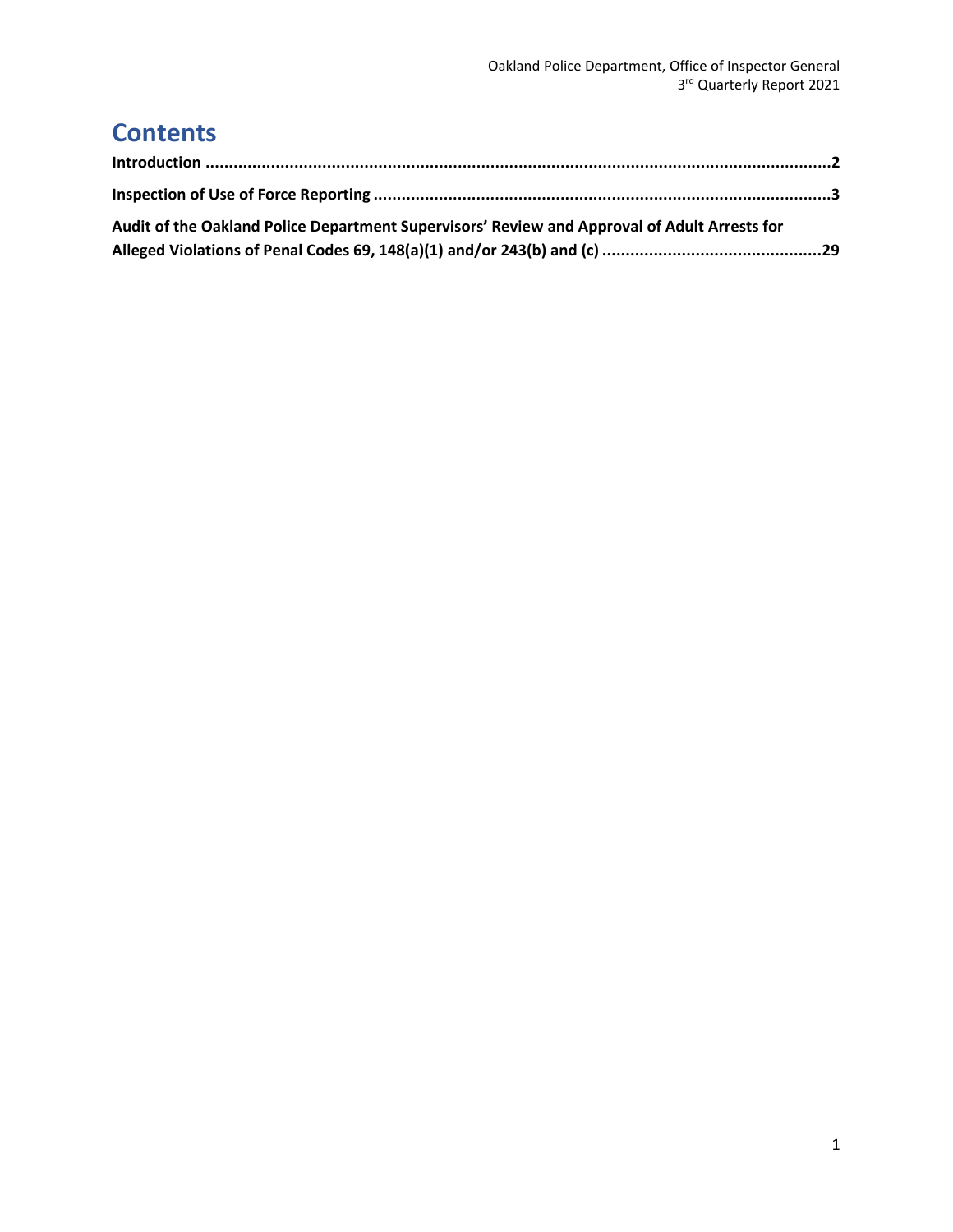# Contents

**Introduction** ..........2

**Inspection of Use of Force Reporting** ..........3

**Audit of the Oakland Police Department Supervisors' Review and Approval of Adult Arrests for Alleged Violations of Penal Codes 69, 148(a)(1) and/or 243(b) and (c)** ..........29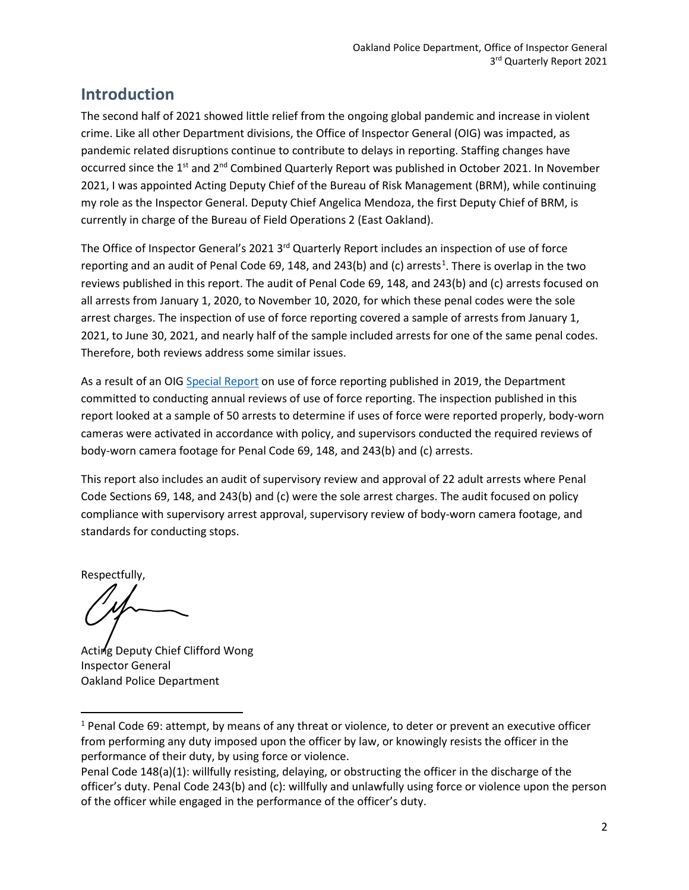## Introduction

The second half of 2021 showed little relief from the ongoing global pandemic and increase in violent crime. Like all other Department divisions, the Office of Inspector General (OIG) was impacted, as pandemic related disruptions continue to contribute to delays in reporting. Staffing changes have occurred since the 1st and 2nd Combined Quarterly Report was published in October 2021. In November 2021, I was appointed Acting Deputy Chief of the Bureau of Risk Management (BRM), while continuing my role as the Inspector General. Deputy Chief Angelica Mendoza, the first Deputy Chief of BRM, is currently in charge of the Bureau of Field Operations 2 (East Oakland).

The Office of Inspector General's 2021 3rd Quarterly Report includes an inspection of use of force reporting and an audit of Penal Code 69, 148, and 243(b) and (c) arrests[1]. There is overlap in the two reviews published in this report. The audit of Penal Code 69, 148, and 243(b) and (c) arrests focused on all arrests from January 1, 2020, to November 10, 2020, for which these penal codes were the sole arrest charges. The inspection of use of force reporting covered a sample of arrests from January 1, 2021, to June 30, 2021, and nearly half of the sample included arrests for one of the same penal codes. Therefore, both reviews address some similar issues.

As a result of an OIG Special Report on use of force reporting published in 2019, the Department committed to conducting annual reviews of use of force reporting. The inspection published in this report looked at a sample of 50 arrests to determine if uses of force were reported properly, body-worn cameras were activated in accordance with policy, and supervisors conducted the required reviews of body-worn camera footage for Penal Code 69, 148, and 243(b) and (c) arrests.

This report also includes an audit of supervisory review and approval of 22 adult arrests where Penal Code Sections 69, 148, and 243(b) and (c) were the sole arrest charges. The audit focused on policy compliance with supervisory arrest approval, supervisory review of body-worn camera footage, and standards for conducting stops.

Respectfully,

Acting Deputy Chief Clifford Wong
Inspector General
Oakland Police Department

---

[1] Penal Code 69: attempt, by means of any threat or violence, to deter or prevent an executive officer from performing any duty imposed upon the officer by law, or knowingly resists the officer in the performance of their duty, by using force or violence.
Penal Code 148(a)(1): willfully resisting, delaying, or obstructing the officer in the discharge of the officer's duty. Penal Code 243(b) and (c): willfully and unlawfully using force or violence upon the person of the officer while engaged in the performance of the officer's duty.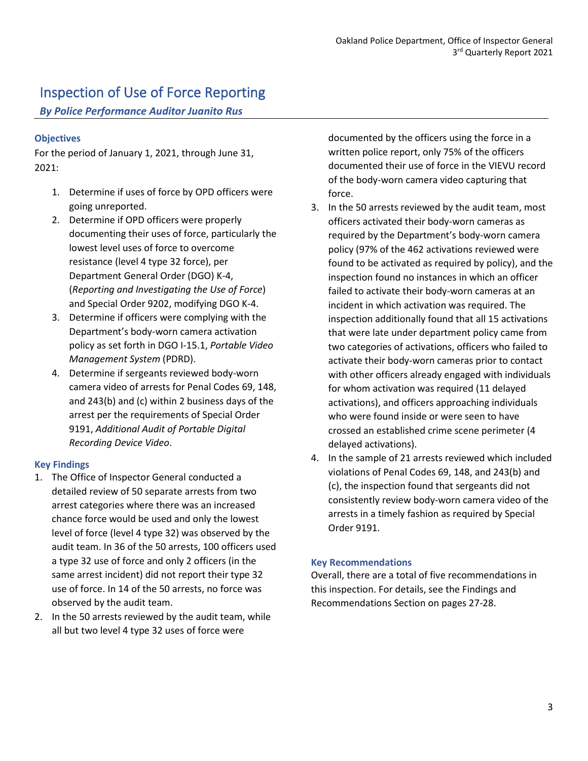# Inspection of Use of Force Reporting

***By Police Performance Auditor Juanito Rus***

### Objectives

For the period of January 1, 2021, through June 31, 2021:

1. Determine if uses of force by OPD officers were going unreported.
2. Determine if OPD officers were properly documenting their uses of force, particularly the lowest level uses of force to overcome resistance (level 4 type 32 force), per Department General Order (DGO) K-4, (*Reporting and Investigating the Use of Force*) and Special Order 9202, modifying DGO K-4.
3. Determine if officers were complying with the Department's body-worn camera activation policy as set forth in DGO I-15.1, *Portable Video Management System* (PDRD).
4. Determine if sergeants reviewed body-worn camera video of arrests for Penal Codes 69, 148, and 243(b) and (c) within 2 business days of the arrest per the requirements of Special Order 9191, *Additional Audit of Portable Digital Recording Device Video*.

### Key Findings

1. The Office of Inspector General conducted a detailed review of 50 separate arrests from two arrest categories where there was an increased chance force would be used and only the lowest level of force (level 4 type 32) was observed by the audit team. In 36 of the 50 arrests, 100 officers used a type 32 use of force and only 2 officers (in the same arrest incident) did not report their type 32 use of force. In 14 of the 50 arrests, no force was observed by the audit team.
2. In the 50 arrests reviewed by the audit team, while all but two level 4 type 32 uses of force were documented by the officers using the force in a written police report, only 75% of the officers documented their use of force in the VIEVU record of the body-worn camera video capturing that force.
3. In the 50 arrests reviewed by the audit team, most officers activated their body-worn cameras as required by the Department's body-worn camera policy (97% of the 462 activations reviewed were found to be activated as required by policy), and the inspection found no instances in which an officer failed to activate their body-worn cameras at an incident in which activation was required. The inspection additionally found that all 15 activations that were late under department policy came from two categories of activations, officers who failed to activate their body-worn cameras prior to contact with other officers already engaged with individuals for whom activation was required (11 delayed activations), and officers approaching individuals who were found inside or were seen to have crossed an established crime scene perimeter (4 delayed activations).
4. In the sample of 21 arrests reviewed which included violations of Penal Codes 69, 148, and 243(b) and (c), the inspection found that sergeants did not consistently review body-worn camera video of the arrests in a timely fashion as required by Special Order 9191.

### Key Recommendations

Overall, there are a total of five recommendations in this inspection. For details, see the Findings and Recommendations Section on pages 27-28.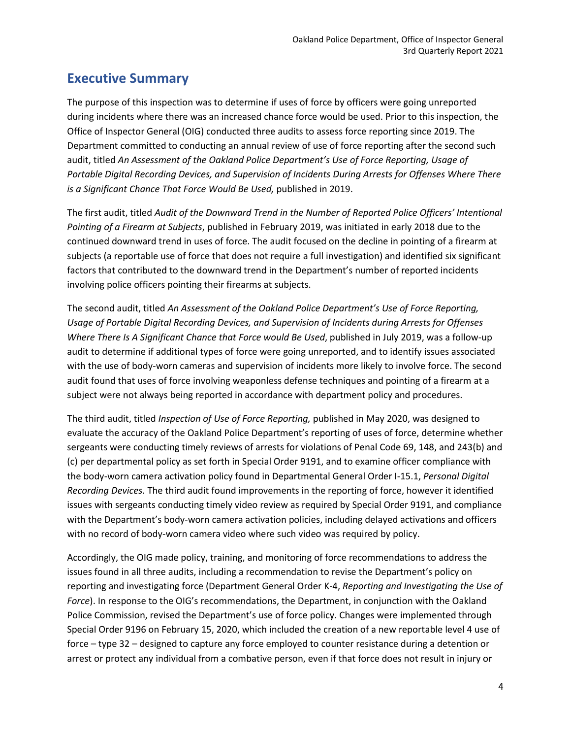## Executive Summary

The purpose of this inspection was to determine if uses of force by officers were going unreported during incidents where there was an increased chance force would be used. Prior to this inspection, the Office of Inspector General (OIG) conducted three audits to assess force reporting since 2019. The Department committed to conducting an annual review of use of force reporting after the second such audit, titled *An Assessment of the Oakland Police Department's Use of Force Reporting, Usage of Portable Digital Recording Devices, and Supervision of Incidents During Arrests for Offenses Where There is a Significant Chance That Force Would Be Used,* published in 2019.

The first audit, titled *Audit of the Downward Trend in the Number of Reported Police Officers' Intentional Pointing of a Firearm at Subjects*, published in February 2019, was initiated in early 2018 due to the continued downward trend in uses of force. The audit focused on the decline in pointing of a firearm at subjects (a reportable use of force that does not require a full investigation) and identified six significant factors that contributed to the downward trend in the Department's number of reported incidents involving police officers pointing their firearms at subjects.

The second audit, titled *An Assessment of the Oakland Police Department's Use of Force Reporting, Usage of Portable Digital Recording Devices, and Supervision of Incidents during Arrests for Offenses Where There Is A Significant Chance that Force would Be Used*, published in July 2019, was a follow-up audit to determine if additional types of force were going unreported, and to identify issues associated with the use of body-worn cameras and supervision of incidents more likely to involve force. The second audit found that uses of force involving weaponless defense techniques and pointing of a firearm at a subject were not always being reported in accordance with department policy and procedures.

The third audit, titled *Inspection of Use of Force Reporting,* published in May 2020, was designed to evaluate the accuracy of the Oakland Police Department's reporting of uses of force, determine whether sergeants were conducting timely reviews of arrests for violations of Penal Code 69, 148, and 243(b) and (c) per departmental policy as set forth in Special Order 9191, and to examine officer compliance with the body-worn camera activation policy found in Departmental General Order I-15.1, *Personal Digital Recording Devices.* The third audit found improvements in the reporting of force, however it identified issues with sergeants conducting timely video review as required by Special Order 9191, and compliance with the Department's body-worn camera activation policies, including delayed activations and officers with no record of body-worn camera video where such video was required by policy.

Accordingly, the OIG made policy, training, and monitoring of force recommendations to address the issues found in all three audits, including a recommendation to revise the Department's policy on reporting and investigating force (Department General Order K-4, *Reporting and Investigating the Use of Force*). In response to the OIG's recommendations, the Department, in conjunction with the Oakland Police Commission, revised the Department's use of force policy. Changes were implemented through Special Order 9196 on February 15, 2020, which included the creation of a new reportable level 4 use of force – type 32 – designed to capture any force employed to counter resistance during a detention or arrest or protect any individual from a combative person, even if that force does not result in injury or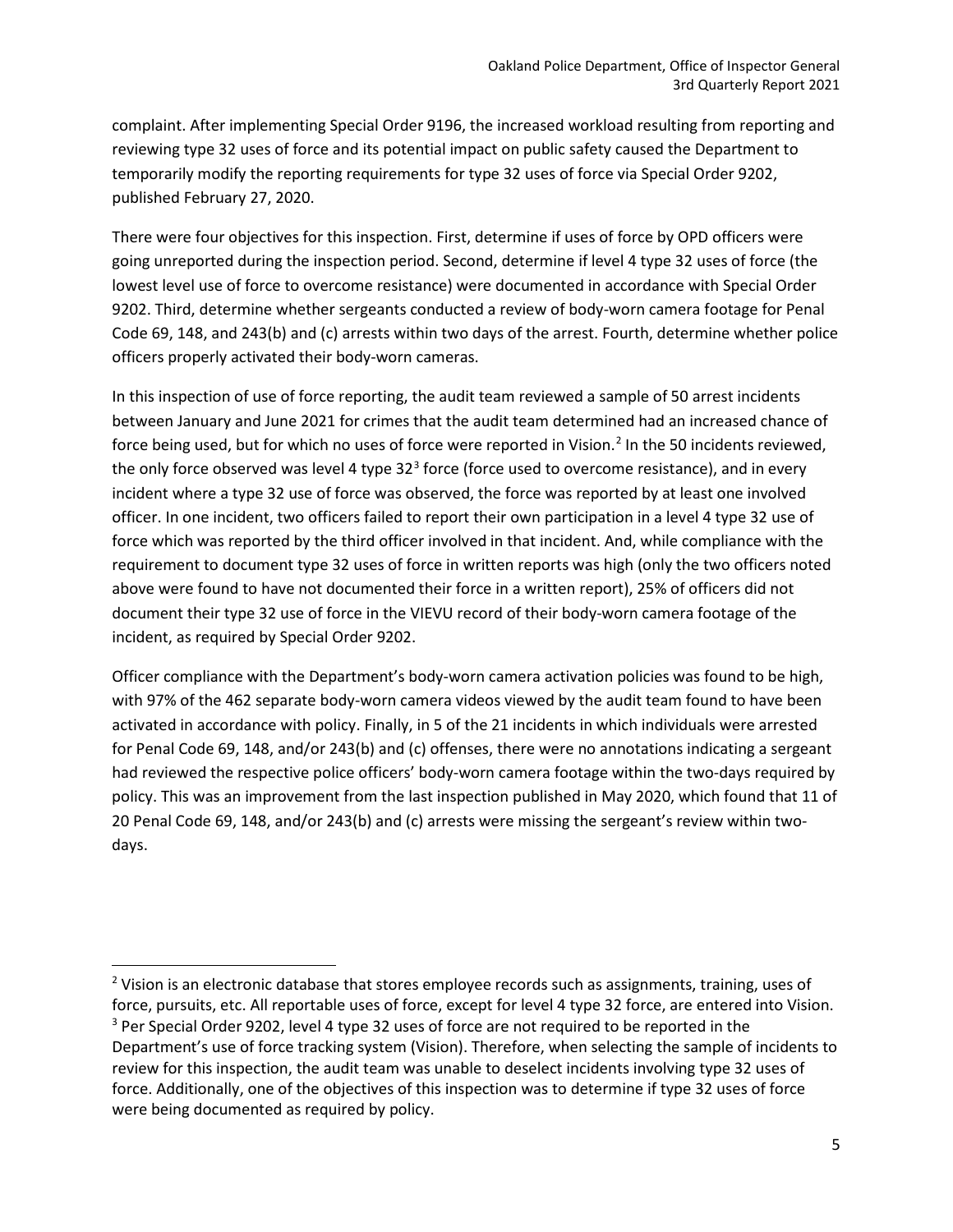complaint. After implementing Special Order 9196, the increased workload resulting from reporting and reviewing type 32 uses of force and its potential impact on public safety caused the Department to temporarily modify the reporting requirements for type 32 uses of force via Special Order 9202, published February 27, 2020.

There were four objectives for this inspection. First, determine if uses of force by OPD officers were going unreported during the inspection period. Second, determine if level 4 type 32 uses of force (the lowest level use of force to overcome resistance) were documented in accordance with Special Order 9202. Third, determine whether sergeants conducted a review of body-worn camera footage for Penal Code 69, 148, and 243(b) and (c) arrests within two days of the arrest. Fourth, determine whether police officers properly activated their body-worn cameras.

In this inspection of use of force reporting, the audit team reviewed a sample of 50 arrest incidents between January and June 2021 for crimes that the audit team determined had an increased chance of force being used, but for which no uses of force were reported in Vision.[2] In the 50 incidents reviewed, the only force observed was level 4 type 32[3] force (force used to overcome resistance), and in every incident where a type 32 use of force was observed, the force was reported by at least one involved officer. In one incident, two officers failed to report their own participation in a level 4 type 32 use of force which was reported by the third officer involved in that incident. And, while compliance with the requirement to document type 32 uses of force in written reports was high (only the two officers noted above were found to have not documented their force in a written report), 25% of officers did not document their type 32 use of force in the VIEVU record of their body-worn camera footage of the incident, as required by Special Order 9202.

Officer compliance with the Department's body-worn camera activation policies was found to be high, with 97% of the 462 separate body-worn camera videos viewed by the audit team found to have been activated in accordance with policy. Finally, in 5 of the 21 incidents in which individuals were arrested for Penal Code 69, 148, and/or 243(b) and (c) offenses, there were no annotations indicating a sergeant had reviewed the respective police officers' body-worn camera footage within the two-days required by policy. This was an improvement from the last inspection published in May 2020, which found that 11 of 20 Penal Code 69, 148, and/or 243(b) and (c) arrests were missing the sergeant's review within two-days.

---

[2] Vision is an electronic database that stores employee records such as assignments, training, uses of force, pursuits, etc. All reportable uses of force, except for level 4 type 32 force, are entered into Vision.

[3] Per Special Order 9202, level 4 type 32 uses of force are not required to be reported in the Department's use of force tracking system (Vision). Therefore, when selecting the sample of incidents to review for this inspection, the audit team was unable to deselect incidents involving type 32 uses of force. Additionally, one of the objectives of this inspection was to determine if type 32 uses of force were being documented as required by policy.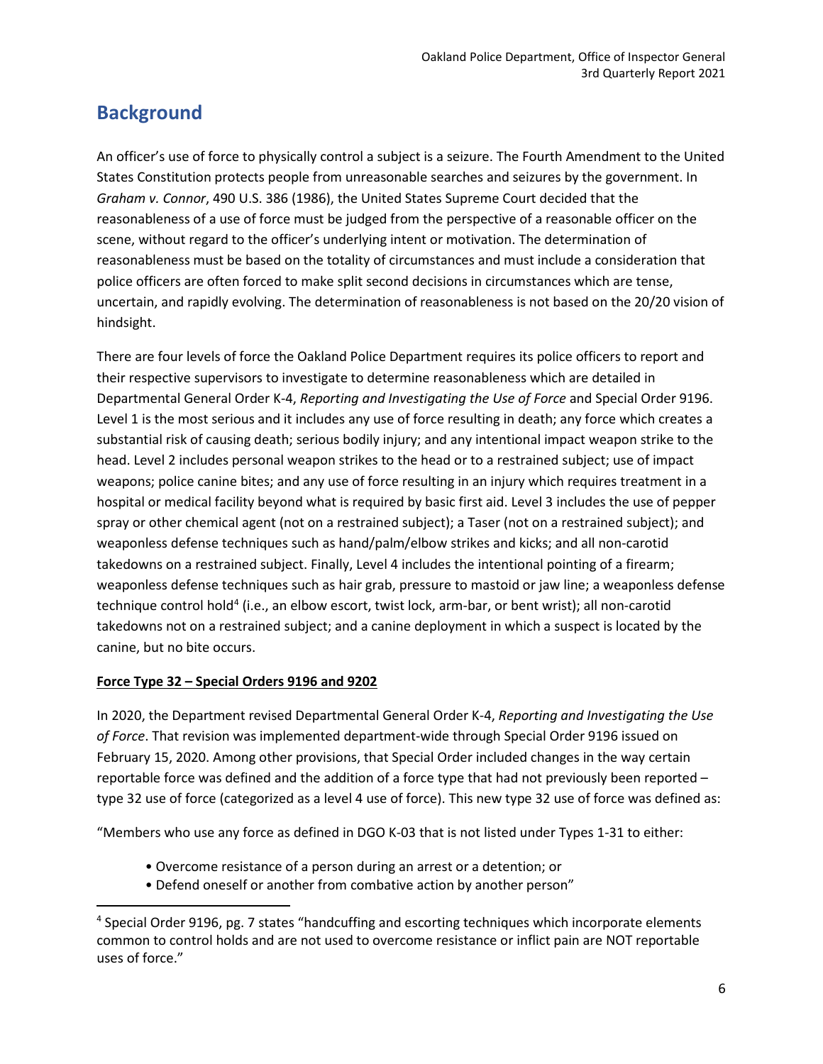## Background

An officer's use of force to physically control a subject is a seizure. The Fourth Amendment to the United States Constitution protects people from unreasonable searches and seizures by the government. In *Graham v. Connor*, 490 U.S. 386 (1986), the United States Supreme Court decided that the reasonableness of a use of force must be judged from the perspective of a reasonable officer on the scene, without regard to the officer's underlying intent or motivation. The determination of reasonableness must be based on the totality of circumstances and must include a consideration that police officers are often forced to make split second decisions in circumstances which are tense, uncertain, and rapidly evolving. The determination of reasonableness is not based on the 20/20 vision of hindsight.

There are four levels of force the Oakland Police Department requires its police officers to report and their respective supervisors to investigate to determine reasonableness which are detailed in Departmental General Order K-4, *Reporting and Investigating the Use of Force* and Special Order 9196. Level 1 is the most serious and it includes any use of force resulting in death; any force which creates a substantial risk of causing death; serious bodily injury; and any intentional impact weapon strike to the head. Level 2 includes personal weapon strikes to the head or to a restrained subject; use of impact weapons; police canine bites; and any use of force resulting in an injury which requires treatment in a hospital or medical facility beyond what is required by basic first aid. Level 3 includes the use of pepper spray or other chemical agent (not on a restrained subject); a Taser (not on a restrained subject); and weaponless defense techniques such as hand/palm/elbow strikes and kicks; and all non-carotid takedowns on a restrained subject. Finally, Level 4 includes the intentional pointing of a firearm; weaponless defense techniques such as hair grab, pressure to mastoid or jaw line; a weaponless defense technique control hold[4] (i.e., an elbow escort, twist lock, arm-bar, or bent wrist); all non-carotid takedowns not on a restrained subject; and a canine deployment in which a suspect is located by the canine, but no bite occurs.

**Force Type 32 – Special Orders 9196 and 9202**

In 2020, the Department revised Departmental General Order K-4, *Reporting and Investigating the Use of Force*. That revision was implemented department-wide through Special Order 9196 issued on February 15, 2020. Among other provisions, that Special Order included changes in the way certain reportable force was defined and the addition of a force type that had not previously been reported – type 32 use of force (categorized as a level 4 use of force). This new type 32 use of force was defined as:

"Members who use any force as defined in DGO K-03 that is not listed under Types 1-31 to either:

- Overcome resistance of a person during an arrest or a detention; or
- Defend oneself or another from combative action by another person"

[4] Special Order 9196, pg. 7 states "handcuffing and escorting techniques which incorporate elements common to control holds and are not used to overcome resistance or inflict pain are NOT reportable uses of force."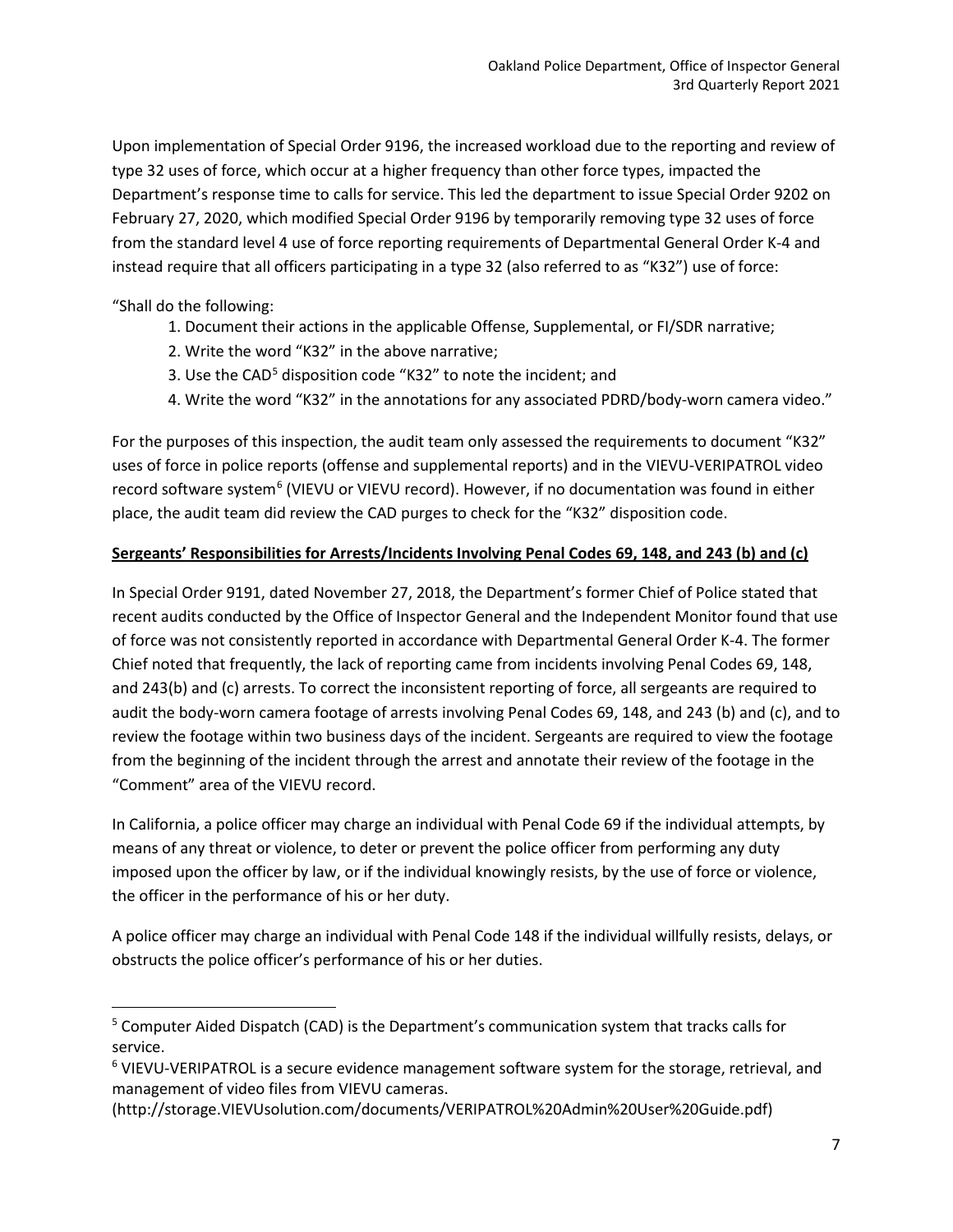Upon implementation of Special Order 9196, the increased workload due to the reporting and review of type 32 uses of force, which occur at a higher frequency than other force types, impacted the Department's response time to calls for service. This led the department to issue Special Order 9202 on February 27, 2020, which modified Special Order 9196 by temporarily removing type 32 uses of force from the standard level 4 use of force reporting requirements of Departmental General Order K-4 and instead require that all officers participating in a type 32 (also referred to as "K32") use of force:

"Shall do the following:

1. Document their actions in the applicable Offense, Supplemental, or FI/SDR narrative;
2. Write the word "K32" in the above narrative;
3. Use the CAD[5] disposition code "K32" to note the incident; and
4. Write the word "K32" in the annotations for any associated PDRD/body-worn camera video."

For the purposes of this inspection, the audit team only assessed the requirements to document "K32" uses of force in police reports (offense and supplemental reports) and in the VIEVU-VERIPATROL video record software system[6] (VIEVU or VIEVU record). However, if no documentation was found in either place, the audit team did review the CAD purges to check for the "K32" disposition code.

**<u>Sergeants' Responsibilities for Arrests/Incidents Involving Penal Codes 69, 148, and 243 (b) and (c)</u>**

In Special Order 9191, dated November 27, 2018, the Department's former Chief of Police stated that recent audits conducted by the Office of Inspector General and the Independent Monitor found that use of force was not consistently reported in accordance with Departmental General Order K-4. The former Chief noted that frequently, the lack of reporting came from incidents involving Penal Codes 69, 148, and 243(b) and (c) arrests. To correct the inconsistent reporting of force, all sergeants are required to audit the body-worn camera footage of arrests involving Penal Codes 69, 148, and 243 (b) and (c), and to review the footage within two business days of the incident. Sergeants are required to view the footage from the beginning of the incident through the arrest and annotate their review of the footage in the "Comment" area of the VIEVU record.

In California, a police officer may charge an individual with Penal Code 69 if the individual attempts, by means of any threat or violence, to deter or prevent the police officer from performing any duty imposed upon the officer by law, or if the individual knowingly resists, by the use of force or violence, the officer in the performance of his or her duty.

A police officer may charge an individual with Penal Code 148 if the individual willfully resists, delays, or obstructs the police officer's performance of his or her duties.

---

[5] Computer Aided Dispatch (CAD) is the Department's communication system that tracks calls for service.

[6] VIEVU-VERIPATROL is a secure evidence management software system for the storage, retrieval, and management of video files from VIEVU cameras. (http://storage.VIEVUsolution.com/documents/VERIPATROL%20Admin%20User%20Guide.pdf)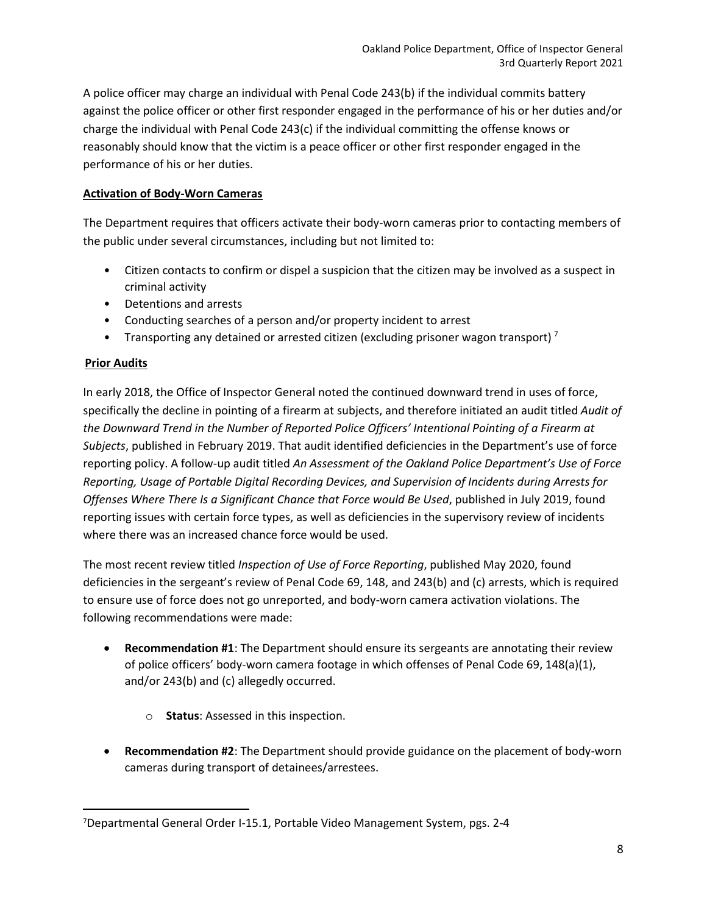A police officer may charge an individual with Penal Code 243(b) if the individual commits battery against the police officer or other first responder engaged in the performance of his or her duties and/or charge the individual with Penal Code 243(c) if the individual committing the offense knows or reasonably should know that the victim is a peace officer or other first responder engaged in the performance of his or her duties.

**Activation of Body-Worn Cameras**

The Department requires that officers activate their body-worn cameras prior to contacting members of the public under several circumstances, including but not limited to:

- Citizen contacts to confirm or dispel a suspicion that the citizen may be involved as a suspect in criminal activity
- Detentions and arrests
- Conducting searches of a person and/or property incident to arrest
- Transporting any detained or arrested citizen (excluding prisoner wagon transport) [7]

**Prior Audits**

In early 2018, the Office of Inspector General noted the continued downward trend in uses of force, specifically the decline in pointing of a firearm at subjects, and therefore initiated an audit titled *Audit of the Downward Trend in the Number of Reported Police Officers' Intentional Pointing of a Firearm at Subjects*, published in February 2019. That audit identified deficiencies in the Department's use of force reporting policy. A follow-up audit titled *An Assessment of the Oakland Police Department's Use of Force Reporting, Usage of Portable Digital Recording Devices, and Supervision of Incidents during Arrests for Offenses Where There Is a Significant Chance that Force would Be Used*, published in July 2019, found reporting issues with certain force types, as well as deficiencies in the supervisory review of incidents where there was an increased chance force would be used.

The most recent review titled *Inspection of Use of Force Reporting*, published May 2020, found deficiencies in the sergeant's review of Penal Code 69, 148, and 243(b) and (c) arrests, which is required to ensure use of force does not go unreported, and body-worn camera activation violations. The following recommendations were made:

- **Recommendation #1**: The Department should ensure its sergeants are annotating their review of police officers' body-worn camera footage in which offenses of Penal Code 69, 148(a)(1), and/or 243(b) and (c) allegedly occurred.
  - **Status**: Assessed in this inspection.
- **Recommendation #2**: The Department should provide guidance on the placement of body-worn cameras during transport of detainees/arrestees.

[7] Departmental General Order I-15.1, Portable Video Management System, pgs. 2-4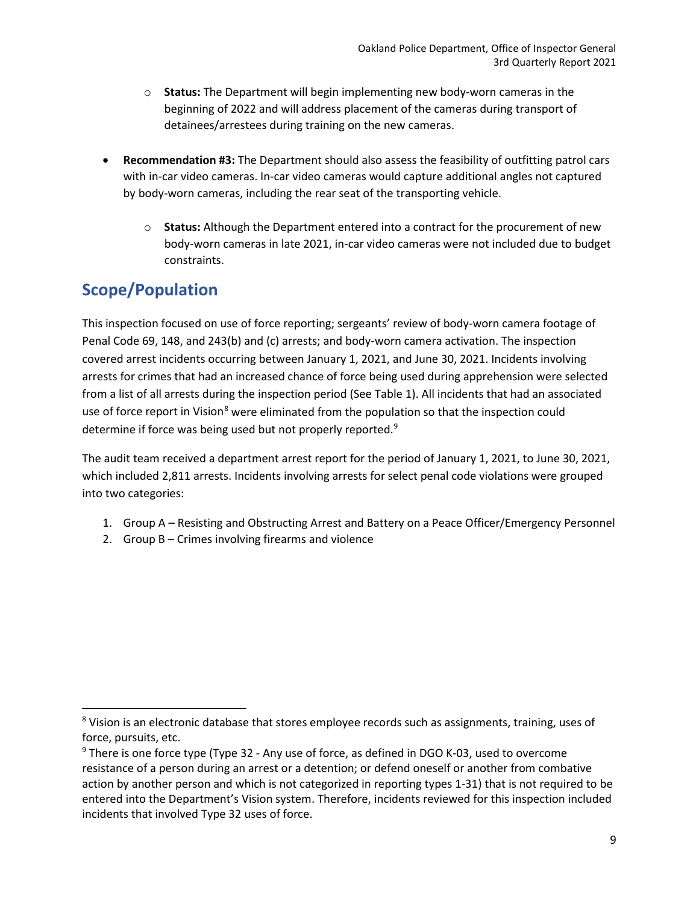- **Status:** The Department will begin implementing new body-worn cameras in the beginning of 2022 and will address placement of the cameras during transport of detainees/arrestees during training on the new cameras.

- **Recommendation #3:** The Department should also assess the feasibility of outfitting patrol cars with in-car video cameras. In-car video cameras would capture additional angles not captured by body-worn cameras, including the rear seat of the transporting vehicle.

  - **Status:** Although the Department entered into a contract for the procurement of new body-worn cameras in late 2021, in-car video cameras were not included due to budget constraints.

## Scope/Population

This inspection focused on use of force reporting; sergeants' review of body-worn camera footage of Penal Code 69, 148, and 243(b) and (c) arrests; and body-worn camera activation. The inspection covered arrest incidents occurring between January 1, 2021, and June 30, 2021. Incidents involving arrests for crimes that had an increased chance of force being used during apprehension were selected from a list of all arrests during the inspection period (See Table 1). All incidents that had an associated use of force report in Vision[8] were eliminated from the population so that the inspection could determine if force was being used but not properly reported.[9]

The audit team received a department arrest report for the period of January 1, 2021, to June 30, 2021, which included 2,811 arrests. Incidents involving arrests for select penal code violations were grouped into two categories:

1. Group A – Resisting and Obstructing Arrest and Battery on a Peace Officer/Emergency Personnel
2. Group B – Crimes involving firearms and violence

[8] Vision is an electronic database that stores employee records such as assignments, training, uses of force, pursuits, etc.

[9] There is one force type (Type 32 - Any use of force, as defined in DGO K-03, used to overcome resistance of a person during an arrest or a detention; or defend oneself or another from combative action by another person and which is not categorized in reporting types 1-31) that is not required to be entered into the Department's Vision system. Therefore, incidents reviewed for this inspection included incidents that involved Type 32 uses of force.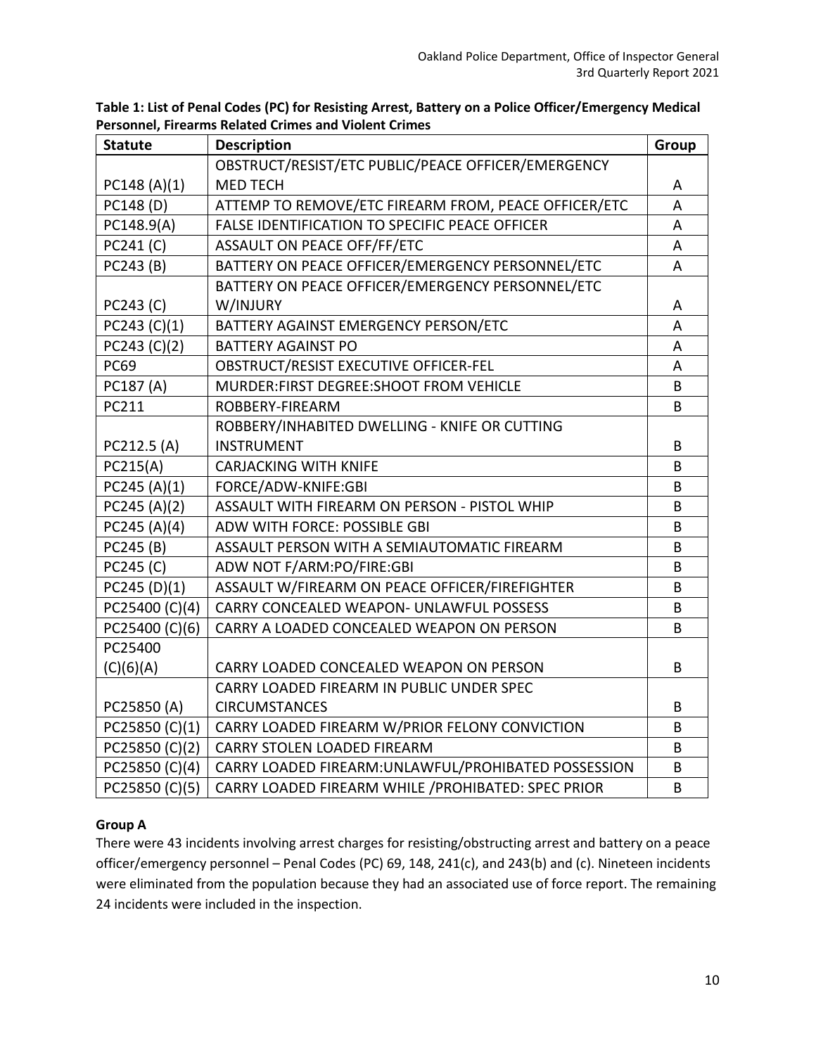**Table 1: List of Penal Codes (PC) for Resisting Arrest, Battery on a Police Officer/Emergency Medical Personnel, Firearms Related Crimes and Violent Crimes**

| Statute | Description | Group |
|---|---|---|
| PC148 (A)(1) | OBSTRUCT/RESIST/ETC PUBLIC/PEACE OFFICER/EMERGENCY MED TECH | A |
| PC148 (D) | ATTEMP TO REMOVE/ETC FIREARM FROM, PEACE OFFICER/ETC | A |
| PC148.9(A) | FALSE IDENTIFICATION TO SPECIFIC PEACE OFFICER | A |
| PC241 (C) | ASSAULT ON PEACE OFF/FF/ETC | A |
| PC243 (B) | BATTERY ON PEACE OFFICER/EMERGENCY PERSONNEL/ETC | A |
| PC243 (C) | BATTERY ON PEACE OFFICER/EMERGENCY PERSONNEL/ETC W/INJURY | A |
| PC243 (C)(1) | BATTERY AGAINST EMERGENCY PERSON/ETC | A |
| PC243 (C)(2) | BATTERY AGAINST PO | A |
| PC69 | OBSTRUCT/RESIST EXECUTIVE OFFICER-FEL | A |
| PC187 (A) | MURDER:FIRST DEGREE:SHOOT FROM VEHICLE | B |
| PC211 | ROBBERY-FIREARM | B |
| PC212.5 (A) | ROBBERY/INHABITED DWELLING - KNIFE OR CUTTING INSTRUMENT | B |
| PC215(A) | CARJACKING WITH KNIFE | B |
| PC245 (A)(1) | FORCE/ADW-KNIFE:GBI | B |
| PC245 (A)(2) | ASSAULT WITH FIREARM ON PERSON - PISTOL WHIP | B |
| PC245 (A)(4) | ADW WITH FORCE: POSSIBLE GBI | B |
| PC245 (B) | ASSAULT PERSON WITH A SEMIAUTOMATIC FIREARM | B |
| PC245 (C) | ADW NOT F/ARM:PO/FIRE:GBI | B |
| PC245 (D)(1) | ASSAULT W/FIREARM ON PEACE OFFICER/FIREFIGHTER | B |
| PC25400 (C)(4) | CARRY CONCEALED WEAPON- UNLAWFUL POSSESS | B |
| PC25400 (C)(6) | CARRY A LOADED CONCEALED WEAPON ON PERSON | B |
| PC25400 (C)(6)(A) | CARRY LOADED CONCEALED WEAPON ON PERSON | B |
| PC25850 (A) | CARRY LOADED FIREARM IN PUBLIC UNDER SPEC CIRCUMSTANCES | B |
| PC25850 (C)(1) | CARRY LOADED FIREARM W/PRIOR FELONY CONVICTION | B |
| PC25850 (C)(2) | CARRY STOLEN LOADED FIREARM | B |
| PC25850 (C)(4) | CARRY LOADED FIREARM:UNLAWFUL/PROHIBATED POSSESSION | B |
| PC25850 (C)(5) | CARRY LOADED FIREARM WHILE /PROHIBATED: SPEC PRIOR | B |

**Group A**

There were 43 incidents involving arrest charges for resisting/obstructing arrest and battery on a peace officer/emergency personnel – Penal Codes (PC) 69, 148, 241(c), and 243(b) and (c). Nineteen incidents were eliminated from the population because they had an associated use of force report. The remaining 24 incidents were included in the inspection.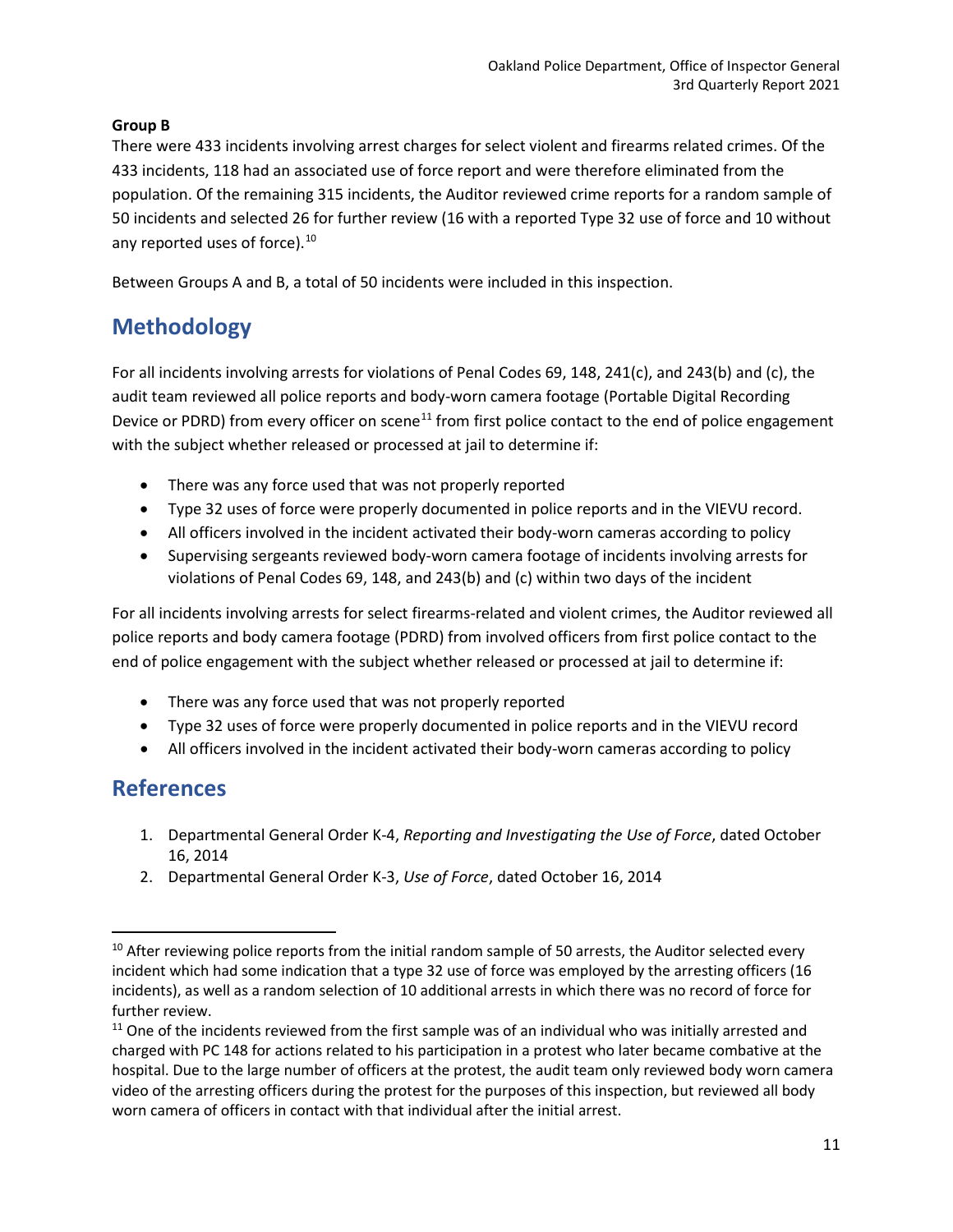**Group B**

There were 433 incidents involving arrest charges for select violent and firearms related crimes. Of the 433 incidents, 118 had an associated use of force report and were therefore eliminated from the population. Of the remaining 315 incidents, the Auditor reviewed crime reports for a random sample of 50 incidents and selected 26 for further review (16 with a reported Type 32 use of force and 10 without any reported uses of force).[10]

Between Groups A and B, a total of 50 incidents were included in this inspection.

## Methodology

For all incidents involving arrests for violations of Penal Codes 69, 148, 241(c), and 243(b) and (c), the audit team reviewed all police reports and body-worn camera footage (Portable Digital Recording Device or PDRD) from every officer on scene[11] from first police contact to the end of police engagement with the subject whether released or processed at jail to determine if:

- There was any force used that was not properly reported
- Type 32 uses of force were properly documented in police reports and in the VIEVU record.
- All officers involved in the incident activated their body-worn cameras according to policy
- Supervising sergeants reviewed body-worn camera footage of incidents involving arrests for violations of Penal Codes 69, 148, and 243(b) and (c) within two days of the incident

For all incidents involving arrests for select firearms-related and violent crimes, the Auditor reviewed all police reports and body camera footage (PDRD) from involved officers from first police contact to the end of police engagement with the subject whether released or processed at jail to determine if:

- There was any force used that was not properly reported
- Type 32 uses of force were properly documented in police reports and in the VIEVU record
- All officers involved in the incident activated their body-worn cameras according to policy

## References

1. Departmental General Order K-4, *Reporting and Investigating the Use of Force*, dated October 16, 2014
2. Departmental General Order K-3, *Use of Force*, dated October 16, 2014

---

[10] After reviewing police reports from the initial random sample of 50 arrests, the Auditor selected every incident which had some indication that a type 32 use of force was employed by the arresting officers (16 incidents), as well as a random selection of 10 additional arrests in which there was no record of force for further review.

[11] One of the incidents reviewed from the first sample was of an individual who was initially arrested and charged with PC 148 for actions related to his participation in a protest who later became combative at the hospital. Due to the large number of officers at the protest, the audit team only reviewed body worn camera video of the arresting officers during the protest for the purposes of this inspection, but reviewed all body worn camera of officers in contact with that individual after the initial arrest.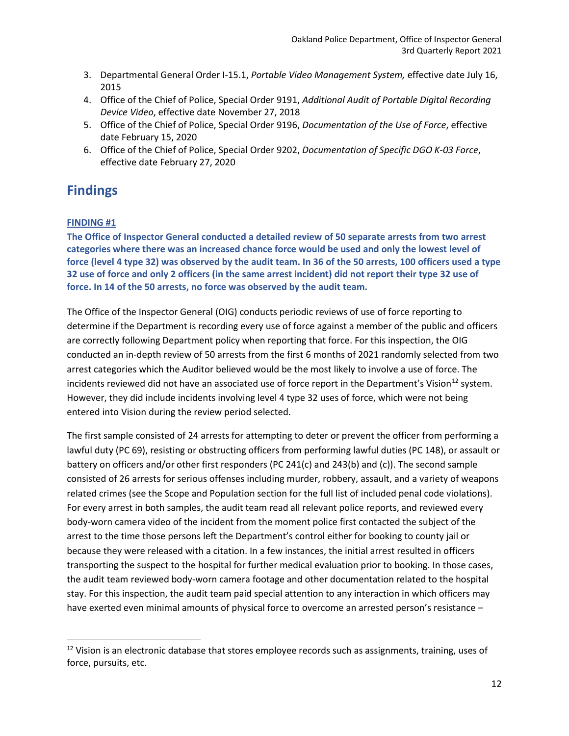3. Departmental General Order I-15.1, *Portable Video Management System,* effective date July 16, 2015
4. Office of the Chief of Police, Special Order 9191, *Additional Audit of Portable Digital Recording Device Video*, effective date November 27, 2018
5. Office of the Chief of Police, Special Order 9196, *Documentation of the Use of Force*, effective date February 15, 2020
6. Office of the Chief of Police, Special Order 9202, *Documentation of Specific DGO K-03 Force*, effective date February 27, 2020

# Findings

**FINDING #1**

**The Office of Inspector General conducted a detailed review of 50 separate arrests from two arrest categories where there was an increased chance force would be used and only the lowest level of force (level 4 type 32) was observed by the audit team. In 36 of the 50 arrests, 100 officers used a type 32 use of force and only 2 officers (in the same arrest incident) did not report their type 32 use of force. In 14 of the 50 arrests, no force was observed by the audit team.**

The Office of the Inspector General (OIG) conducts periodic reviews of use of force reporting to determine if the Department is recording every use of force against a member of the public and officers are correctly following Department policy when reporting that force. For this inspection, the OIG conducted an in-depth review of 50 arrests from the first 6 months of 2021 randomly selected from two arrest categories which the Auditor believed would be the most likely to involve a use of force. The incidents reviewed did not have an associated use of force report in the Department's Vision[12] system. However, they did include incidents involving level 4 type 32 uses of force, which were not being entered into Vision during the review period selected.

The first sample consisted of 24 arrests for attempting to deter or prevent the officer from performing a lawful duty (PC 69), resisting or obstructing officers from performing lawful duties (PC 148), or assault or battery on officers and/or other first responders (PC 241(c) and 243(b) and (c)). The second sample consisted of 26 arrests for serious offenses including murder, robbery, assault, and a variety of weapons related crimes (see the Scope and Population section for the full list of included penal code violations). For every arrest in both samples, the audit team read all relevant police reports, and reviewed every body-worn camera video of the incident from the moment police first contacted the subject of the arrest to the time those persons left the Department's control either for booking to county jail or because they were released with a citation. In a few instances, the initial arrest resulted in officers transporting the suspect to the hospital for further medical evaluation prior to booking. In those cases, the audit team reviewed body-worn camera footage and other documentation related to the hospital stay. For this inspection, the audit team paid special attention to any interaction in which officers may have exerted even minimal amounts of physical force to overcome an arrested person's resistance –

[12] Vision is an electronic database that stores employee records such as assignments, training, uses of force, pursuits, etc.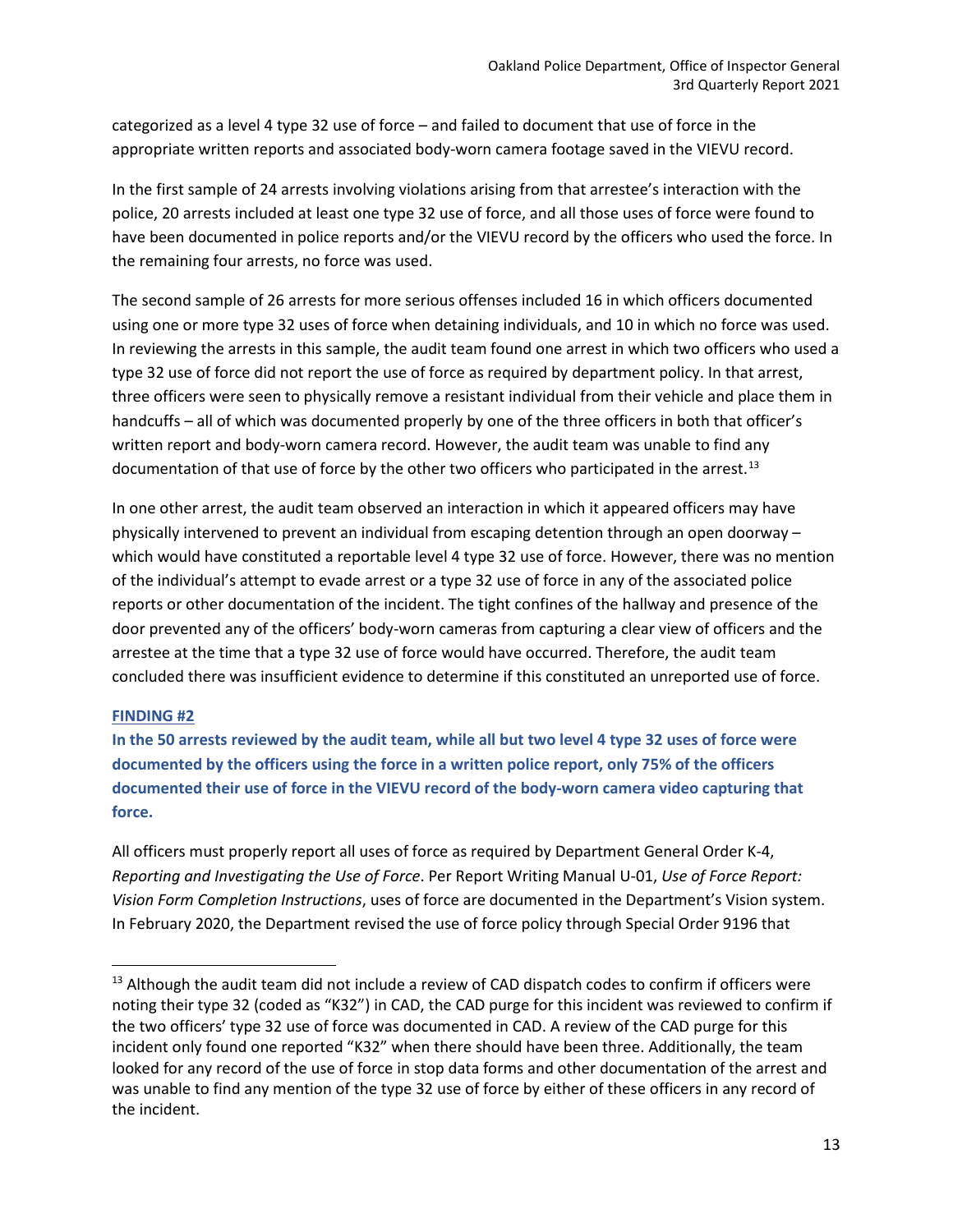categorized as a level 4 type 32 use of force – and failed to document that use of force in the appropriate written reports and associated body-worn camera footage saved in the VIEVU record.

In the first sample of 24 arrests involving violations arising from that arrestee's interaction with the police, 20 arrests included at least one type 32 use of force, and all those uses of force were found to have been documented in police reports and/or the VIEVU record by the officers who used the force. In the remaining four arrests, no force was used.

The second sample of 26 arrests for more serious offenses included 16 in which officers documented using one or more type 32 uses of force when detaining individuals, and 10 in which no force was used. In reviewing the arrests in this sample, the audit team found one arrest in which two officers who used a type 32 use of force did not report the use of force as required by department policy. In that arrest, three officers were seen to physically remove a resistant individual from their vehicle and place them in handcuffs – all of which was documented properly by one of the three officers in both that officer's written report and body-worn camera record. However, the audit team was unable to find any documentation of that use of force by the other two officers who participated in the arrest.[13]

In one other arrest, the audit team observed an interaction in which it appeared officers may have physically intervened to prevent an individual from escaping detention through an open doorway – which would have constituted a reportable level 4 type 32 use of force. However, there was no mention of the individual's attempt to evade arrest or a type 32 use of force in any of the associated police reports or other documentation of the incident. The tight confines of the hallway and presence of the door prevented any of the officers' body-worn cameras from capturing a clear view of officers and the arrestee at the time that a type 32 use of force would have occurred. Therefore, the audit team concluded there was insufficient evidence to determine if this constituted an unreported use of force.

## FINDING #2

**In the 50 arrests reviewed by the audit team, while all but two level 4 type 32 uses of force were documented by the officers using the force in a written police report, only 75% of the officers documented their use of force in the VIEVU record of the body-worn camera video capturing that force.**

All officers must properly report all uses of force as required by Department General Order K-4, *Reporting and Investigating the Use of Force*. Per Report Writing Manual U-01, *Use of Force Report: Vision Form Completion Instructions*, uses of force are documented in the Department's Vision system. In February 2020, the Department revised the use of force policy through Special Order 9196 that

[13] Although the audit team did not include a review of CAD dispatch codes to confirm if officers were noting their type 32 (coded as "K32") in CAD, the CAD purge for this incident was reviewed to confirm if the two officers' type 32 use of force was documented in CAD. A review of the CAD purge for this incident only found one reported "K32" when there should have been three. Additionally, the team looked for any record of the use of force in stop data forms and other documentation of the arrest and was unable to find any mention of the type 32 use of force by either of these officers in any record of the incident.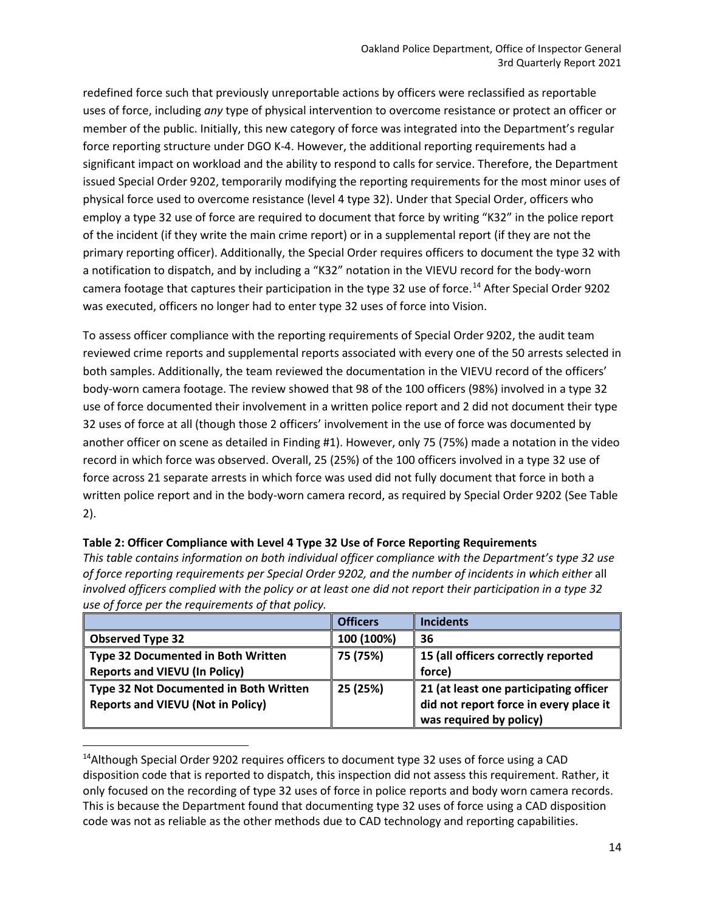redefined force such that previously unreportable actions by officers were reclassified as reportable uses of force, including *any* type of physical intervention to overcome resistance or protect an officer or member of the public. Initially, this new category of force was integrated into the Department's regular force reporting structure under DGO K-4. However, the additional reporting requirements had a significant impact on workload and the ability to respond to calls for service. Therefore, the Department issued Special Order 9202, temporarily modifying the reporting requirements for the most minor uses of physical force used to overcome resistance (level 4 type 32). Under that Special Order, officers who employ a type 32 use of force are required to document that force by writing "K32" in the police report of the incident (if they write the main crime report) or in a supplemental report (if they are not the primary reporting officer). Additionally, the Special Order requires officers to document the type 32 with a notification to dispatch, and by including a "K32" notation in the VIEVU record for the body-worn camera footage that captures their participation in the type 32 use of force.[14] After Special Order 9202 was executed, officers no longer had to enter type 32 uses of force into Vision.

To assess officer compliance with the reporting requirements of Special Order 9202, the audit team reviewed crime reports and supplemental reports associated with every one of the 50 arrests selected in both samples. Additionally, the team reviewed the documentation in the VIEVU record of the officers' body-worn camera footage. The review showed that 98 of the 100 officers (98%) involved in a type 32 use of force documented their involvement in a written police report and 2 did not document their type 32 uses of force at all (though those 2 officers' involvement in the use of force was documented by another officer on scene as detailed in Finding #1). However, only 75 (75%) made a notation in the video record in which force was observed. Overall, 25 (25%) of the 100 officers involved in a type 32 use of force across 21 separate arrests in which force was used did not fully document that force in both a written police report and in the body-worn camera record, as required by Special Order 9202 (See Table 2).

**Table 2: Officer Compliance with Level 4 Type 32 Use of Force Reporting Requirements**

*This table contains information on both individual officer compliance with the Department's type 32 use of force reporting requirements per Special Order 9202, and the number of incidents in which either* all *involved officers complied with the policy or at least one did not report their participation in a type 32 use of force per the requirements of that policy.*

| | **Officers** | **Incidents** |
|---|---|---|
| **Observed Type 32** | **100 (100%)** | **36** |
| **Type 32 Documented in Both Written Reports and VIEVU (In Policy)** | **75 (75%)** | **15 (all officers correctly reported force)** |
| **Type 32 Not Documented in Both Written Reports and VIEVU (Not in Policy)** | **25 (25%)** | **21 (at least one participating officer did not report force in every place it was required by policy)** |

[14]Although Special Order 9202 requires officers to document type 32 uses of force using a CAD disposition code that is reported to dispatch, this inspection did not assess this requirement. Rather, it only focused on the recording of type 32 uses of force in police reports and body worn camera records. This is because the Department found that documenting type 32 uses of force using a CAD disposition code was not as reliable as the other methods due to CAD technology and reporting capabilities.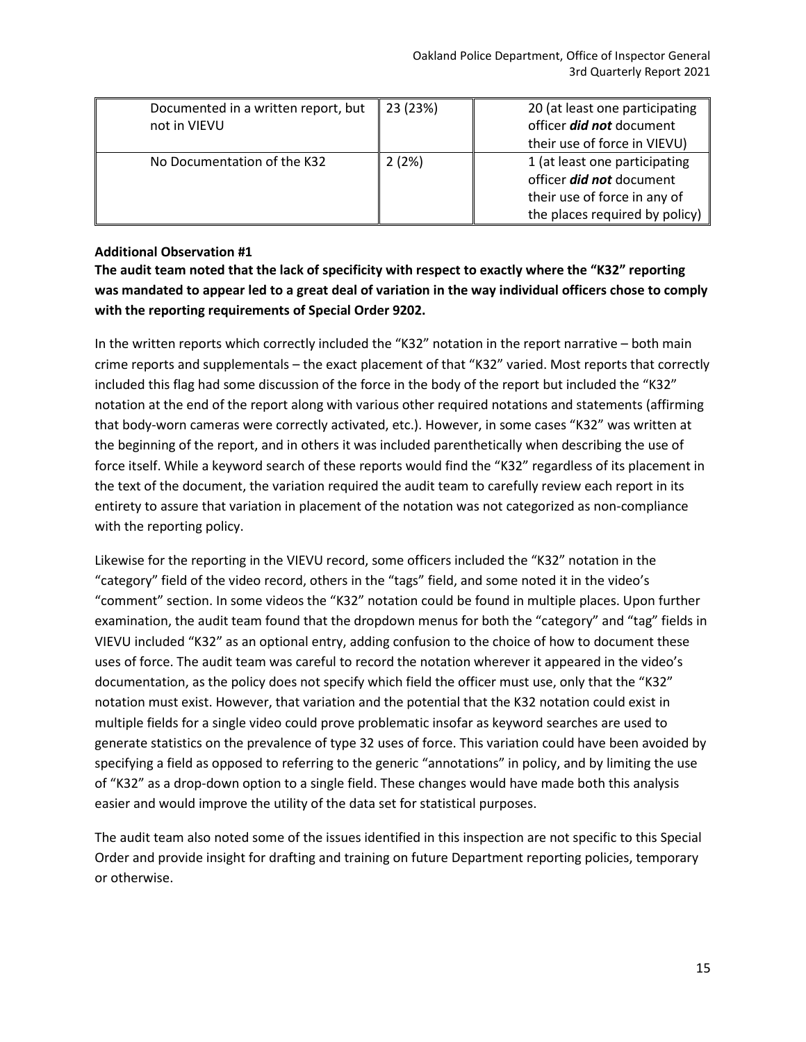| | | |
|---|---|---|
| Documented in a written report, but not in VIEVU | 23 (23%) | 20 (at least one participating officer ***did not*** document their use of force in VIEVU) |
| No Documentation of the K32 | 2 (2%) | 1 (at least one participating officer ***did not*** document their use of force in any of the places required by policy) |

**Additional Observation #1**

**The audit team noted that the lack of specificity with respect to exactly where the "K32" reporting was mandated to appear led to a great deal of variation in the way individual officers chose to comply with the reporting requirements of Special Order 9202.**

In the written reports which correctly included the "K32" notation in the report narrative – both main crime reports and supplementals – the exact placement of that "K32" varied. Most reports that correctly included this flag had some discussion of the force in the body of the report but included the "K32" notation at the end of the report along with various other required notations and statements (affirming that body-worn cameras were correctly activated, etc.). However, in some cases "K32" was written at the beginning of the report, and in others it was included parenthetically when describing the use of force itself. While a keyword search of these reports would find the "K32" regardless of its placement in the text of the document, the variation required the audit team to carefully review each report in its entirety to assure that variation in placement of the notation was not categorized as non-compliance with the reporting policy.

Likewise for the reporting in the VIEVU record, some officers included the "K32" notation in the "category" field of the video record, others in the "tags" field, and some noted it in the video's "comment" section. In some videos the "K32" notation could be found in multiple places. Upon further examination, the audit team found that the dropdown menus for both the "category" and "tag" fields in VIEVU included "K32" as an optional entry, adding confusion to the choice of how to document these uses of force. The audit team was careful to record the notation wherever it appeared in the video's documentation, as the policy does not specify which field the officer must use, only that the "K32" notation must exist. However, that variation and the potential that the K32 notation could exist in multiple fields for a single video could prove problematic insofar as keyword searches are used to generate statistics on the prevalence of type 32 uses of force. This variation could have been avoided by specifying a field as opposed to referring to the generic "annotations" in policy, and by limiting the use of "K32" as a drop-down option to a single field. These changes would have made both this analysis easier and would improve the utility of the data set for statistical purposes.

The audit team also noted some of the issues identified in this inspection are not specific to this Special Order and provide insight for drafting and training on future Department reporting policies, temporary or otherwise.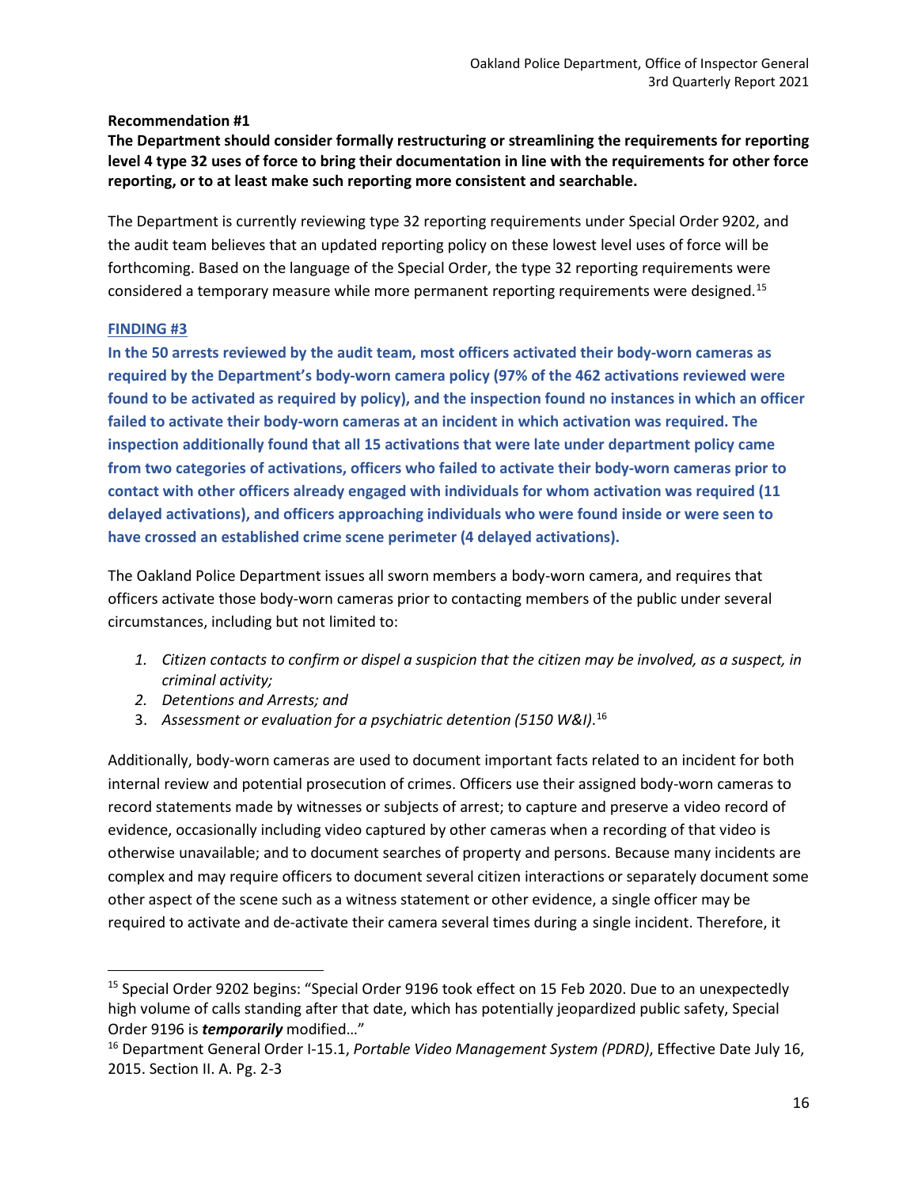**Recommendation #1**

**The Department should consider formally restructuring or streamlining the requirements for reporting level 4 type 32 uses of force to bring their documentation in line with the requirements for other force reporting, or to at least make such reporting more consistent and searchable.**

The Department is currently reviewing type 32 reporting requirements under Special Order 9202, and the audit team believes that an updated reporting policy on these lowest level uses of force will be forthcoming. Based on the language of the Special Order, the type 32 reporting requirements were considered a temporary measure while more permanent reporting requirements were designed.[15]

**FINDING #3**

**In the 50 arrests reviewed by the audit team, most officers activated their body-worn cameras as required by the Department's body-worn camera policy (97% of the 462 activations reviewed were found to be activated as required by policy), and the inspection found no instances in which an officer failed to activate their body-worn cameras at an incident in which activation was required. The inspection additionally found that all 15 activations that were late under department policy came from two categories of activations, officers who failed to activate their body-worn cameras prior to contact with other officers already engaged with individuals for whom activation was required (11 delayed activations), and officers approaching individuals who were found inside or were seen to have crossed an established crime scene perimeter (4 delayed activations).**

The Oakland Police Department issues all sworn members a body-worn camera, and requires that officers activate those body-worn cameras prior to contacting members of the public under several circumstances, including but not limited to:

1. *Citizen contacts to confirm or dispel a suspicion that the citizen may be involved, as a suspect, in criminal activity;*
2. *Detentions and Arrests; and*
3. *Assessment or evaluation for a psychiatric detention (5150 W&I).*[16]

Additionally, body-worn cameras are used to document important facts related to an incident for both internal review and potential prosecution of crimes. Officers use their assigned body-worn cameras to record statements made by witnesses or subjects of arrest; to capture and preserve a video record of evidence, occasionally including video captured by other cameras when a recording of that video is otherwise unavailable; and to document searches of property and persons. Because many incidents are complex and may require officers to document several citizen interactions or separately document some other aspect of the scene such as a witness statement or other evidence, a single officer may be required to activate and de-activate their camera several times during a single incident. Therefore, it

---

[15] Special Order 9202 begins: "Special Order 9196 took effect on 15 Feb 2020. Due to an unexpectedly high volume of calls standing after that date, which has potentially jeopardized public safety, Special Order 9196 is ***temporarily*** modified…"

[16] Department General Order I-15.1, *Portable Video Management System (PDRD)*, Effective Date July 16, 2015. Section II. A. Pg. 2-3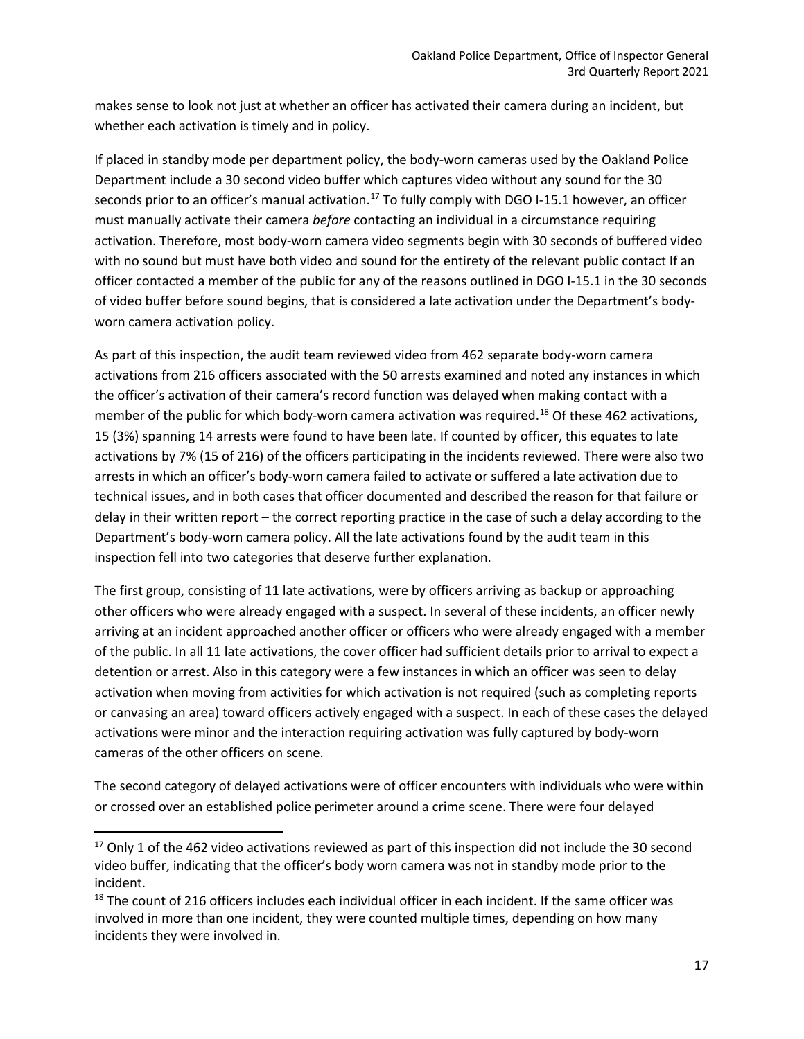makes sense to look not just at whether an officer has activated their camera during an incident, but whether each activation is timely and in policy.

If placed in standby mode per department policy, the body-worn cameras used by the Oakland Police Department include a 30 second video buffer which captures video without any sound for the 30 seconds prior to an officer's manual activation.[17] To fully comply with DGO I-15.1 however, an officer must manually activate their camera *before* contacting an individual in a circumstance requiring activation. Therefore, most body-worn camera video segments begin with 30 seconds of buffered video with no sound but must have both video and sound for the entirety of the relevant public contact If an officer contacted a member of the public for any of the reasons outlined in DGO I-15.1 in the 30 seconds of video buffer before sound begins, that is considered a late activation under the Department's body-worn camera activation policy.

As part of this inspection, the audit team reviewed video from 462 separate body-worn camera activations from 216 officers associated with the 50 arrests examined and noted any instances in which the officer's activation of their camera's record function was delayed when making contact with a member of the public for which body-worn camera activation was required.[18] Of these 462 activations, 15 (3%) spanning 14 arrests were found to have been late. If counted by officer, this equates to late activations by 7% (15 of 216) of the officers participating in the incidents reviewed. There were also two arrests in which an officer's body-worn camera failed to activate or suffered a late activation due to technical issues, and in both cases that officer documented and described the reason for that failure or delay in their written report – the correct reporting practice in the case of such a delay according to the Department's body-worn camera policy. All the late activations found by the audit team in this inspection fell into two categories that deserve further explanation.

The first group, consisting of 11 late activations, were by officers arriving as backup or approaching other officers who were already engaged with a suspect. In several of these incidents, an officer newly arriving at an incident approached another officer or officers who were already engaged with a member of the public. In all 11 late activations, the cover officer had sufficient details prior to arrival to expect a detention or arrest. Also in this category were a few instances in which an officer was seen to delay activation when moving from activities for which activation is not required (such as completing reports or canvasing an area) toward officers actively engaged with a suspect. In each of these cases the delayed activations were minor and the interaction requiring activation was fully captured by body-worn cameras of the other officers on scene.

The second category of delayed activations were of officer encounters with individuals who were within or crossed over an established police perimeter around a crime scene. There were four delayed

[17] Only 1 of the 462 video activations reviewed as part of this inspection did not include the 30 second video buffer, indicating that the officer's body worn camera was not in standby mode prior to the incident.

[18] The count of 216 officers includes each individual officer in each incident. If the same officer was involved in more than one incident, they were counted multiple times, depending on how many incidents they were involved in.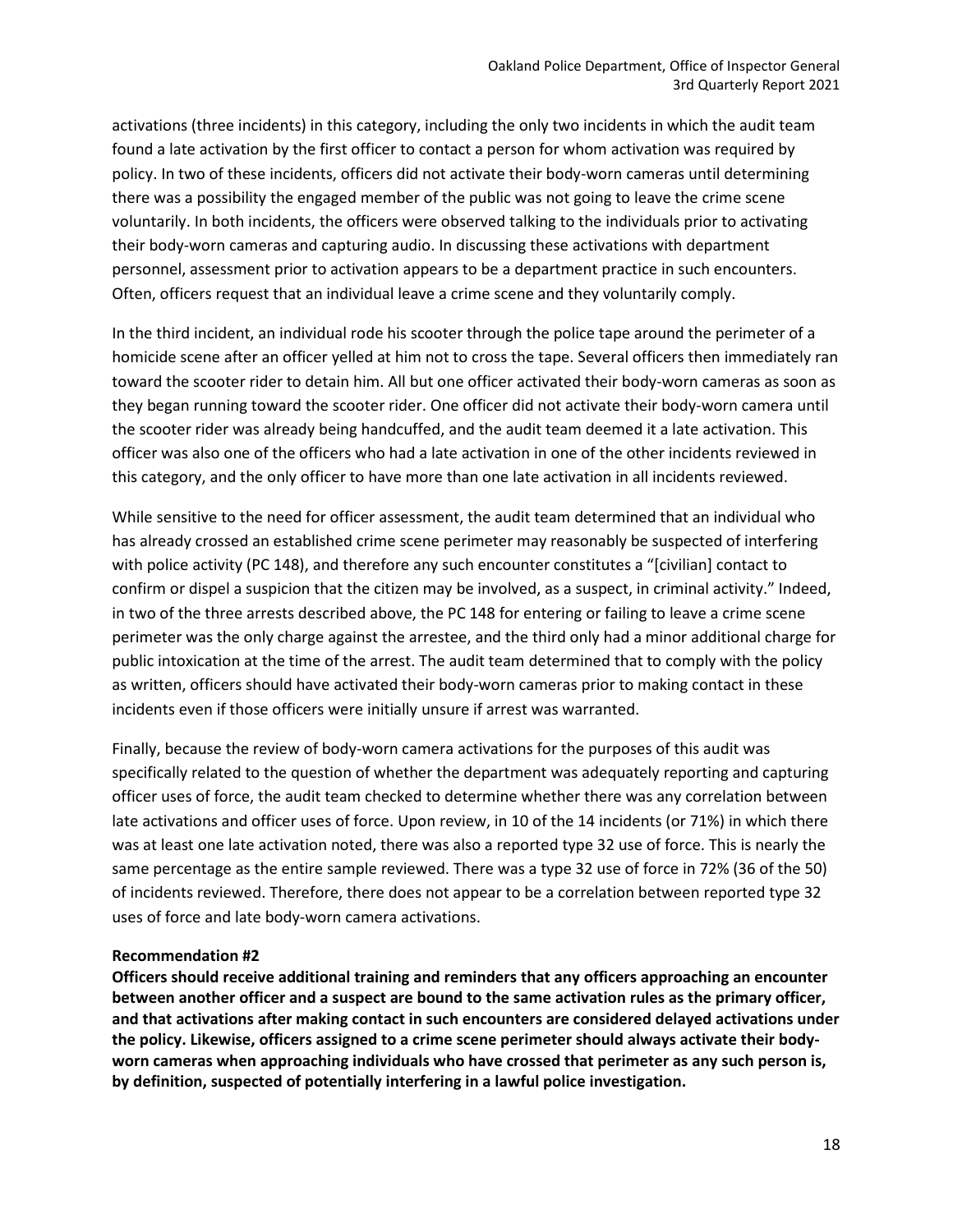activations (three incidents) in this category, including the only two incidents in which the audit team found a late activation by the first officer to contact a person for whom activation was required by policy. In two of these incidents, officers did not activate their body-worn cameras until determining there was a possibility the engaged member of the public was not going to leave the crime scene voluntarily. In both incidents, the officers were observed talking to the individuals prior to activating their body-worn cameras and capturing audio. In discussing these activations with department personnel, assessment prior to activation appears to be a department practice in such encounters. Often, officers request that an individual leave a crime scene and they voluntarily comply.

In the third incident, an individual rode his scooter through the police tape around the perimeter of a homicide scene after an officer yelled at him not to cross the tape. Several officers then immediately ran toward the scooter rider to detain him. All but one officer activated their body-worn cameras as soon as they began running toward the scooter rider. One officer did not activate their body-worn camera until the scooter rider was already being handcuffed, and the audit team deemed it a late activation. This officer was also one of the officers who had a late activation in one of the other incidents reviewed in this category, and the only officer to have more than one late activation in all incidents reviewed.

While sensitive to the need for officer assessment, the audit team determined that an individual who has already crossed an established crime scene perimeter may reasonably be suspected of interfering with police activity (PC 148), and therefore any such encounter constitutes a "[civilian] contact to confirm or dispel a suspicion that the citizen may be involved, as a suspect, in criminal activity." Indeed, in two of the three arrests described above, the PC 148 for entering or failing to leave a crime scene perimeter was the only charge against the arrestee, and the third only had a minor additional charge for public intoxication at the time of the arrest. The audit team determined that to comply with the policy as written, officers should have activated their body-worn cameras prior to making contact in these incidents even if those officers were initially unsure if arrest was warranted.

Finally, because the review of body-worn camera activations for the purposes of this audit was specifically related to the question of whether the department was adequately reporting and capturing officer uses of force, the audit team checked to determine whether there was any correlation between late activations and officer uses of force. Upon review, in 10 of the 14 incidents (or 71%) in which there was at least one late activation noted, there was also a reported type 32 use of force. This is nearly the same percentage as the entire sample reviewed. There was a type 32 use of force in 72% (36 of the 50) of incidents reviewed. Therefore, there does not appear to be a correlation between reported type 32 uses of force and late body-worn camera activations.

**Recommendation #2**

**Officers should receive additional training and reminders that any officers approaching an encounter between another officer and a suspect are bound to the same activation rules as the primary officer, and that activations after making contact in such encounters are considered delayed activations under the policy. Likewise, officers assigned to a crime scene perimeter should always activate their body-worn cameras when approaching individuals who have crossed that perimeter as any such person is, by definition, suspected of potentially interfering in a lawful police investigation.**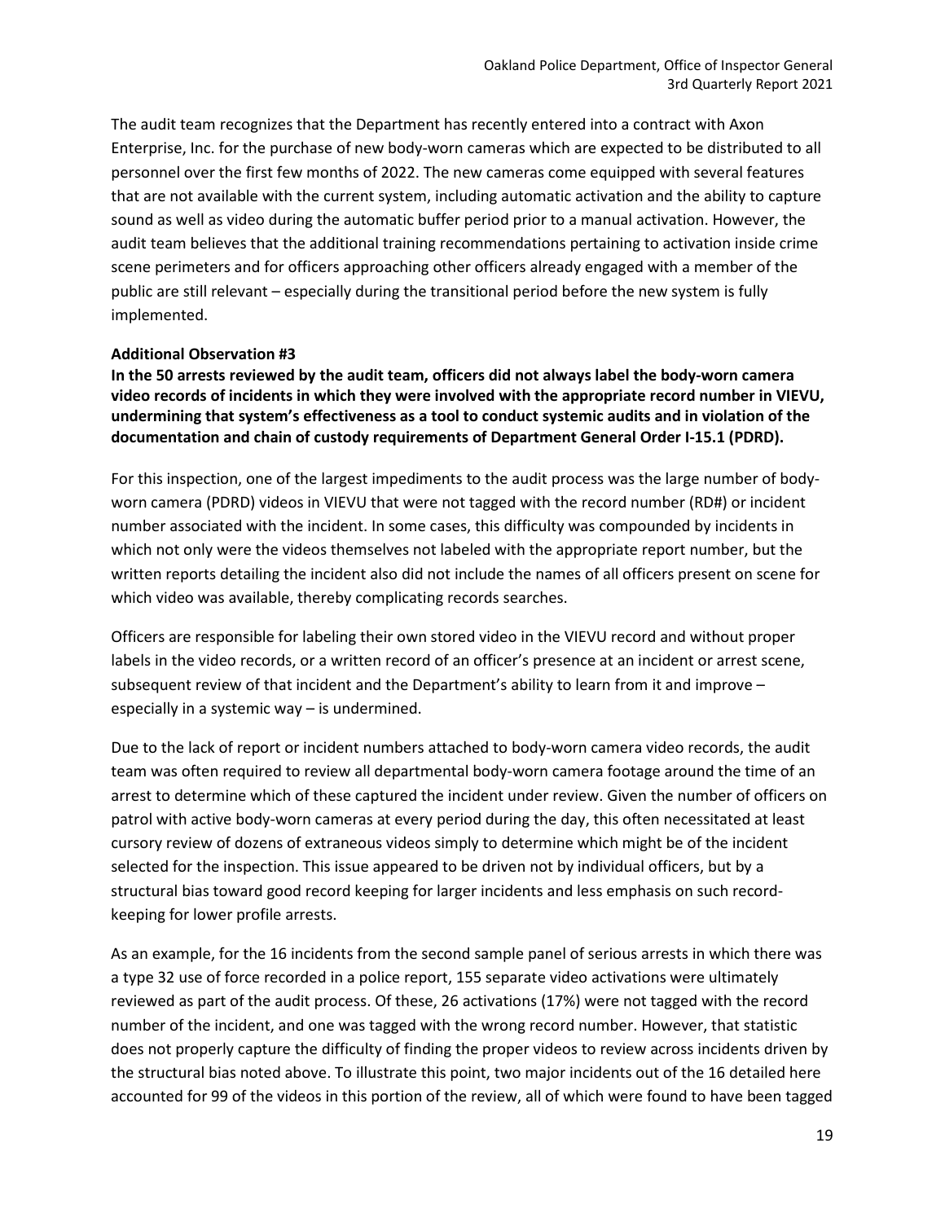The audit team recognizes that the Department has recently entered into a contract with Axon Enterprise, Inc. for the purchase of new body-worn cameras which are expected to be distributed to all personnel over the first few months of 2022. The new cameras come equipped with several features that are not available with the current system, including automatic activation and the ability to capture sound as well as video during the automatic buffer period prior to a manual activation. However, the audit team believes that the additional training recommendations pertaining to activation inside crime scene perimeters and for officers approaching other officers already engaged with a member of the public are still relevant – especially during the transitional period before the new system is fully implemented.

**Additional Observation #3**

**In the 50 arrests reviewed by the audit team, officers did not always label the body-worn camera video records of incidents in which they were involved with the appropriate record number in VIEVU, undermining that system's effectiveness as a tool to conduct systemic audits and in violation of the documentation and chain of custody requirements of Department General Order I-15.1 (PDRD).**

For this inspection, one of the largest impediments to the audit process was the large number of body-worn camera (PDRD) videos in VIEVU that were not tagged with the record number (RD#) or incident number associated with the incident. In some cases, this difficulty was compounded by incidents in which not only were the videos themselves not labeled with the appropriate report number, but the written reports detailing the incident also did not include the names of all officers present on scene for which video was available, thereby complicating records searches.

Officers are responsible for labeling their own stored video in the VIEVU record and without proper labels in the video records, or a written record of an officer's presence at an incident or arrest scene, subsequent review of that incident and the Department's ability to learn from it and improve – especially in a systemic way – is undermined.

Due to the lack of report or incident numbers attached to body-worn camera video records, the audit team was often required to review all departmental body-worn camera footage around the time of an arrest to determine which of these captured the incident under review. Given the number of officers on patrol with active body-worn cameras at every period during the day, this often necessitated at least cursory review of dozens of extraneous videos simply to determine which might be of the incident selected for the inspection. This issue appeared to be driven not by individual officers, but by a structural bias toward good record keeping for larger incidents and less emphasis on such record-keeping for lower profile arrests.

As an example, for the 16 incidents from the second sample panel of serious arrests in which there was a type 32 use of force recorded in a police report, 155 separate video activations were ultimately reviewed as part of the audit process. Of these, 26 activations (17%) were not tagged with the record number of the incident, and one was tagged with the wrong record number. However, that statistic does not properly capture the difficulty of finding the proper videos to review across incidents driven by the structural bias noted above. To illustrate this point, two major incidents out of the 16 detailed here accounted for 99 of the videos in this portion of the review, all of which were found to have been tagged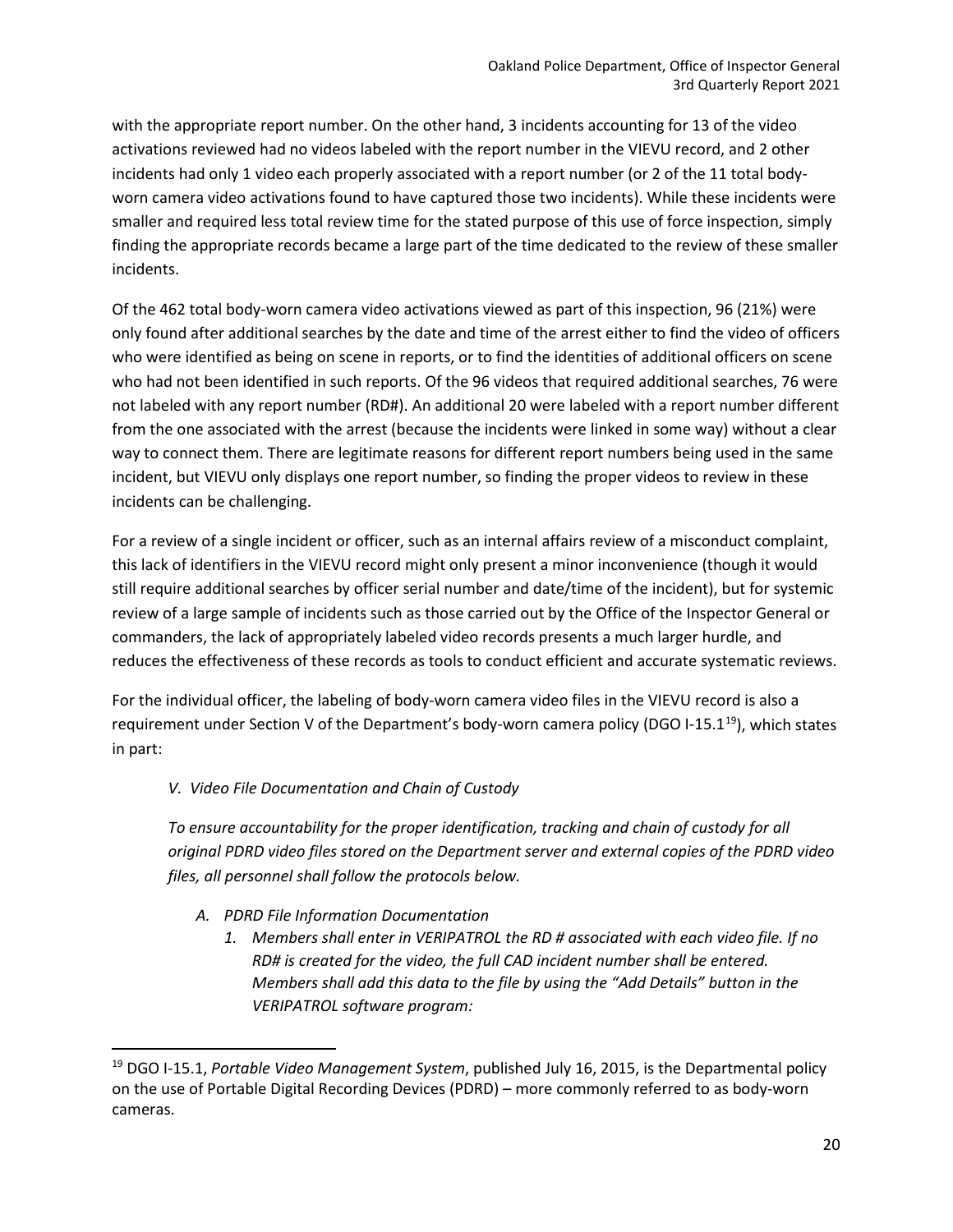with the appropriate report number. On the other hand, 3 incidents accounting for 13 of the video activations reviewed had no videos labeled with the report number in the VIEVU record, and 2 other incidents had only 1 video each properly associated with a report number (or 2 of the 11 total body-worn camera video activations found to have captured those two incidents). While these incidents were smaller and required less total review time for the stated purpose of this use of force inspection, simply finding the appropriate records became a large part of the time dedicated to the review of these smaller incidents.

Of the 462 total body-worn camera video activations viewed as part of this inspection, 96 (21%) were only found after additional searches by the date and time of the arrest either to find the video of officers who were identified as being on scene in reports, or to find the identities of additional officers on scene who had not been identified in such reports. Of the 96 videos that required additional searches, 76 were not labeled with any report number (RD#). An additional 20 were labeled with a report number different from the one associated with the arrest (because the incidents were linked in some way) without a clear way to connect them. There are legitimate reasons for different report numbers being used in the same incident, but VIEVU only displays one report number, so finding the proper videos to review in these incidents can be challenging.

For a review of a single incident or officer, such as an internal affairs review of a misconduct complaint, this lack of identifiers in the VIEVU record might only present a minor inconvenience (though it would still require additional searches by officer serial number and date/time of the incident), but for systemic review of a large sample of incidents such as those carried out by the Office of the Inspector General or commanders, the lack of appropriately labeled video records presents a much larger hurdle, and reduces the effectiveness of these records as tools to conduct efficient and accurate systematic reviews.

For the individual officer, the labeling of body-worn camera video files in the VIEVU record is also a requirement under Section V of the Department's body-worn camera policy (DGO I-15.1[19]), which states in part:

> *V. Video File Documentation and Chain of Custody*
>
> *To ensure accountability for the proper identification, tracking and chain of custody for all original PDRD video files stored on the Department server and external copies of the PDRD video files, all personnel shall follow the protocols below.*
>
> *A. PDRD File Information Documentation*
>
> *1. Members shall enter in VERIPATROL the RD # associated with each video file. If no RD# is created for the video, the full CAD incident number shall be entered. Members shall add this data to the file by using the "Add Details" button in the VERIPATROL software program:*

[19] DGO I-15.1, *Portable Video Management System*, published July 16, 2015, is the Departmental policy on the use of Portable Digital Recording Devices (PDRD) – more commonly referred to as body-worn cameras.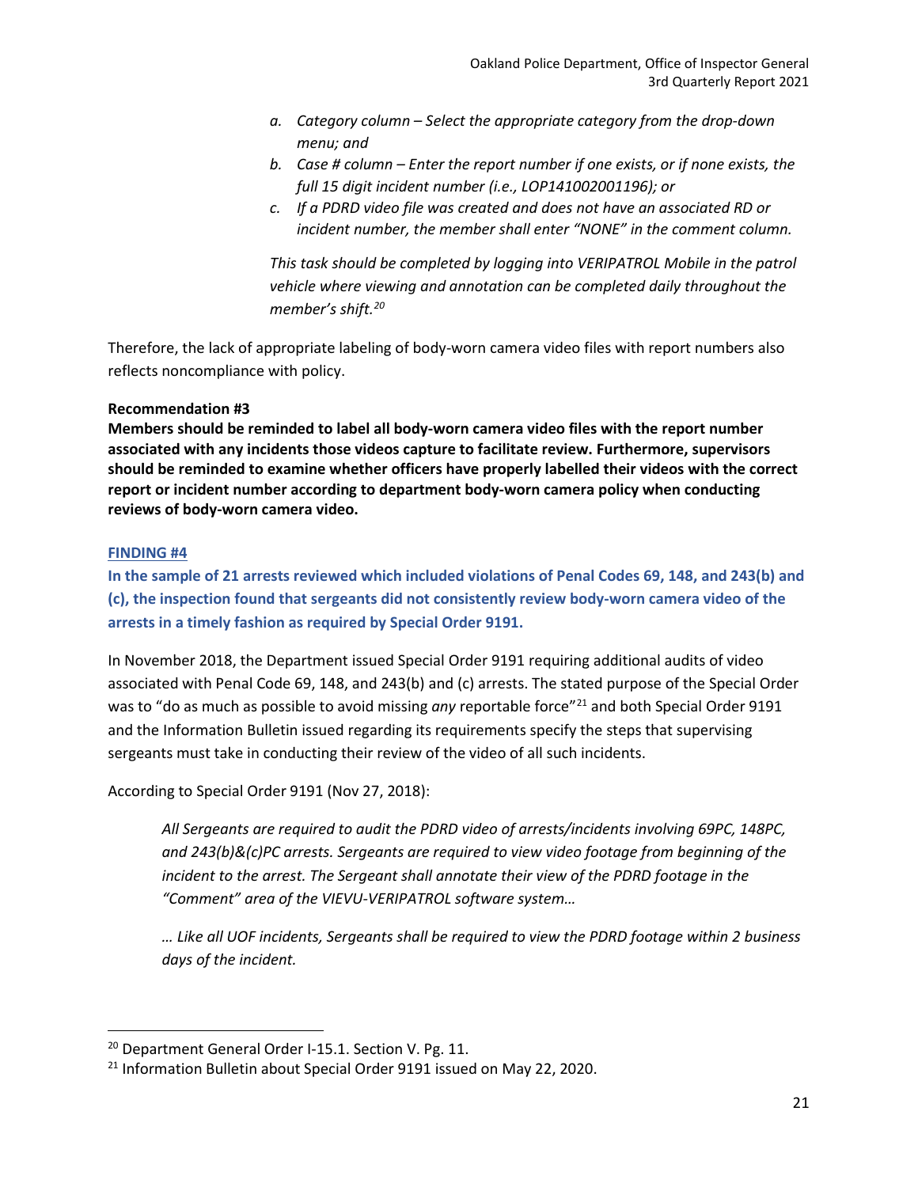*a. Category column – Select the appropriate category from the drop-down menu; and*

*b. Case # column – Enter the report number if one exists, or if none exists, the full 15 digit incident number (i.e., LOP141002001196); or*

*c. If a PDRD video file was created and does not have an associated RD or incident number, the member shall enter "NONE" in the comment column.*

*This task should be completed by logging into VERIPATROL Mobile in the patrol vehicle where viewing and annotation can be completed daily throughout the member's shift.*[20]

Therefore, the lack of appropriate labeling of body-worn camera video files with report numbers also reflects noncompliance with policy.

**Recommendation #3**

**Members should be reminded to label all body-worn camera video files with the report number associated with any incidents those videos capture to facilitate review. Furthermore, supervisors should be reminded to examine whether officers have properly labelled their videos with the correct report or incident number according to department body-worn camera policy when conducting reviews of body-worn camera video.**

**FINDING #4**

**In the sample of 21 arrests reviewed which included violations of Penal Codes 69, 148, and 243(b) and (c), the inspection found that sergeants did not consistently review body-worn camera video of the arrests in a timely fashion as required by Special Order 9191.**

In November 2018, the Department issued Special Order 9191 requiring additional audits of video associated with Penal Code 69, 148, and 243(b) and (c) arrests. The stated purpose of the Special Order was to "do as much as possible to avoid missing *any* reportable force"[21] and both Special Order 9191 and the Information Bulletin issued regarding its requirements specify the steps that supervising sergeants must take in conducting their review of the video of all such incidents.

According to Special Order 9191 (Nov 27, 2018):

> *All Sergeants are required to audit the PDRD video of arrests/incidents involving 69PC, 148PC, and 243(b)&(c)PC arrests. Sergeants are required to view video footage from beginning of the incident to the arrest. The Sergeant shall annotate their view of the PDRD footage in the "Comment" area of the VIEVU-VERIPATROL software system…*
>
> *… Like all UOF incidents, Sergeants shall be required to view the PDRD footage within 2 business days of the incident.*

---

[20] Department General Order I-15.1. Section V. Pg. 11.

[21] Information Bulletin about Special Order 9191 issued on May 22, 2020.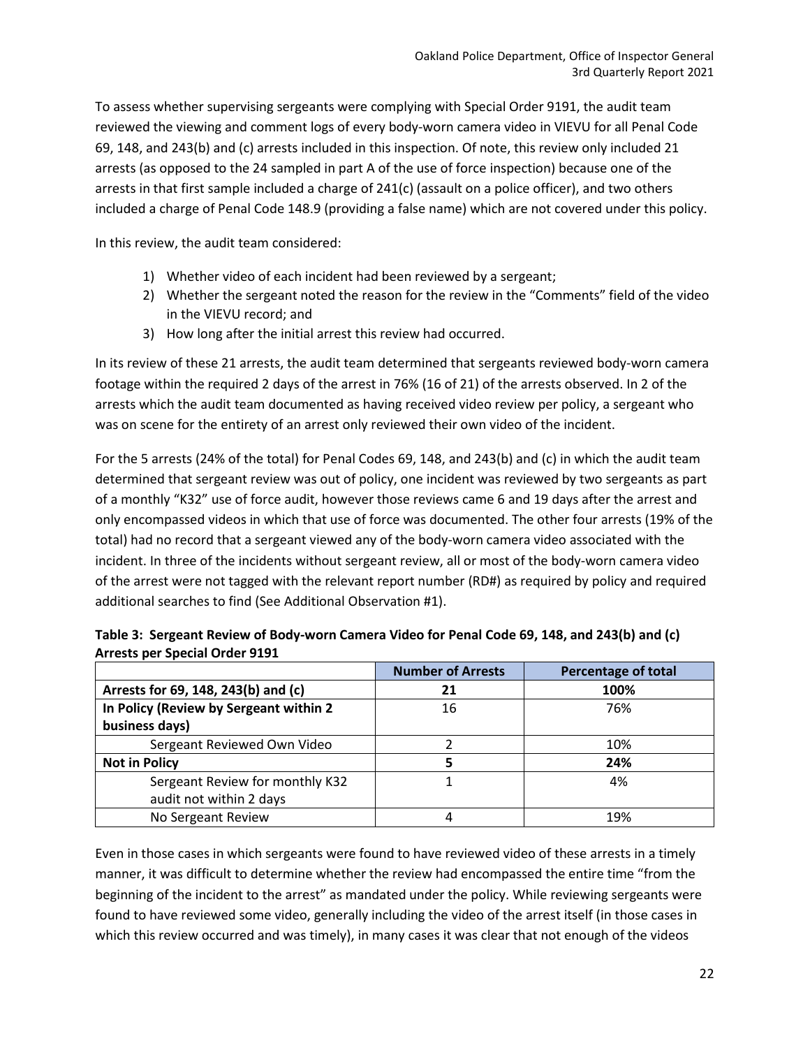To assess whether supervising sergeants were complying with Special Order 9191, the audit team reviewed the viewing and comment logs of every body-worn camera video in VIEVU for all Penal Code 69, 148, and 243(b) and (c) arrests included in this inspection. Of note, this review only included 21 arrests (as opposed to the 24 sampled in part A of the use of force inspection) because one of the arrests in that first sample included a charge of 241(c) (assault on a police officer), and two others included a charge of Penal Code 148.9 (providing a false name) which are not covered under this policy.

In this review, the audit team considered:

1) Whether video of each incident had been reviewed by a sergeant;
2) Whether the sergeant noted the reason for the review in the "Comments" field of the video in the VIEVU record; and
3) How long after the initial arrest this review had occurred.

In its review of these 21 arrests, the audit team determined that sergeants reviewed body-worn camera footage within the required 2 days of the arrest in 76% (16 of 21) of the arrests observed. In 2 of the arrests which the audit team documented as having received video review per policy, a sergeant who was on scene for the entirety of an arrest only reviewed their own video of the incident.

For the 5 arrests (24% of the total) for Penal Codes 69, 148, and 243(b) and (c) in which the audit team determined that sergeant review was out of policy, one incident was reviewed by two sergeants as part of a monthly "K32" use of force audit, however those reviews came 6 and 19 days after the arrest and only encompassed videos in which that use of force was documented. The other four arrests (19% of the total) had no record that a sergeant viewed any of the body-worn camera video associated with the incident. In three of the incidents without sergeant review, all or most of the body-worn camera video of the arrest were not tagged with the relevant report number (RD#) as required by policy and required additional searches to find (See Additional Observation #1).

**Table 3: Sergeant Review of Body-worn Camera Video for Penal Code 69, 148, and 243(b) and (c) Arrests per Special Order 9191**

| | Number of Arrests | Percentage of total |
|---|---|---|
| **Arrests for 69, 148, 243(b) and (c)** | **21** | **100%** |
| **In Policy (Review by Sergeant within 2 business days)** | 16 | 76% |
| Sergeant Reviewed Own Video | 2 | 10% |
| **Not in Policy** | **5** | **24%** |
| Sergeant Review for monthly K32 audit not within 2 days | 1 | 4% |
| No Sergeant Review | 4 | 19% |

Even in those cases in which sergeants were found to have reviewed video of these arrests in a timely manner, it was difficult to determine whether the review had encompassed the entire time "from the beginning of the incident to the arrest" as mandated under the policy. While reviewing sergeants were found to have reviewed some video, generally including the video of the arrest itself (in those cases in which this review occurred and was timely), in many cases it was clear that not enough of the videos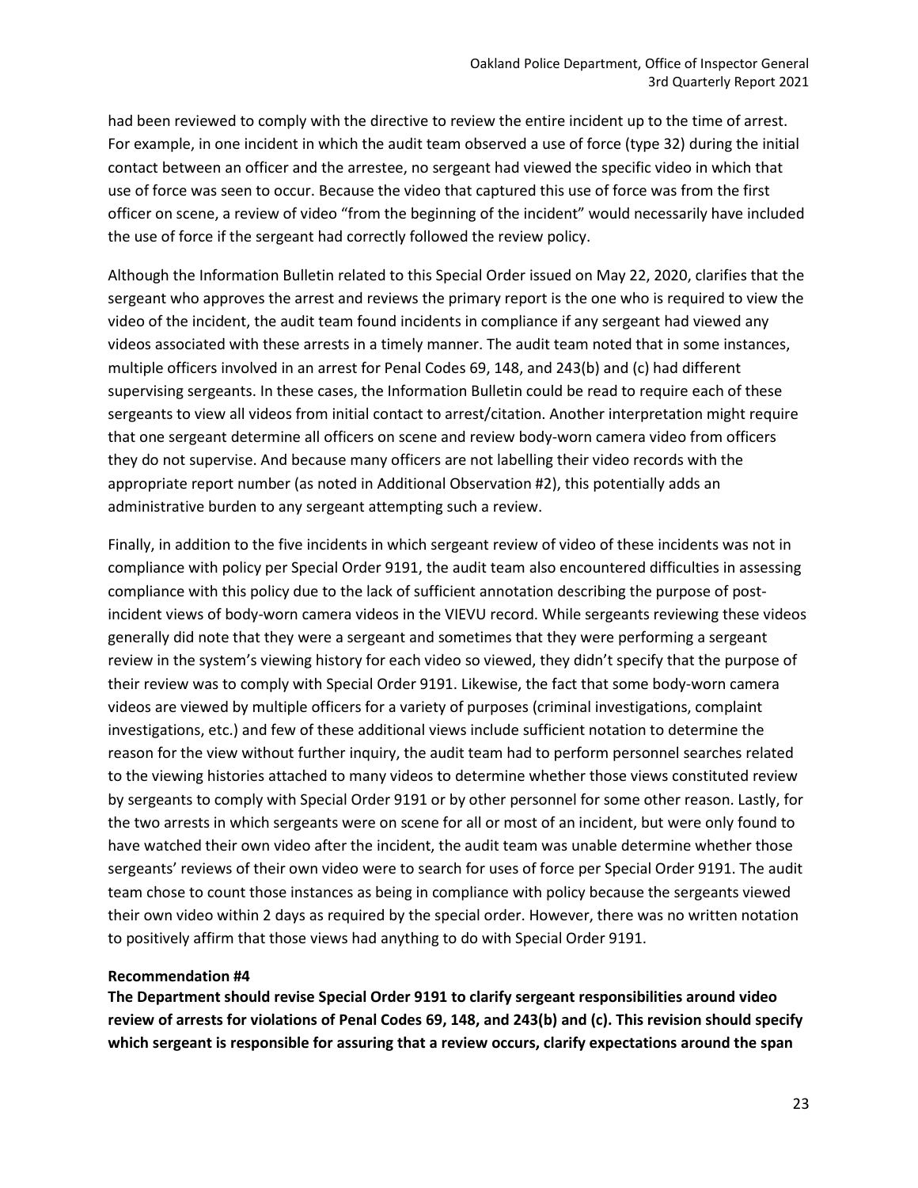had been reviewed to comply with the directive to review the entire incident up to the time of arrest. For example, in one incident in which the audit team observed a use of force (type 32) during the initial contact between an officer and the arrestee, no sergeant had viewed the specific video in which that use of force was seen to occur. Because the video that captured this use of force was from the first officer on scene, a review of video "from the beginning of the incident" would necessarily have included the use of force if the sergeant had correctly followed the review policy.

Although the Information Bulletin related to this Special Order issued on May 22, 2020, clarifies that the sergeant who approves the arrest and reviews the primary report is the one who is required to view the video of the incident, the audit team found incidents in compliance if any sergeant had viewed any videos associated with these arrests in a timely manner. The audit team noted that in some instances, multiple officers involved in an arrest for Penal Codes 69, 148, and 243(b) and (c) had different supervising sergeants. In these cases, the Information Bulletin could be read to require each of these sergeants to view all videos from initial contact to arrest/citation. Another interpretation might require that one sergeant determine all officers on scene and review body-worn camera video from officers they do not supervise. And because many officers are not labelling their video records with the appropriate report number (as noted in Additional Observation #2), this potentially adds an administrative burden to any sergeant attempting such a review.

Finally, in addition to the five incidents in which sergeant review of video of these incidents was not in compliance with policy per Special Order 9191, the audit team also encountered difficulties in assessing compliance with this policy due to the lack of sufficient annotation describing the purpose of post-incident views of body-worn camera videos in the VIEVU record. While sergeants reviewing these videos generally did note that they were a sergeant and sometimes that they were performing a sergeant review in the system's viewing history for each video so viewed, they didn't specify that the purpose of their review was to comply with Special Order 9191. Likewise, the fact that some body-worn camera videos are viewed by multiple officers for a variety of purposes (criminal investigations, complaint investigations, etc.) and few of these additional views include sufficient notation to determine the reason for the view without further inquiry, the audit team had to perform personnel searches related to the viewing histories attached to many videos to determine whether those views constituted review by sergeants to comply with Special Order 9191 or by other personnel for some other reason. Lastly, for the two arrests in which sergeants were on scene for all or most of an incident, but were only found to have watched their own video after the incident, the audit team was unable determine whether those sergeants' reviews of their own video were to search for uses of force per Special Order 9191. The audit team chose to count those instances as being in compliance with policy because the sergeants viewed their own video within 2 days as required by the special order. However, there was no written notation to positively affirm that those views had anything to do with Special Order 9191.

**Recommendation #4**

**The Department should revise Special Order 9191 to clarify sergeant responsibilities around video review of arrests for violations of Penal Codes 69, 148, and 243(b) and (c). This revision should specify which sergeant is responsible for assuring that a review occurs, clarify expectations around the span**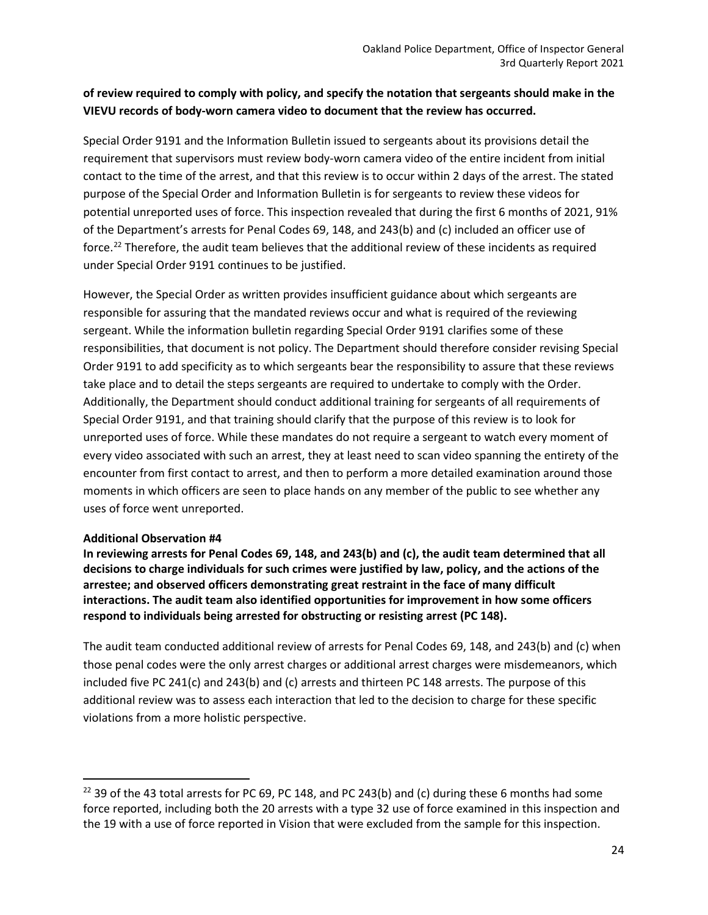**of review required to comply with policy, and specify the notation that sergeants should make in the VIEVU records of body-worn camera video to document that the review has occurred.**

Special Order 9191 and the Information Bulletin issued to sergeants about its provisions detail the requirement that supervisors must review body-worn camera video of the entire incident from initial contact to the time of the arrest, and that this review is to occur within 2 days of the arrest. The stated purpose of the Special Order and Information Bulletin is for sergeants to review these videos for potential unreported uses of force. This inspection revealed that during the first 6 months of 2021, 91% of the Department's arrests for Penal Codes 69, 148, and 243(b) and (c) included an officer use of force.[22] Therefore, the audit team believes that the additional review of these incidents as required under Special Order 9191 continues to be justified.

However, the Special Order as written provides insufficient guidance about which sergeants are responsible for assuring that the mandated reviews occur and what is required of the reviewing sergeant. While the information bulletin regarding Special Order 9191 clarifies some of these responsibilities, that document is not policy. The Department should therefore consider revising Special Order 9191 to add specificity as to which sergeants bear the responsibility to assure that these reviews take place and to detail the steps sergeants are required to undertake to comply with the Order. Additionally, the Department should conduct additional training for sergeants of all requirements of Special Order 9191, and that training should clarify that the purpose of this review is to look for unreported uses of force. While these mandates do not require a sergeant to watch every moment of every video associated with such an arrest, they at least need to scan video spanning the entirety of the encounter from first contact to arrest, and then to perform a more detailed examination around those moments in which officers are seen to place hands on any member of the public to see whether any uses of force went unreported.

**Additional Observation #4**

**In reviewing arrests for Penal Codes 69, 148, and 243(b) and (c), the audit team determined that all decisions to charge individuals for such crimes were justified by law, policy, and the actions of the arrestee; and observed officers demonstrating great restraint in the face of many difficult interactions. The audit team also identified opportunities for improvement in how some officers respond to individuals being arrested for obstructing or resisting arrest (PC 148).**

The audit team conducted additional review of arrests for Penal Codes 69, 148, and 243(b) and (c) when those penal codes were the only arrest charges or additional arrest charges were misdemeanors, which included five PC 241(c) and 243(b) and (c) arrests and thirteen PC 148 arrests. The purpose of this additional review was to assess each interaction that led to the decision to charge for these specific violations from a more holistic perspective.

[22] 39 of the 43 total arrests for PC 69, PC 148, and PC 243(b) and (c) during these 6 months had some force reported, including both the 20 arrests with a type 32 use of force examined in this inspection and the 19 with a use of force reported in Vision that were excluded from the sample for this inspection.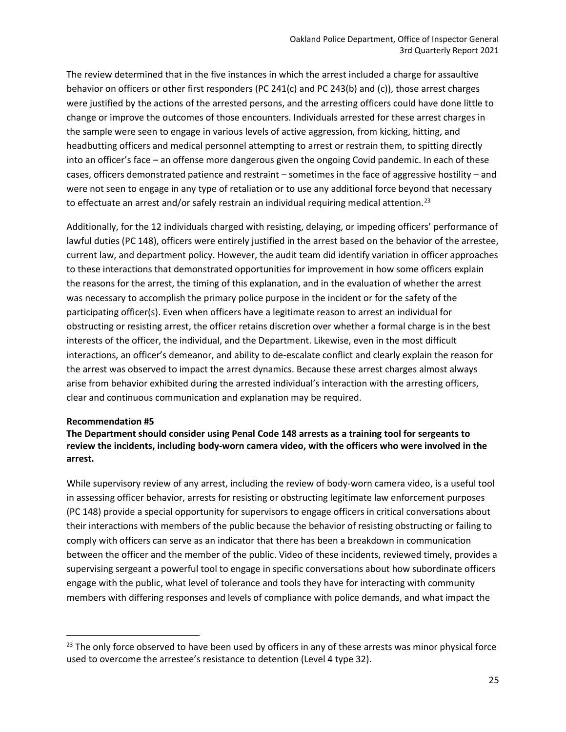The review determined that in the five instances in which the arrest included a charge for assaultive behavior on officers or other first responders (PC 241(c) and PC 243(b) and (c)), those arrest charges were justified by the actions of the arrested persons, and the arresting officers could have done little to change or improve the outcomes of those encounters. Individuals arrested for these arrest charges in the sample were seen to engage in various levels of active aggression, from kicking, hitting, and headbutting officers and medical personnel attempting to arrest or restrain them, to spitting directly into an officer's face – an offense more dangerous given the ongoing Covid pandemic. In each of these cases, officers demonstrated patience and restraint – sometimes in the face of aggressive hostility – and were not seen to engage in any type of retaliation or to use any additional force beyond that necessary to effectuate an arrest and/or safely restrain an individual requiring medical attention.[23]

Additionally, for the 12 individuals charged with resisting, delaying, or impeding officers' performance of lawful duties (PC 148), officers were entirely justified in the arrest based on the behavior of the arrestee, current law, and department policy. However, the audit team did identify variation in officer approaches to these interactions that demonstrated opportunities for improvement in how some officers explain the reasons for the arrest, the timing of this explanation, and in the evaluation of whether the arrest was necessary to accomplish the primary police purpose in the incident or for the safety of the participating officer(s). Even when officers have a legitimate reason to arrest an individual for obstructing or resisting arrest, the officer retains discretion over whether a formal charge is in the best interests of the officer, the individual, and the Department. Likewise, even in the most difficult interactions, an officer's demeanor, and ability to de-escalate conflict and clearly explain the reason for the arrest was observed to impact the arrest dynamics. Because these arrest charges almost always arise from behavior exhibited during the arrested individual's interaction with the arresting officers, clear and continuous communication and explanation may be required.

**Recommendation #5**

**The Department should consider using Penal Code 148 arrests as a training tool for sergeants to review the incidents, including body-worn camera video, with the officers who were involved in the arrest.**

While supervisory review of any arrest, including the review of body-worn camera video, is a useful tool in assessing officer behavior, arrests for resisting or obstructing legitimate law enforcement purposes (PC 148) provide a special opportunity for supervisors to engage officers in critical conversations about their interactions with members of the public because the behavior of resisting obstructing or failing to comply with officers can serve as an indicator that there has been a breakdown in communication between the officer and the member of the public. Video of these incidents, reviewed timely, provides a supervising sergeant a powerful tool to engage in specific conversations about how subordinate officers engage with the public, what level of tolerance and tools they have for interacting with community members with differing responses and levels of compliance with police demands, and what impact the

[23] The only force observed to have been used by officers in any of these arrests was minor physical force used to overcome the arrestee's resistance to detention (Level 4 type 32).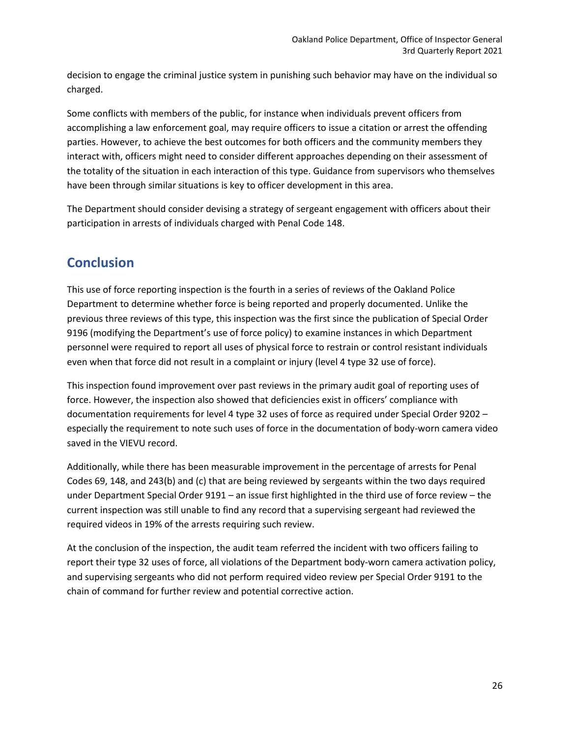decision to engage the criminal justice system in punishing such behavior may have on the individual so charged.

Some conflicts with members of the public, for instance when individuals prevent officers from accomplishing a law enforcement goal, may require officers to issue a citation or arrest the offending parties. However, to achieve the best outcomes for both officers and the community members they interact with, officers might need to consider different approaches depending on their assessment of the totality of the situation in each interaction of this type. Guidance from supervisors who themselves have been through similar situations is key to officer development in this area.

The Department should consider devising a strategy of sergeant engagement with officers about their participation in arrests of individuals charged with Penal Code 148.

## Conclusion

This use of force reporting inspection is the fourth in a series of reviews of the Oakland Police Department to determine whether force is being reported and properly documented. Unlike the previous three reviews of this type, this inspection was the first since the publication of Special Order 9196 (modifying the Department's use of force policy) to examine instances in which Department personnel were required to report all uses of physical force to restrain or control resistant individuals even when that force did not result in a complaint or injury (level 4 type 32 use of force).

This inspection found improvement over past reviews in the primary audit goal of reporting uses of force. However, the inspection also showed that deficiencies exist in officers' compliance with documentation requirements for level 4 type 32 uses of force as required under Special Order 9202 – especially the requirement to note such uses of force in the documentation of body-worn camera video saved in the VIEVU record.

Additionally, while there has been measurable improvement in the percentage of arrests for Penal Codes 69, 148, and 243(b) and (c) that are being reviewed by sergeants within the two days required under Department Special Order 9191 – an issue first highlighted in the third use of force review – the current inspection was still unable to find any record that a supervising sergeant had reviewed the required videos in 19% of the arrests requiring such review.

At the conclusion of the inspection, the audit team referred the incident with two officers failing to report their type 32 uses of force, all violations of the Department body-worn camera activation policy, and supervising sergeants who did not perform required video review per Special Order 9191 to the chain of command for further review and potential corrective action.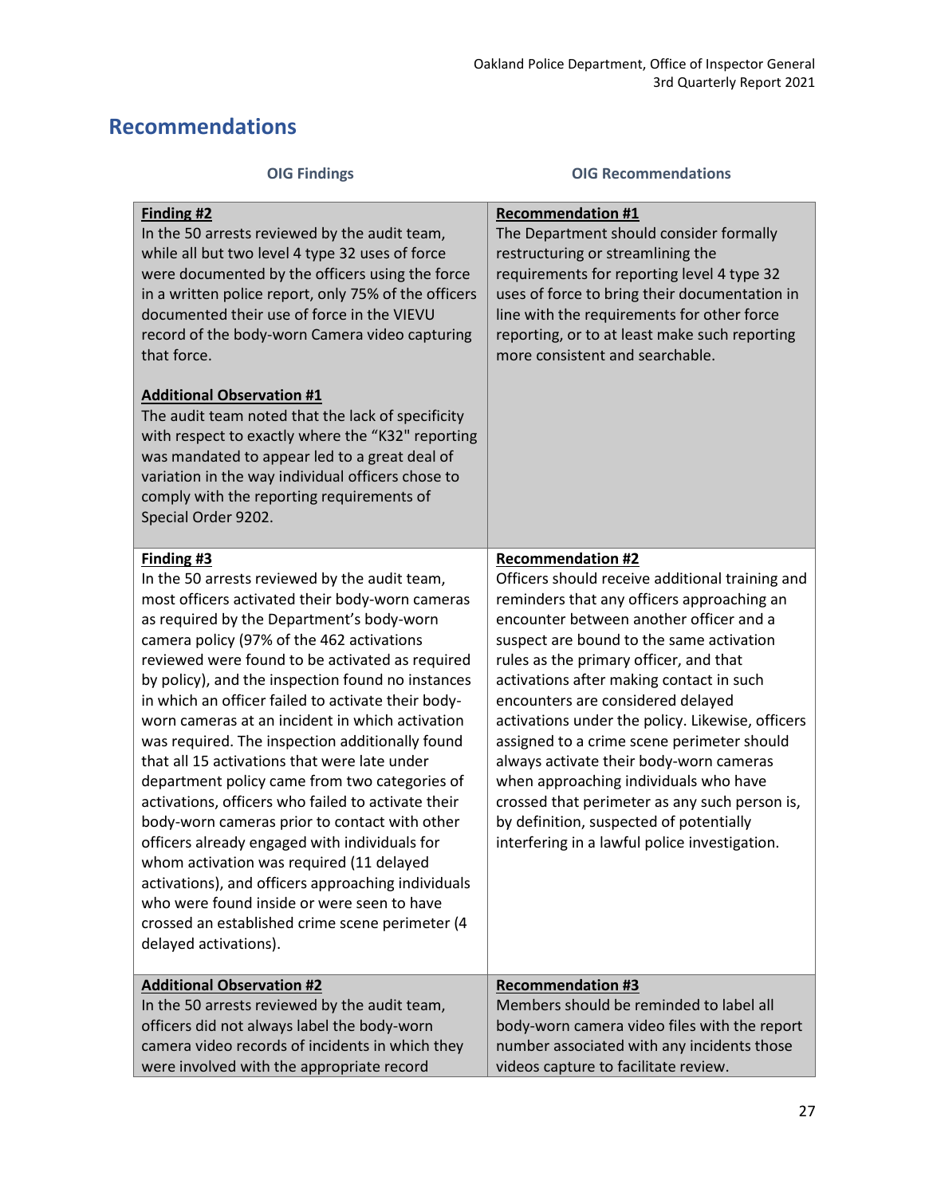## Recommendations

| OIG Findings | OIG Recommendations |
|---|---|
| **Finding #2**<br>In the 50 arrests reviewed by the audit team, while all but two level 4 type 32 uses of force were documented by the officers using the force in a written police report, only 75% of the officers documented their use of force in the VIEVU record of the body-worn Camera video capturing that force.<br><br>**Additional Observation #1**<br>The audit team noted that the lack of specificity with respect to exactly where the "K32" reporting was mandated to appear led to a great deal of variation in the way individual officers chose to comply with the reporting requirements of Special Order 9202. | **Recommendation #1**<br>The Department should consider formally restructuring or streamlining the requirements for reporting level 4 type 32 uses of force to bring their documentation in line with the requirements for other force reporting, or to at least make such reporting more consistent and searchable. |
| **Finding #3**<br>In the 50 arrests reviewed by the audit team, most officers activated their body-worn cameras as required by the Department's body-worn camera policy (97% of the 462 activations reviewed were found to be activated as required by policy), and the inspection found no instances in which an officer failed to activate their body-worn cameras at an incident in which activation was required. The inspection additionally found that all 15 activations that were late under department policy came from two categories of activations, officers who failed to activate their body-worn cameras prior to contact with other officers already engaged with individuals for whom activation was required (11 delayed activations), and officers approaching individuals who were found inside or were seen to have crossed an established crime scene perimeter (4 delayed activations). | **Recommendation #2**<br>Officers should receive additional training and reminders that any officers approaching an encounter between another officer and a suspect are bound to the same activation rules as the primary officer, and that activations after making contact in such encounters are considered delayed activations under the policy. Likewise, officers assigned to a crime scene perimeter should always activate their body-worn cameras when approaching individuals who have crossed that perimeter as any such person is, by definition, suspected of potentially interfering in a lawful police investigation. |
| **Additional Observation #2**<br>In the 50 arrests reviewed by the audit team, officers did not always label the body-worn camera video records of incidents in which they were involved with the appropriate record | **Recommendation #3**<br>Members should be reminded to label all body-worn camera video files with the report number associated with any incidents those videos capture to facilitate review. |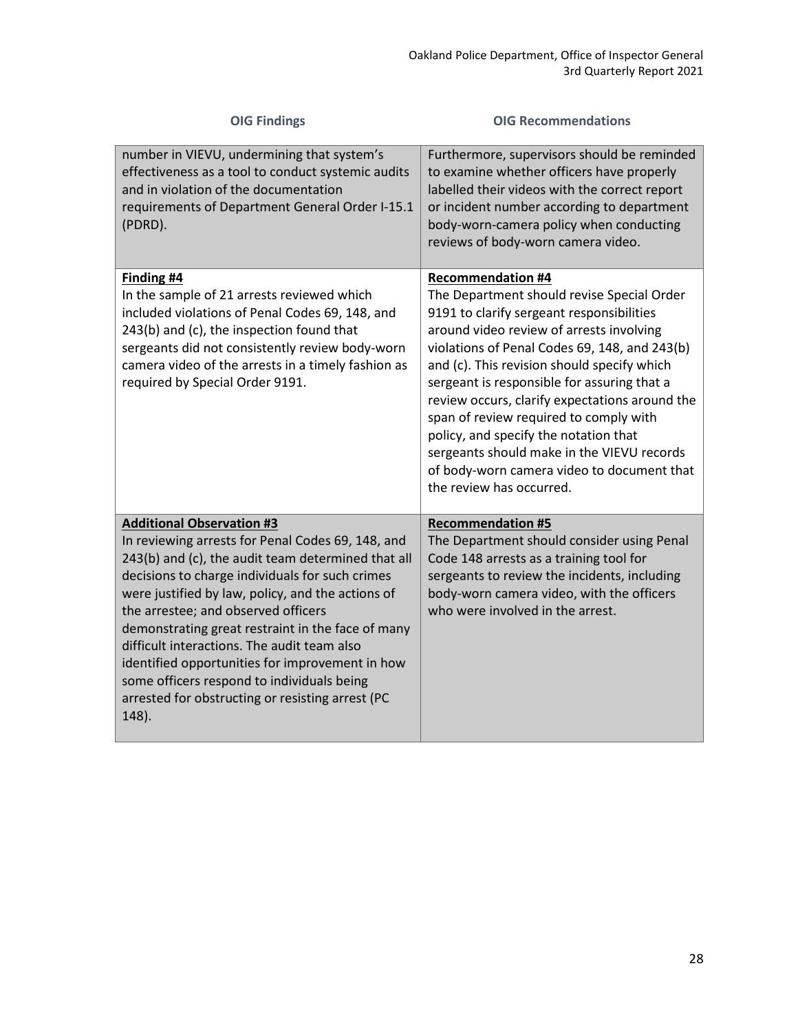| OIG Findings | OIG Recommendations |
| --- | --- |
| number in VIEVU, undermining that system's effectiveness as a tool to conduct systemic audits and in violation of the documentation requirements of Department General Order I-15.1 (PDRD). | Furthermore, supervisors should be reminded to examine whether officers have properly labelled their videos with the correct report or incident number according to department body-worn-camera policy when conducting reviews of body-worn camera video. |
| **Finding #4**<br>In the sample of 21 arrests reviewed which included violations of Penal Codes 69, 148, and 243(b) and (c), the inspection found that sergeants did not consistently review body-worn camera video of the arrests in a timely fashion as required by Special Order 9191. | **Recommendation #4**<br>The Department should revise Special Order 9191 to clarify sergeant responsibilities around video review of arrests involving violations of Penal Codes 69, 148, and 243(b) and (c). This revision should specify which sergeant is responsible for assuring that a review occurs, clarify expectations around the span of review required to comply with policy, and specify the notation that sergeants should make in the VIEVU records of body-worn camera video to document that the review has occurred. |
| **Additional Observation #3**<br>In reviewing arrests for Penal Codes 69, 148, and 243(b) and (c), the audit team determined that all decisions to charge individuals for such crimes were justified by law, policy, and the actions of the arrestee; and observed officers demonstrating great restraint in the face of many difficult interactions. The audit team also identified opportunities for improvement in how some officers respond to individuals being arrested for obstructing or resisting arrest (PC 148). | **Recommendation #5**<br>The Department should consider using Penal Code 148 arrests as a training tool for sergeants to review the incidents, including body-worn camera video, with the officers who were involved in the arrest. |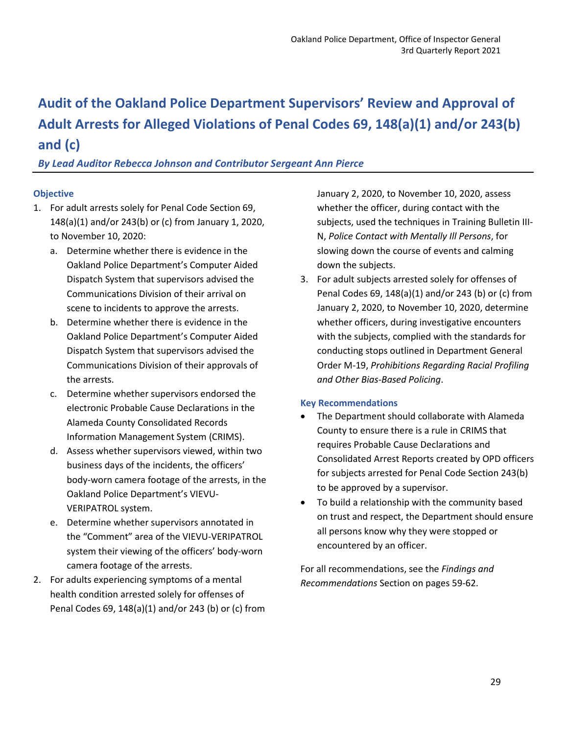# Audit of the Oakland Police Department Supervisors' Review and Approval of Adult Arrests for Alleged Violations of Penal Codes 69, 148(a)(1) and/or 243(b) and (c)

***By Lead Auditor Rebecca Johnson and Contributor Sergeant Ann Pierce***

### Objective

1. For adult arrests solely for Penal Code Section 69, 148(a)(1) and/or 243(b) or (c) from January 1, 2020, to November 10, 2020:
   a. Determine whether there is evidence in the Oakland Police Department's Computer Aided Dispatch System that supervisors advised the Communications Division of their arrival on scene to incidents to approve the arrests.
   b. Determine whether there is evidence in the Oakland Police Department's Computer Aided Dispatch System that supervisors advised the Communications Division of their approvals of the arrests.
   c. Determine whether supervisors endorsed the electronic Probable Cause Declarations in the Alameda County Consolidated Records Information Management System (CRIMS).
   d. Assess whether supervisors viewed, within two business days of the incidents, the officers' body-worn camera footage of the arrests, in the Oakland Police Department's VIEVU-VERIPATROL system.
   e. Determine whether supervisors annotated in the "Comment" area of the VIEVU-VERIPATROL system their viewing of the officers' body-worn camera footage of the arrests.
2. For adults experiencing symptoms of a mental health condition arrested solely for offenses of Penal Codes 69, 148(a)(1) and/or 243 (b) or (c) from January 2, 2020, to November 10, 2020, assess whether the officer, during contact with the subjects, used the techniques in Training Bulletin III-N, *Police Contact with Mentally Ill Persons*, for slowing down the course of events and calming down the subjects.
3. For adult subjects arrested solely for offenses of Penal Codes 69, 148(a)(1) and/or 243 (b) or (c) from January 2, 2020, to November 10, 2020, determine whether officers, during investigative encounters with the subjects, complied with the standards for conducting stops outlined in Department General Order M-19, *Prohibitions Regarding Racial Profiling and Other Bias-Based Policing*.

### Key Recommendations

- The Department should collaborate with Alameda County to ensure there is a rule in CRIMS that requires Probable Cause Declarations and Consolidated Arrest Reports created by OPD officers for subjects arrested for Penal Code Section 243(b) to be approved by a supervisor.
- To build a relationship with the community based on trust and respect, the Department should ensure all persons know why they were stopped or encountered by an officer.

For all recommendations, see the *Findings and Recommendations* Section on pages 59-62.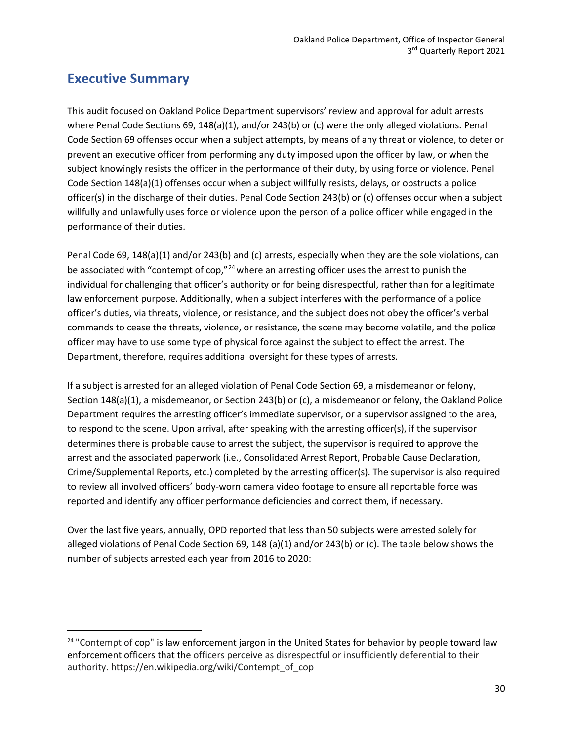## Executive Summary

This audit focused on Oakland Police Department supervisors' review and approval for adult arrests where Penal Code Sections 69, 148(a)(1), and/or 243(b) or (c) were the only alleged violations. Penal Code Section 69 offenses occur when a subject attempts, by means of any threat or violence, to deter or prevent an executive officer from performing any duty imposed upon the officer by law, or when the subject knowingly resists the officer in the performance of their duty, by using force or violence. Penal Code Section 148(a)(1) offenses occur when a subject willfully resists, delays, or obstructs a police officer(s) in the discharge of their duties. Penal Code Section 243(b) or (c) offenses occur when a subject willfully and unlawfully uses force or violence upon the person of a police officer while engaged in the performance of their duties.

Penal Code 69, 148(a)(1) and/or 243(b) and (c) arrests, especially when they are the sole violations, can be associated with "contempt of cop,"[24] where an arresting officer uses the arrest to punish the individual for challenging that officer's authority or for being disrespectful, rather than for a legitimate law enforcement purpose. Additionally, when a subject interferes with the performance of a police officer's duties, via threats, violence, or resistance, and the subject does not obey the officer's verbal commands to cease the threats, violence, or resistance, the scene may become volatile, and the police officer may have to use some type of physical force against the subject to effect the arrest. The Department, therefore, requires additional oversight for these types of arrests.

If a subject is arrested for an alleged violation of Penal Code Section 69, a misdemeanor or felony, Section 148(a)(1), a misdemeanor, or Section 243(b) or (c), a misdemeanor or felony, the Oakland Police Department requires the arresting officer's immediate supervisor, or a supervisor assigned to the area, to respond to the scene. Upon arrival, after speaking with the arresting officer(s), if the supervisor determines there is probable cause to arrest the subject, the supervisor is required to approve the arrest and the associated paperwork (i.e., Consolidated Arrest Report, Probable Cause Declaration, Crime/Supplemental Reports, etc.) completed by the arresting officer(s). The supervisor is also required to review all involved officers' body-worn camera video footage to ensure all reportable force was reported and identify any officer performance deficiencies and correct them, if necessary.

Over the last five years, annually, OPD reported that less than 50 subjects were arrested solely for alleged violations of Penal Code Section 69, 148 (a)(1) and/or 243(b) or (c). The table below shows the number of subjects arrested each year from 2016 to 2020:

[24] "Contempt of cop" is law enforcement jargon in the United States for behavior by people toward law enforcement officers that the officers perceive as disrespectful or insufficiently deferential to their authority. https://en.wikipedia.org/wiki/Contempt_of_cop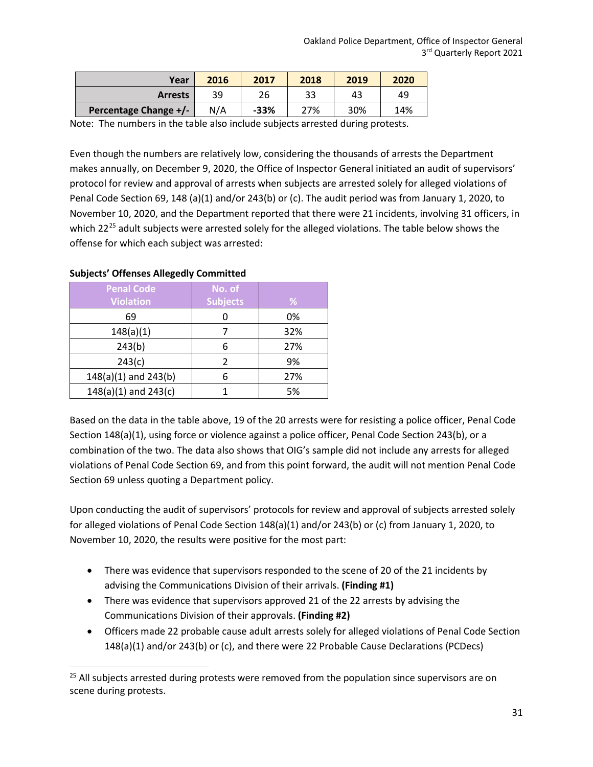| Year | 2016 | 2017 | 2018 | 2019 | 2020 |
|---|---|---|---|---|---|
| **Arrests** | 39 | 26 | 33 | 43 | 49 |
| **Percentage Change +/-** | N/A | **-33%** | 27% | 30% | 14% |

Note: The numbers in the table also include subjects arrested during protests.

Even though the numbers are relatively low, considering the thousands of arrests the Department makes annually, on December 9, 2020, the Office of Inspector General initiated an audit of supervisors' protocol for review and approval of arrests when subjects are arrested solely for alleged violations of Penal Code Section 69, 148 (a)(1) and/or 243(b) or (c). The audit period was from January 1, 2020, to November 10, 2020, and the Department reported that there were 21 incidents, involving 31 officers, in which 22[25] adult subjects were arrested solely for the alleged violations. The table below shows the offense for which each subject was arrested:

**Subjects' Offenses Allegedly Committed**

| Penal Code Violation | No. of Subjects | % |
|---|---|---|
| 69 | 0 | 0% |
| 148(a)(1) | 7 | 32% |
| 243(b) | 6 | 27% |
| 243(c) | 2 | 9% |
| 148(a)(1) and 243(b) | 6 | 27% |
| 148(a)(1) and 243(c) | 1 | 5% |

Based on the data in the table above, 19 of the 20 arrests were for resisting a police officer, Penal Code Section 148(a)(1), using force or violence against a police officer, Penal Code Section 243(b), or a combination of the two. The data also shows that OIG's sample did not include any arrests for alleged violations of Penal Code Section 69, and from this point forward, the audit will not mention Penal Code Section 69 unless quoting a Department policy.

Upon conducting the audit of supervisors' protocols for review and approval of subjects arrested solely for alleged violations of Penal Code Section 148(a)(1) and/or 243(b) or (c) from January 1, 2020, to November 10, 2020, the results were positive for the most part:

- There was evidence that supervisors responded to the scene of 20 of the 21 incidents by advising the Communications Division of their arrivals. **(Finding #1)**
- There was evidence that supervisors approved 21 of the 22 arrests by advising the Communications Division of their approvals. **(Finding #2)**
- Officers made 22 probable cause adult arrests solely for alleged violations of Penal Code Section 148(a)(1) and/or 243(b) or (c), and there were 22 Probable Cause Declarations (PCDecs)

[25] All subjects arrested during protests were removed from the population since supervisors are on scene during protests.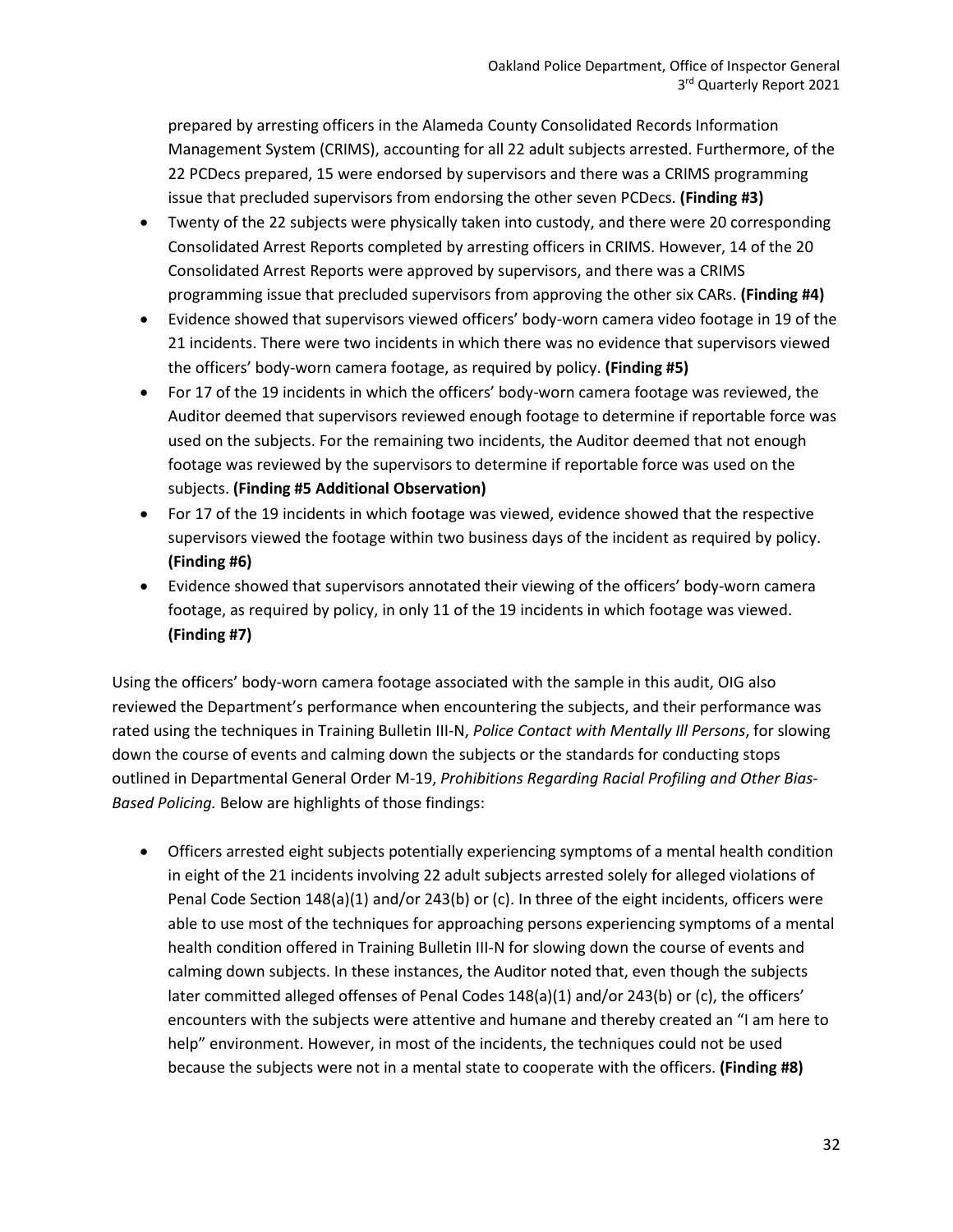prepared by arresting officers in the Alameda County Consolidated Records Information Management System (CRIMS), accounting for all 22 adult subjects arrested. Furthermore, of the 22 PCDecs prepared, 15 were endorsed by supervisors and there was a CRIMS programming issue that precluded supervisors from endorsing the other seven PCDecs. **(Finding #3)**

- Twenty of the 22 subjects were physically taken into custody, and there were 20 corresponding Consolidated Arrest Reports completed by arresting officers in CRIMS. However, 14 of the 20 Consolidated Arrest Reports were approved by supervisors, and there was a CRIMS programming issue that precluded supervisors from approving the other six CARs. **(Finding #4)**
- Evidence showed that supervisors viewed officers' body-worn camera video footage in 19 of the 21 incidents. There were two incidents in which there was no evidence that supervisors viewed the officers' body-worn camera footage, as required by policy. **(Finding #5)**
- For 17 of the 19 incidents in which the officers' body-worn camera footage was reviewed, the Auditor deemed that supervisors reviewed enough footage to determine if reportable force was used on the subjects. For the remaining two incidents, the Auditor deemed that not enough footage was reviewed by the supervisors to determine if reportable force was used on the subjects. **(Finding #5 Additional Observation)**
- For 17 of the 19 incidents in which footage was viewed, evidence showed that the respective supervisors viewed the footage within two business days of the incident as required by policy. **(Finding #6)**
- Evidence showed that supervisors annotated their viewing of the officers' body-worn camera footage, as required by policy, in only 11 of the 19 incidents in which footage was viewed. **(Finding #7)**

Using the officers' body-worn camera footage associated with the sample in this audit, OIG also reviewed the Department's performance when encountering the subjects, and their performance was rated using the techniques in Training Bulletin III-N, *Police Contact with Mentally Ill Persons*, for slowing down the course of events and calming down the subjects or the standards for conducting stops outlined in Departmental General Order M-19, *Prohibitions Regarding Racial Profiling and Other Bias-Based Policing.* Below are highlights of those findings:

- Officers arrested eight subjects potentially experiencing symptoms of a mental health condition in eight of the 21 incidents involving 22 adult subjects arrested solely for alleged violations of Penal Code Section 148(a)(1) and/or 243(b) or (c). In three of the eight incidents, officers were able to use most of the techniques for approaching persons experiencing symptoms of a mental health condition offered in Training Bulletin III-N for slowing down the course of events and calming down subjects. In these instances, the Auditor noted that, even though the subjects later committed alleged offenses of Penal Codes 148(a)(1) and/or 243(b) or (c), the officers' encounters with the subjects were attentive and humane and thereby created an "I am here to help" environment. However, in most of the incidents, the techniques could not be used because the subjects were not in a mental state to cooperate with the officers. **(Finding #8)**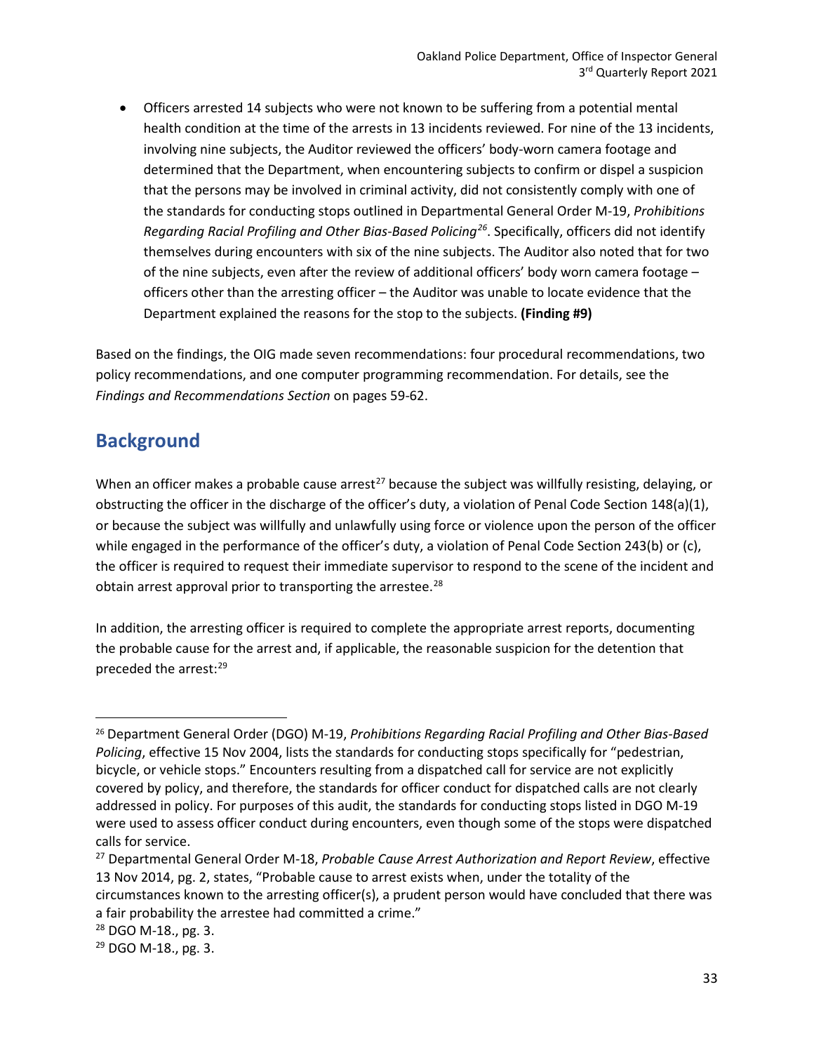- Officers arrested 14 subjects who were not known to be suffering from a potential mental health condition at the time of the arrests in 13 incidents reviewed. For nine of the 13 incidents, involving nine subjects, the Auditor reviewed the officers' body-worn camera footage and determined that the Department, when encountering subjects to confirm or dispel a suspicion that the persons may be involved in criminal activity, did not consistently comply with one of the standards for conducting stops outlined in Departmental General Order M-19, *Prohibitions Regarding Racial Profiling and Other Bias-Based Policing*[26]. Specifically, officers did not identify themselves during encounters with six of the nine subjects. The Auditor also noted that for two of the nine subjects, even after the review of additional officers' body worn camera footage – officers other than the arresting officer – the Auditor was unable to locate evidence that the Department explained the reasons for the stop to the subjects. **(Finding #9)**

Based on the findings, the OIG made seven recommendations: four procedural recommendations, two policy recommendations, and one computer programming recommendation. For details, see the *Findings and Recommendations Section* on pages 59-62.

## Background

When an officer makes a probable cause arrest[27] because the subject was willfully resisting, delaying, or obstructing the officer in the discharge of the officer's duty, a violation of Penal Code Section 148(a)(1), or because the subject was willfully and unlawfully using force or violence upon the person of the officer while engaged in the performance of the officer's duty, a violation of Penal Code Section 243(b) or (c), the officer is required to request their immediate supervisor to respond to the scene of the incident and obtain arrest approval prior to transporting the arrestee.[28]

In addition, the arresting officer is required to complete the appropriate arrest reports, documenting the probable cause for the arrest and, if applicable, the reasonable suspicion for the detention that preceded the arrest:[29]

---

[26] Department General Order (DGO) M-19, *Prohibitions Regarding Racial Profiling and Other Bias-Based Policing*, effective 15 Nov 2004, lists the standards for conducting stops specifically for "pedestrian, bicycle, or vehicle stops." Encounters resulting from a dispatched call for service are not explicitly covered by policy, and therefore, the standards for officer conduct for dispatched calls are not clearly addressed in policy. For purposes of this audit, the standards for conducting stops listed in DGO M-19 were used to assess officer conduct during encounters, even though some of the stops were dispatched calls for service.

[27] Departmental General Order M-18, *Probable Cause Arrest Authorization and Report Review*, effective 13 Nov 2014, pg. 2, states, "Probable cause to arrest exists when, under the totality of the circumstances known to the arresting officer(s), a prudent person would have concluded that there was a fair probability the arrestee had committed a crime."

[28] DGO M-18., pg. 3.

[29] DGO M-18., pg. 3.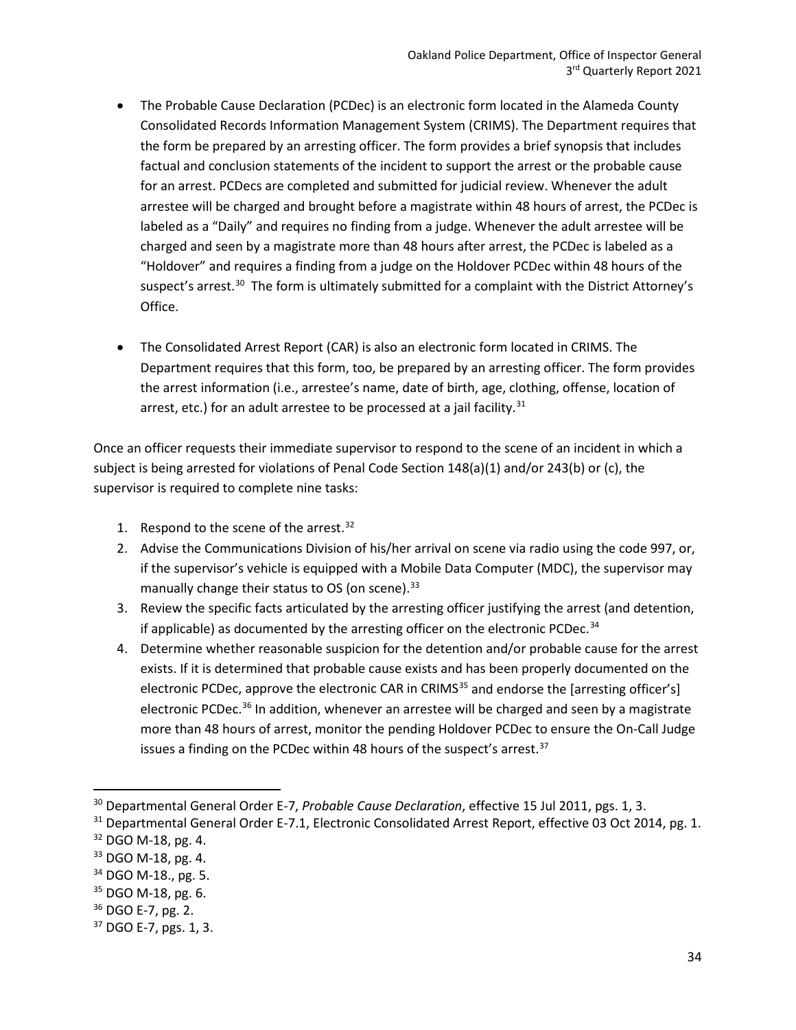- The Probable Cause Declaration (PCDec) is an electronic form located in the Alameda County Consolidated Records Information Management System (CRIMS). The Department requires that the form be prepared by an arresting officer. The form provides a brief synopsis that includes factual and conclusion statements of the incident to support the arrest or the probable cause for an arrest. PCDecs are completed and submitted for judicial review. Whenever the adult arrestee will be charged and brought before a magistrate within 48 hours of arrest, the PCDec is labeled as a "Daily" and requires no finding from a judge. Whenever the adult arrestee will be charged and seen by a magistrate more than 48 hours after arrest, the PCDec is labeled as a "Holdover" and requires a finding from a judge on the Holdover PCDec within 48 hours of the suspect's arrest.[30] The form is ultimately submitted for a complaint with the District Attorney's Office.

- The Consolidated Arrest Report (CAR) is also an electronic form located in CRIMS. The Department requires that this form, too, be prepared by an arresting officer. The form provides the arrest information (i.e., arrestee's name, date of birth, age, clothing, offense, location of arrest, etc.) for an adult arrestee to be processed at a jail facility.[31]

Once an officer requests their immediate supervisor to respond to the scene of an incident in which a subject is being arrested for violations of Penal Code Section 148(a)(1) and/or 243(b) or (c), the supervisor is required to complete nine tasks:

1. Respond to the scene of the arrest.[32]
2. Advise the Communications Division of his/her arrival on scene via radio using the code 997, or, if the supervisor's vehicle is equipped with a Mobile Data Computer (MDC), the supervisor may manually change their status to OS (on scene).[33]
3. Review the specific facts articulated by the arresting officer justifying the arrest (and detention, if applicable) as documented by the arresting officer on the electronic PCDec.[34]
4. Determine whether reasonable suspicion for the detention and/or probable cause for the arrest exists. If it is determined that probable cause exists and has been properly documented on the electronic PCDec, approve the electronic CAR in CRIMS[35] and endorse the [arresting officer's] electronic PCDec.[36] In addition, whenever an arrestee will be charged and seen by a magistrate more than 48 hours of arrest, monitor the pending Holdover PCDec to ensure the On-Call Judge issues a finding on the PCDec within 48 hours of the suspect's arrest.[37]

---

[30] Departmental General Order E-7, *Probable Cause Declaration*, effective 15 Jul 2011, pgs. 1, 3.

[31] Departmental General Order E-7.1, Electronic Consolidated Arrest Report, effective 03 Oct 2014, pg. 1.

[32] DGO M-18, pg. 4.

[33] DGO M-18, pg. 4.

[34] DGO M-18., pg. 5.

[35] DGO M-18, pg. 6.

[36] DGO E-7, pg. 2.

[37] DGO E-7, pgs. 1, 3.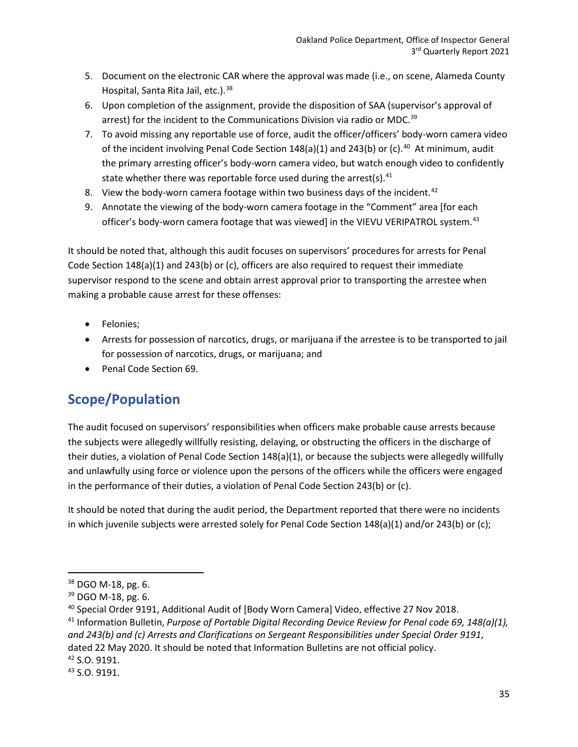5. Document on the electronic CAR where the approval was made (i.e., on scene, Alameda County Hospital, Santa Rita Jail, etc.).[38]
6. Upon completion of the assignment, provide the disposition of SAA (supervisor's approval of arrest) for the incident to the Communications Division via radio or MDC.[39]
7. To avoid missing any reportable use of force, audit the officer/officers' body-worn camera video of the incident involving Penal Code Section 148(a)(1) and 243(b) or (c).[40] At minimum, audit the primary arresting officer's body-worn camera video, but watch enough video to confidently state whether there was reportable force used during the arrest(s).[41]
8. View the body-worn camera footage within two business days of the incident.[42]
9. Annotate the viewing of the body-worn camera footage in the "Comment" area [for each officer's body-worn camera footage that was viewed] in the VIEVU VERIPATROL system.[43]

It should be noted that, although this audit focuses on supervisors' procedures for arrests for Penal Code Section 148(a)(1) and 243(b) or (c), officers are also required to request their immediate supervisor respond to the scene and obtain arrest approval prior to transporting the arrestee when making a probable cause arrest for these offenses:

- Felonies;
- Arrests for possession of narcotics, drugs, or marijuana if the arrestee is to be transported to jail for possession of narcotics, drugs, or marijuana; and
- Penal Code Section 69.

## Scope/Population

The audit focused on supervisors' responsibilities when officers make probable cause arrests because the subjects were allegedly willfully resisting, delaying, or obstructing the officers in the discharge of their duties, a violation of Penal Code Section 148(a)(1), or because the subjects were allegedly willfully and unlawfully using force or violence upon the persons of the officers while the officers were engaged in the performance of their duties, a violation of Penal Code Section 243(b) or (c).

It should be noted that during the audit period, the Department reported that there were no incidents in which juvenile subjects were arrested solely for Penal Code Section 148(a)(1) and/or 243(b) or (c);

---

[38] DGO M-18, pg. 6.

[39] DGO M-18, pg. 6.

[40] Special Order 9191, Additional Audit of [Body Worn Camera] Video, effective 27 Nov 2018.

[41] Information Bulletin, *Purpose of Portable Digital Recording Device Review for Penal code 69, 148(a)(1), and 243(b) and (c) Arrests and Clarifications on Sergeant Responsibilities under Special Order 9191*, dated 22 May 2020. It should be noted that Information Bulletins are not official policy.

[42] S.O. 9191.

[43] S.O. 9191.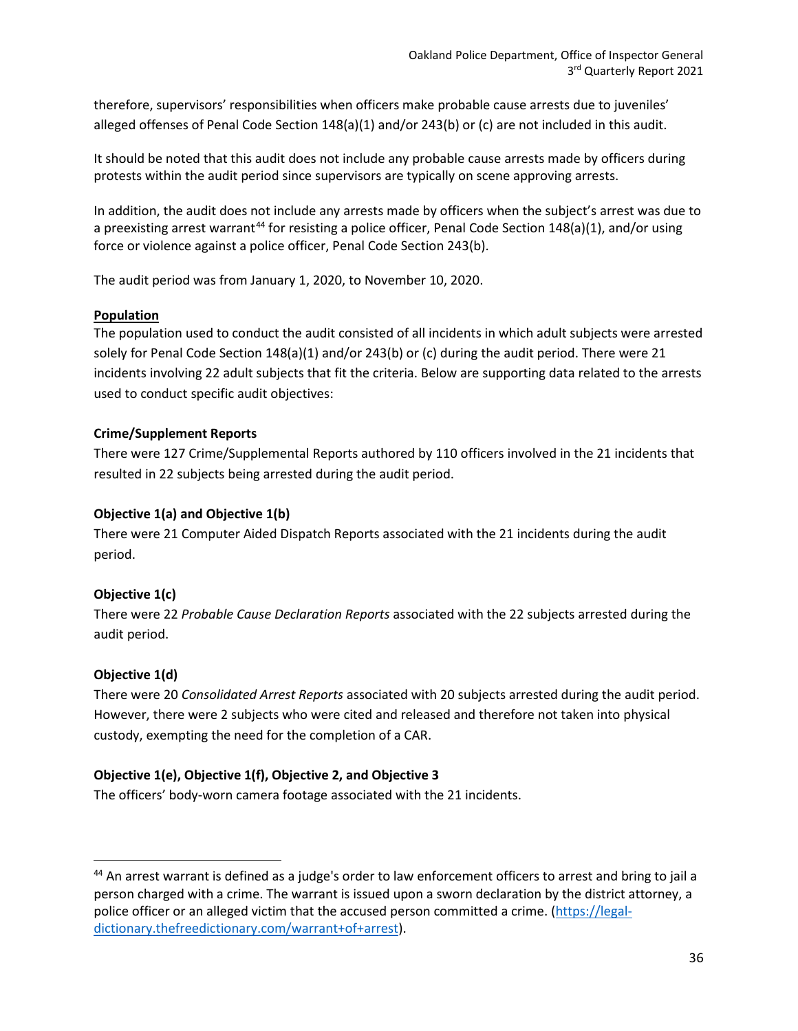therefore, supervisors' responsibilities when officers make probable cause arrests due to juveniles' alleged offenses of Penal Code Section 148(a)(1) and/or 243(b) or (c) are not included in this audit.

It should be noted that this audit does not include any probable cause arrests made by officers during protests within the audit period since supervisors are typically on scene approving arrests.

In addition, the audit does not include any arrests made by officers when the subject's arrest was due to a preexisting arrest warrant[44] for resisting a police officer, Penal Code Section 148(a)(1), and/or using force or violence against a police officer, Penal Code Section 243(b).

The audit period was from January 1, 2020, to November 10, 2020.

**Population**

The population used to conduct the audit consisted of all incidents in which adult subjects were arrested solely for Penal Code Section 148(a)(1) and/or 243(b) or (c) during the audit period. There were 21 incidents involving 22 adult subjects that fit the criteria. Below are supporting data related to the arrests used to conduct specific audit objectives:

**Crime/Supplement Reports**

There were 127 Crime/Supplemental Reports authored by 110 officers involved in the 21 incidents that resulted in 22 subjects being arrested during the audit period.

**Objective 1(a) and Objective 1(b)**

There were 21 Computer Aided Dispatch Reports associated with the 21 incidents during the audit period.

**Objective 1(c)**

There were 22 *Probable Cause Declaration Reports* associated with the 22 subjects arrested during the audit period.

**Objective 1(d)**

There were 20 *Consolidated Arrest Reports* associated with 20 subjects arrested during the audit period. However, there were 2 subjects who were cited and released and therefore not taken into physical custody, exempting the need for the completion of a CAR.

**Objective 1(e), Objective 1(f), Objective 2, and Objective 3**

The officers' body-worn camera footage associated with the 21 incidents.

---

[44] An arrest warrant is defined as a judge's order to law enforcement officers to arrest and bring to jail a person charged with a crime. The warrant is issued upon a sworn declaration by the district attorney, a police officer or an alleged victim that the accused person committed a crime. (https://legal-dictionary.thefreedictionary.com/warrant+of+arrest).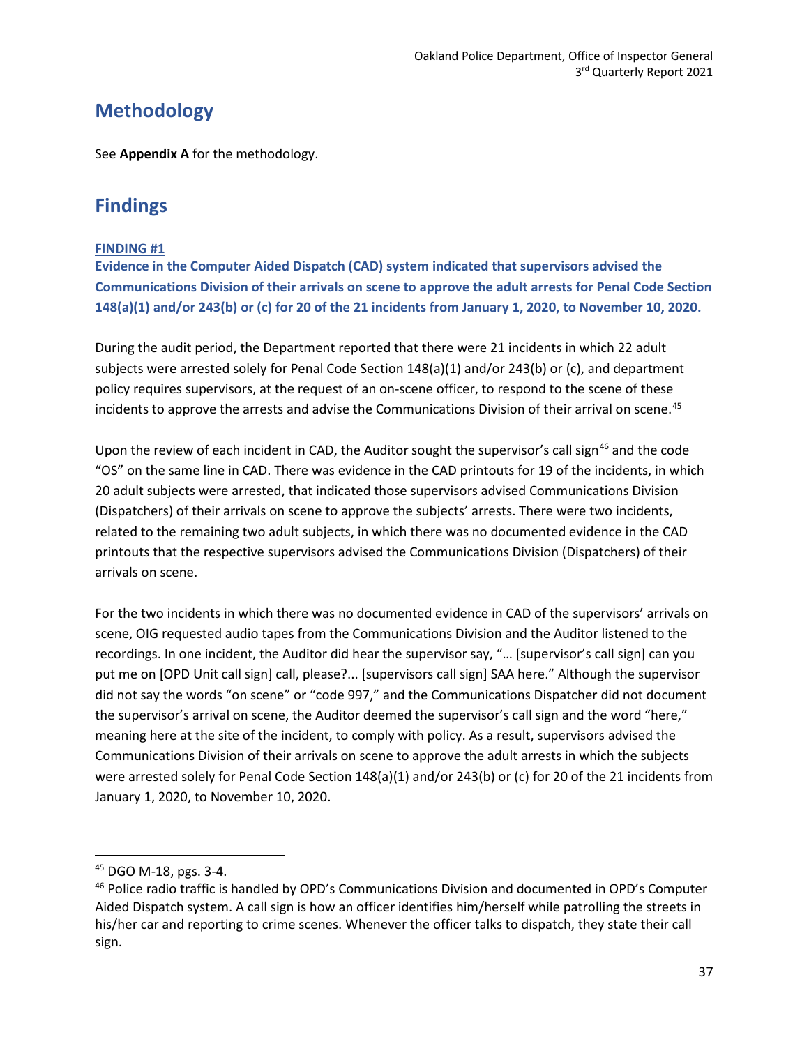## Methodology

See **Appendix A** for the methodology.

## Findings

**FINDING #1**

**Evidence in the Computer Aided Dispatch (CAD) system indicated that supervisors advised the Communications Division of their arrivals on scene to approve the adult arrests for Penal Code Section 148(a)(1) and/or 243(b) or (c) for 20 of the 21 incidents from January 1, 2020, to November 10, 2020.**

During the audit period, the Department reported that there were 21 incidents in which 22 adult subjects were arrested solely for Penal Code Section 148(a)(1) and/or 243(b) or (c), and department policy requires supervisors, at the request of an on-scene officer, to respond to the scene of these incidents to approve the arrests and advise the Communications Division of their arrival on scene.[45]

Upon the review of each incident in CAD, the Auditor sought the supervisor's call sign[46] and the code "OS" on the same line in CAD. There was evidence in the CAD printouts for 19 of the incidents, in which 20 adult subjects were arrested, that indicated those supervisors advised Communications Division (Dispatchers) of their arrivals on scene to approve the subjects' arrests. There were two incidents, related to the remaining two adult subjects, in which there was no documented evidence in the CAD printouts that the respective supervisors advised the Communications Division (Dispatchers) of their arrivals on scene.

For the two incidents in which there was no documented evidence in CAD of the supervisors' arrivals on scene, OIG requested audio tapes from the Communications Division and the Auditor listened to the recordings. In one incident, the Auditor did hear the supervisor say, "… [supervisor's call sign] can you put me on [OPD Unit call sign] call, please?... [supervisors call sign] SAA here." Although the supervisor did not say the words "on scene" or "code 997," and the Communications Dispatcher did not document the supervisor's arrival on scene, the Auditor deemed the supervisor's call sign and the word "here," meaning here at the site of the incident, to comply with policy. As a result, supervisors advised the Communications Division of their arrivals on scene to approve the adult arrests in which the subjects were arrested solely for Penal Code Section 148(a)(1) and/or 243(b) or (c) for 20 of the 21 incidents from January 1, 2020, to November 10, 2020.

---

[45] DGO M-18, pgs. 3-4.

[46] Police radio traffic is handled by OPD's Communications Division and documented in OPD's Computer Aided Dispatch system. A call sign is how an officer identifies him/herself while patrolling the streets in his/her car and reporting to crime scenes. Whenever the officer talks to dispatch, they state their call sign.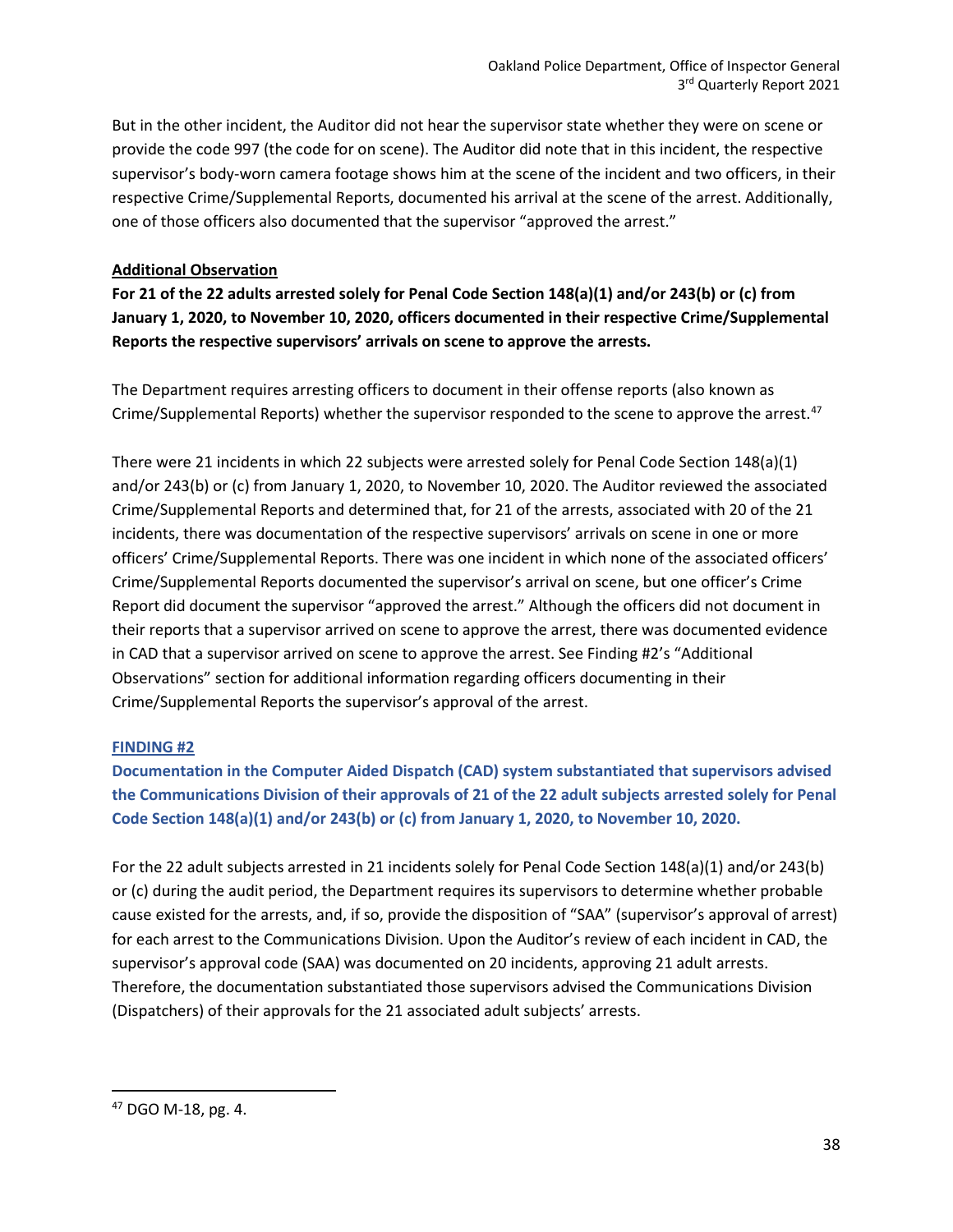But in the other incident, the Auditor did not hear the supervisor state whether they were on scene or provide the code 997 (the code for on scene). The Auditor did note that in this incident, the respective supervisor's body-worn camera footage shows him at the scene of the incident and two officers, in their respective Crime/Supplemental Reports, documented his arrival at the scene of the arrest. Additionally, one of those officers also documented that the supervisor "approved the arrest."

**Additional Observation**

**For 21 of the 22 adults arrested solely for Penal Code Section 148(a)(1) and/or 243(b) or (c) from January 1, 2020, to November 10, 2020, officers documented in their respective Crime/Supplemental Reports the respective supervisors' arrivals on scene to approve the arrests.**

The Department requires arresting officers to document in their offense reports (also known as Crime/Supplemental Reports) whether the supervisor responded to the scene to approve the arrest.[47]

There were 21 incidents in which 22 subjects were arrested solely for Penal Code Section 148(a)(1) and/or 243(b) or (c) from January 1, 2020, to November 10, 2020. The Auditor reviewed the associated Crime/Supplemental Reports and determined that, for 21 of the arrests, associated with 20 of the 21 incidents, there was documentation of the respective supervisors' arrivals on scene in one or more officers' Crime/Supplemental Reports. There was one incident in which none of the associated officers' Crime/Supplemental Reports documented the supervisor's arrival on scene, but one officer's Crime Report did document the supervisor "approved the arrest." Although the officers did not document in their reports that a supervisor arrived on scene to approve the arrest, there was documented evidence in CAD that a supervisor arrived on scene to approve the arrest. See Finding #2's "Additional Observations" section for additional information regarding officers documenting in their Crime/Supplemental Reports the supervisor's approval of the arrest.

## FINDING #2

**Documentation in the Computer Aided Dispatch (CAD) system substantiated that supervisors advised the Communications Division of their approvals of 21 of the 22 adult subjects arrested solely for Penal Code Section 148(a)(1) and/or 243(b) or (c) from January 1, 2020, to November 10, 2020.**

For the 22 adult subjects arrested in 21 incidents solely for Penal Code Section 148(a)(1) and/or 243(b) or (c) during the audit period, the Department requires its supervisors to determine whether probable cause existed for the arrests, and, if so, provide the disposition of "SAA" (supervisor's approval of arrest) for each arrest to the Communications Division. Upon the Auditor's review of each incident in CAD, the supervisor's approval code (SAA) was documented on 20 incidents, approving 21 adult arrests. Therefore, the documentation substantiated those supervisors advised the Communications Division (Dispatchers) of their approvals for the 21 associated adult subjects' arrests.

---

[47] DGO M-18, pg. 4.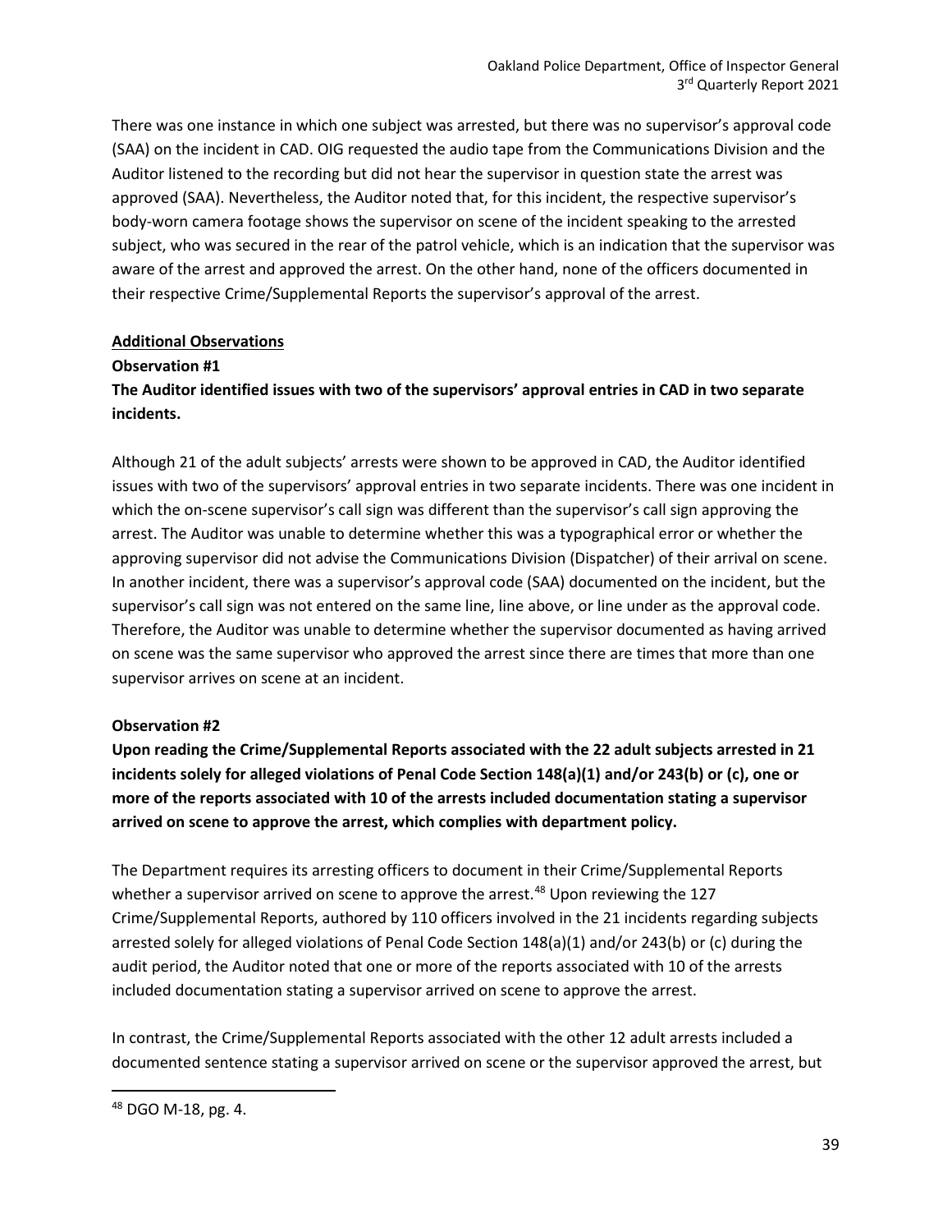There was one instance in which one subject was arrested, but there was no supervisor's approval code (SAA) on the incident in CAD. OIG requested the audio tape from the Communications Division and the Auditor listened to the recording but did not hear the supervisor in question state the arrest was approved (SAA). Nevertheless, the Auditor noted that, for this incident, the respective supervisor's body-worn camera footage shows the supervisor on scene of the incident speaking to the arrested subject, who was secured in the rear of the patrol vehicle, which is an indication that the supervisor was aware of the arrest and approved the arrest. On the other hand, none of the officers documented in their respective Crime/Supplemental Reports the supervisor's approval of the arrest.

## Additional Observations

### Observation #1

**The Auditor identified issues with two of the supervisors' approval entries in CAD in two separate incidents.**

Although 21 of the adult subjects' arrests were shown to be approved in CAD, the Auditor identified issues with two of the supervisors' approval entries in two separate incidents. There was one incident in which the on-scene supervisor's call sign was different than the supervisor's call sign approving the arrest. The Auditor was unable to determine whether this was a typographical error or whether the approving supervisor did not advise the Communications Division (Dispatcher) of their arrival on scene. In another incident, there was a supervisor's approval code (SAA) documented on the incident, but the supervisor's call sign was not entered on the same line, line above, or line under as the approval code. Therefore, the Auditor was unable to determine whether the supervisor documented as having arrived on scene was the same supervisor who approved the arrest since there are times that more than one supervisor arrives on scene at an incident.

### Observation #2

**Upon reading the Crime/Supplemental Reports associated with the 22 adult subjects arrested in 21 incidents solely for alleged violations of Penal Code Section 148(a)(1) and/or 243(b) or (c), one or more of the reports associated with 10 of the arrests included documentation stating a supervisor arrived on scene to approve the arrest, which complies with department policy.**

The Department requires its arresting officers to document in their Crime/Supplemental Reports whether a supervisor arrived on scene to approve the arrest.[48] Upon reviewing the 127 Crime/Supplemental Reports, authored by 110 officers involved in the 21 incidents regarding subjects arrested solely for alleged violations of Penal Code Section 148(a)(1) and/or 243(b) or (c) during the audit period, the Auditor noted that one or more of the reports associated with 10 of the arrests included documentation stating a supervisor arrived on scene to approve the arrest.

In contrast, the Crime/Supplemental Reports associated with the other 12 adult arrests included a documented sentence stating a supervisor arrived on scene or the supervisor approved the arrest, but

[48] DGO M-18, pg. 4.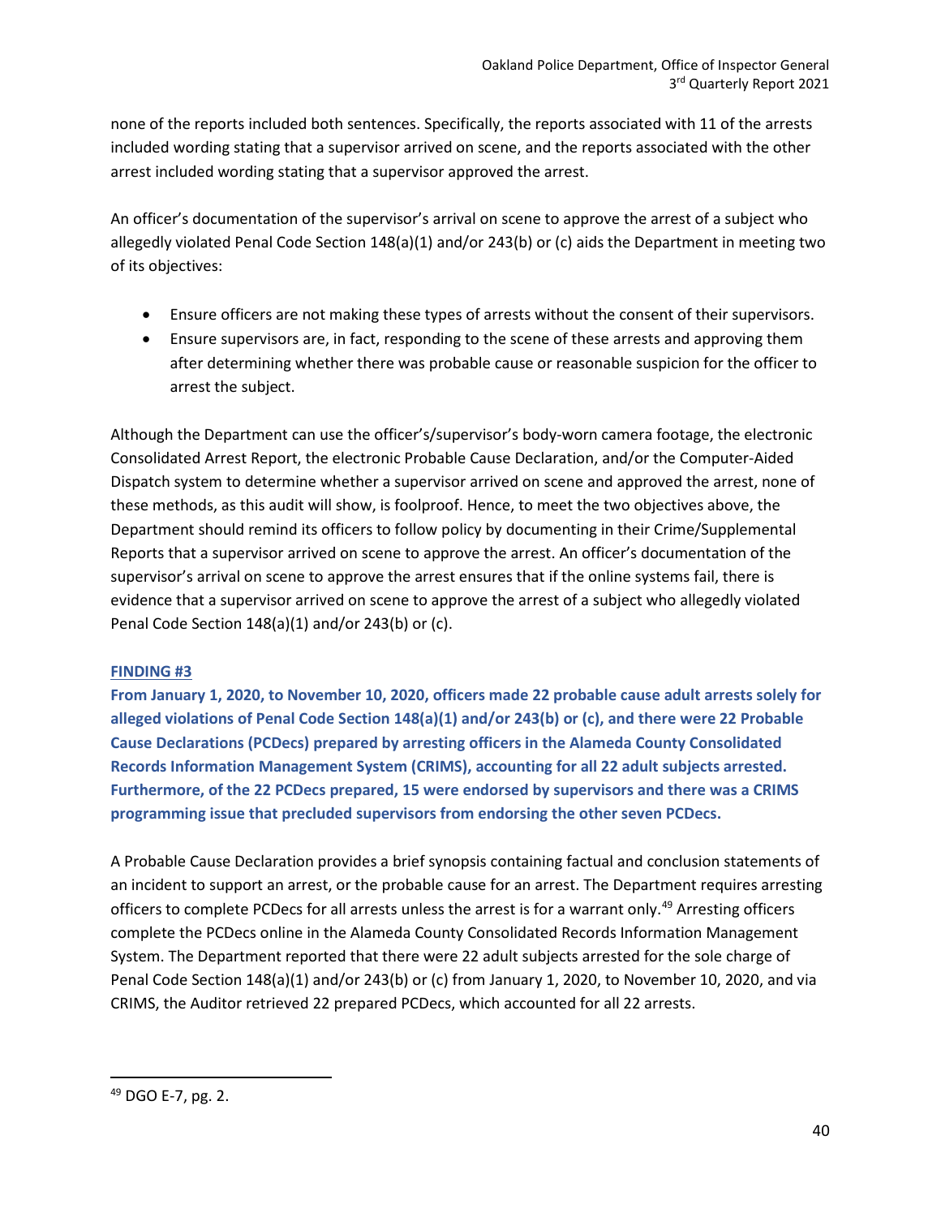none of the reports included both sentences. Specifically, the reports associated with 11 of the arrests included wording stating that a supervisor arrived on scene, and the reports associated with the other arrest included wording stating that a supervisor approved the arrest.

An officer's documentation of the supervisor's arrival on scene to approve the arrest of a subject who allegedly violated Penal Code Section 148(a)(1) and/or 243(b) or (c) aids the Department in meeting two of its objectives:

- Ensure officers are not making these types of arrests without the consent of their supervisors.
- Ensure supervisors are, in fact, responding to the scene of these arrests and approving them after determining whether there was probable cause or reasonable suspicion for the officer to arrest the subject.

Although the Department can use the officer's/supervisor's body-worn camera footage, the electronic Consolidated Arrest Report, the electronic Probable Cause Declaration, and/or the Computer-Aided Dispatch system to determine whether a supervisor arrived on scene and approved the arrest, none of these methods, as this audit will show, is foolproof. Hence, to meet the two objectives above, the Department should remind its officers to follow policy by documenting in their Crime/Supplemental Reports that a supervisor arrived on scene to approve the arrest. An officer's documentation of the supervisor's arrival on scene to approve the arrest ensures that if the online systems fail, there is evidence that a supervisor arrived on scene to approve the arrest of a subject who allegedly violated Penal Code Section 148(a)(1) and/or 243(b) or (c).

### FINDING #3

**From January 1, 2020, to November 10, 2020, officers made 22 probable cause adult arrests solely for alleged violations of Penal Code Section 148(a)(1) and/or 243(b) or (c), and there were 22 Probable Cause Declarations (PCDecs) prepared by arresting officers in the Alameda County Consolidated Records Information Management System (CRIMS), accounting for all 22 adult subjects arrested. Furthermore, of the 22 PCDecs prepared, 15 were endorsed by supervisors and there was a CRIMS programming issue that precluded supervisors from endorsing the other seven PCDecs.**

A Probable Cause Declaration provides a brief synopsis containing factual and conclusion statements of an incident to support an arrest, or the probable cause for an arrest. The Department requires arresting officers to complete PCDecs for all arrests unless the arrest is for a warrant only.[49] Arresting officers complete the PCDecs online in the Alameda County Consolidated Records Information Management System. The Department reported that there were 22 adult subjects arrested for the sole charge of Penal Code Section 148(a)(1) and/or 243(b) or (c) from January 1, 2020, to November 10, 2020, and via CRIMS, the Auditor retrieved 22 prepared PCDecs, which accounted for all 22 arrests.

[49] DGO E-7, pg. 2.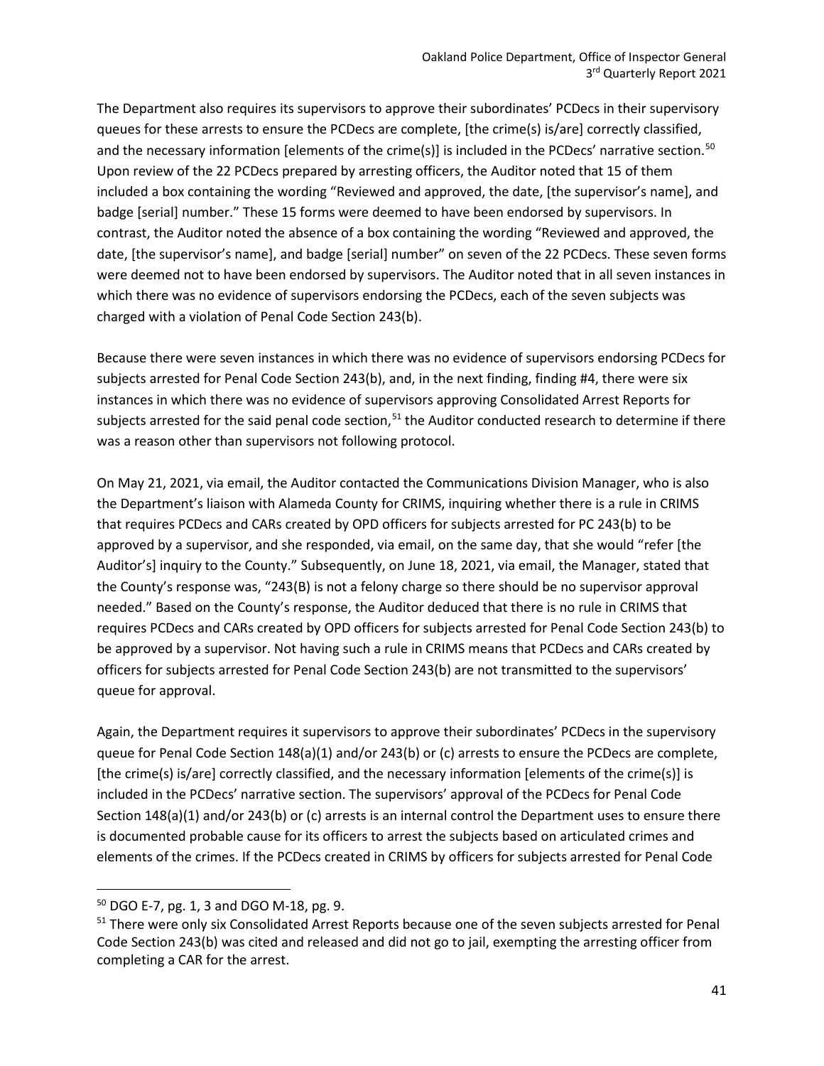The Department also requires its supervisors to approve their subordinates' PCDecs in their supervisory queues for these arrests to ensure the PCDecs are complete, [the crime(s) is/are] correctly classified, and the necessary information [elements of the crime(s)] is included in the PCDecs' narrative section.[50] Upon review of the 22 PCDecs prepared by arresting officers, the Auditor noted that 15 of them included a box containing the wording "Reviewed and approved, the date, [the supervisor's name], and badge [serial] number." These 15 forms were deemed to have been endorsed by supervisors. In contrast, the Auditor noted the absence of a box containing the wording "Reviewed and approved, the date, [the supervisor's name], and badge [serial] number" on seven of the 22 PCDecs. These seven forms were deemed not to have been endorsed by supervisors. The Auditor noted that in all seven instances in which there was no evidence of supervisors endorsing the PCDecs, each of the seven subjects was charged with a violation of Penal Code Section 243(b).

Because there were seven instances in which there was no evidence of supervisors endorsing PCDecs for subjects arrested for Penal Code Section 243(b), and, in the next finding, finding #4, there were six instances in which there was no evidence of supervisors approving Consolidated Arrest Reports for subjects arrested for the said penal code section,[51] the Auditor conducted research to determine if there was a reason other than supervisors not following protocol.

On May 21, 2021, via email, the Auditor contacted the Communications Division Manager, who is also the Department's liaison with Alameda County for CRIMS, inquiring whether there is a rule in CRIMS that requires PCDecs and CARs created by OPD officers for subjects arrested for PC 243(b) to be approved by a supervisor, and she responded, via email, on the same day, that she would "refer [the Auditor's] inquiry to the County." Subsequently, on June 18, 2021, via email, the Manager, stated that the County's response was, "243(B) is not a felony charge so there should be no supervisor approval needed." Based on the County's response, the Auditor deduced that there is no rule in CRIMS that requires PCDecs and CARs created by OPD officers for subjects arrested for Penal Code Section 243(b) to be approved by a supervisor. Not having such a rule in CRIMS means that PCDecs and CARs created by officers for subjects arrested for Penal Code Section 243(b) are not transmitted to the supervisors' queue for approval.

Again, the Department requires it supervisors to approve their subordinates' PCDecs in the supervisory queue for Penal Code Section 148(a)(1) and/or 243(b) or (c) arrests to ensure the PCDecs are complete, [the crime(s) is/are] correctly classified, and the necessary information [elements of the crime(s)] is included in the PCDecs' narrative section. The supervisors' approval of the PCDecs for Penal Code Section 148(a)(1) and/or 243(b) or (c) arrests is an internal control the Department uses to ensure there is documented probable cause for its officers to arrest the subjects based on articulated crimes and elements of the crimes. If the PCDecs created in CRIMS by officers for subjects arrested for Penal Code

---

[50] DGO E-7, pg. 1, 3 and DGO M-18, pg. 9.

[51] There were only six Consolidated Arrest Reports because one of the seven subjects arrested for Penal Code Section 243(b) was cited and released and did not go to jail, exempting the arresting officer from completing a CAR for the arrest.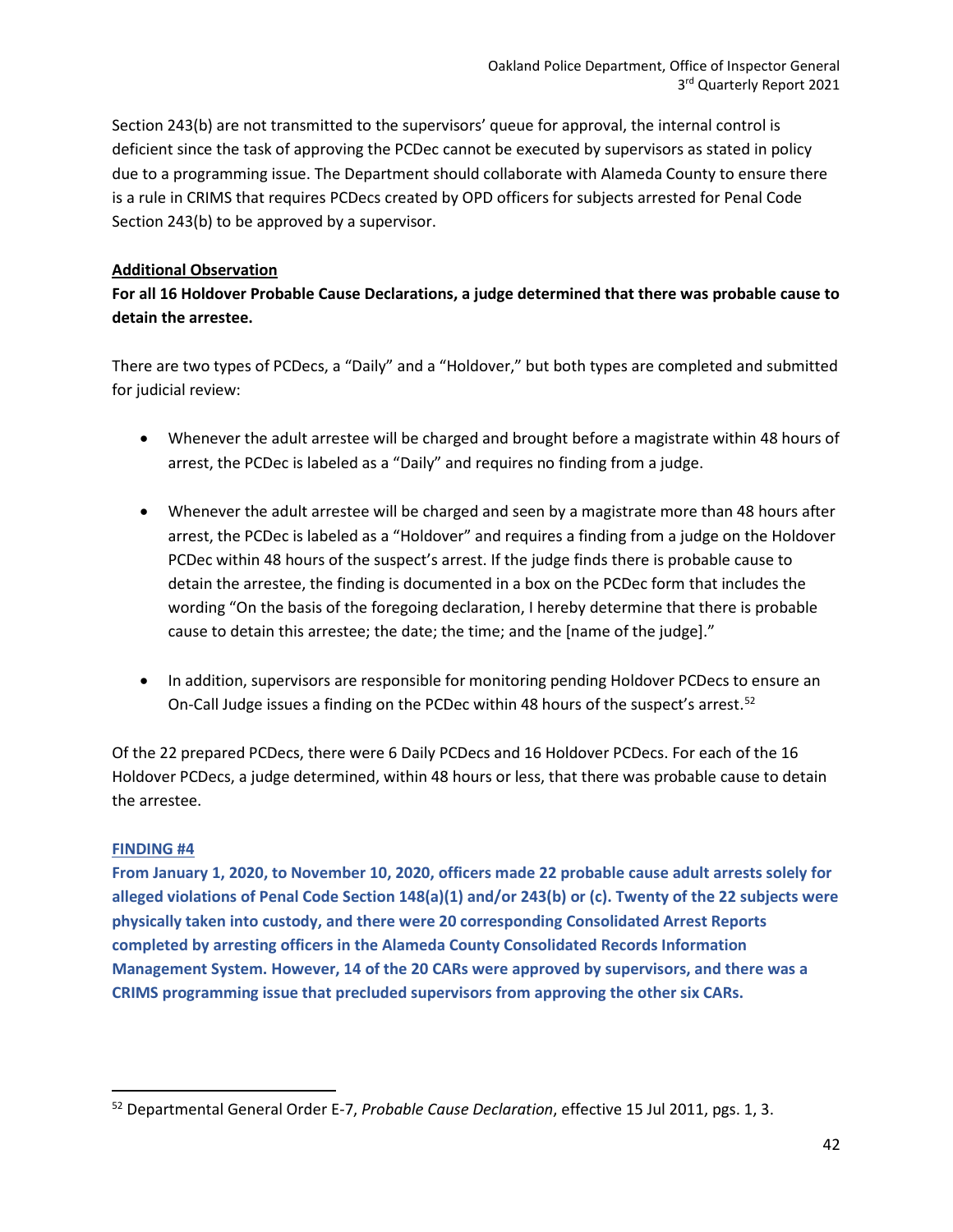Section 243(b) are not transmitted to the supervisors' queue for approval, the internal control is deficient since the task of approving the PCDec cannot be executed by supervisors as stated in policy due to a programming issue. The Department should collaborate with Alameda County to ensure there is a rule in CRIMS that requires PCDecs created by OPD officers for subjects arrested for Penal Code Section 243(b) to be approved by a supervisor.

**Additional Observation**

**For all 16 Holdover Probable Cause Declarations, a judge determined that there was probable cause to detain the arrestee.**

There are two types of PCDecs, a "Daily" and a "Holdover," but both types are completed and submitted for judicial review:

- Whenever the adult arrestee will be charged and brought before a magistrate within 48 hours of arrest, the PCDec is labeled as a "Daily" and requires no finding from a judge.
- Whenever the adult arrestee will be charged and seen by a magistrate more than 48 hours after arrest, the PCDec is labeled as a "Holdover" and requires a finding from a judge on the Holdover PCDec within 48 hours of the suspect's arrest. If the judge finds there is probable cause to detain the arrestee, the finding is documented in a box on the PCDec form that includes the wording "On the basis of the foregoing declaration, I hereby determine that there is probable cause to detain this arrestee; the date; the time; and the [name of the judge]."
- In addition, supervisors are responsible for monitoring pending Holdover PCDecs to ensure an On-Call Judge issues a finding on the PCDec within 48 hours of the suspect's arrest.[52]

Of the 22 prepared PCDecs, there were 6 Daily PCDecs and 16 Holdover PCDecs. For each of the 16 Holdover PCDecs, a judge determined, within 48 hours or less, that there was probable cause to detain the arrestee.

**FINDING #4**

**From January 1, 2020, to November 10, 2020, officers made 22 probable cause adult arrests solely for alleged violations of Penal Code Section 148(a)(1) and/or 243(b) or (c). Twenty of the 22 subjects were physically taken into custody, and there were 20 corresponding Consolidated Arrest Reports completed by arresting officers in the Alameda County Consolidated Records Information Management System. However, 14 of the 20 CARs were approved by supervisors, and there was a CRIMS programming issue that precluded supervisors from approving the other six CARs.**

---

[52] Departmental General Order E-7, *Probable Cause Declaration*, effective 15 Jul 2011, pgs. 1, 3.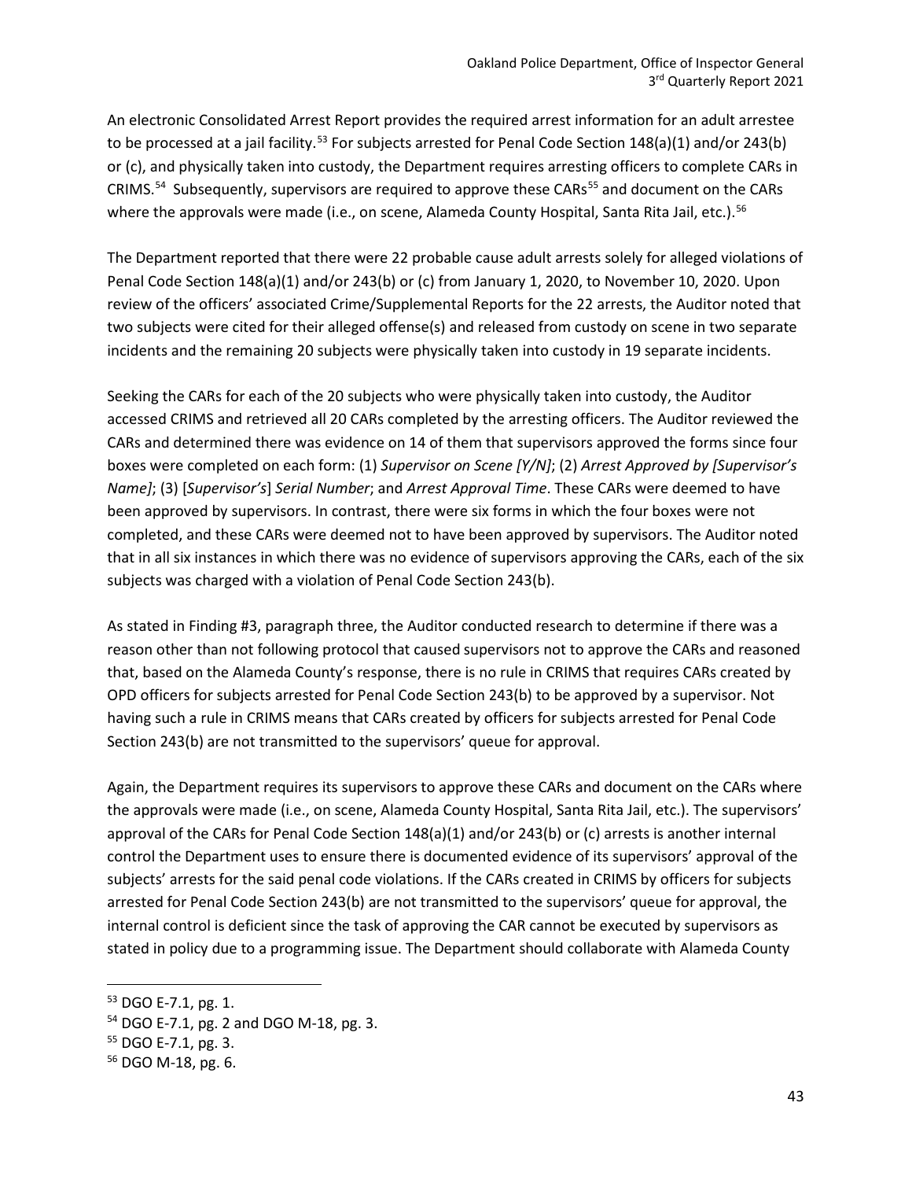An electronic Consolidated Arrest Report provides the required arrest information for an adult arrestee to be processed at a jail facility.[53] For subjects arrested for Penal Code Section 148(a)(1) and/or 243(b) or (c), and physically taken into custody, the Department requires arresting officers to complete CARs in CRIMS.[54] Subsequently, supervisors are required to approve these CARs[55] and document on the CARs where the approvals were made (i.e., on scene, Alameda County Hospital, Santa Rita Jail, etc.).[56]

The Department reported that there were 22 probable cause adult arrests solely for alleged violations of Penal Code Section 148(a)(1) and/or 243(b) or (c) from January 1, 2020, to November 10, 2020. Upon review of the officers' associated Crime/Supplemental Reports for the 22 arrests, the Auditor noted that two subjects were cited for their alleged offense(s) and released from custody on scene in two separate incidents and the remaining 20 subjects were physically taken into custody in 19 separate incidents.

Seeking the CARs for each of the 20 subjects who were physically taken into custody, the Auditor accessed CRIMS and retrieved all 20 CARs completed by the arresting officers. The Auditor reviewed the CARs and determined there was evidence on 14 of them that supervisors approved the forms since four boxes were completed on each form: (1) *Supervisor on Scene [Y/N]*; (2) *Arrest Approved by [Supervisor's Name]*; (3) [*Supervisor's*] *Serial Number*; and *Arrest Approval Time*. These CARs were deemed to have been approved by supervisors. In contrast, there were six forms in which the four boxes were not completed, and these CARs were deemed not to have been approved by supervisors. The Auditor noted that in all six instances in which there was no evidence of supervisors approving the CARs, each of the six subjects was charged with a violation of Penal Code Section 243(b).

As stated in Finding #3, paragraph three, the Auditor conducted research to determine if there was a reason other than not following protocol that caused supervisors not to approve the CARs and reasoned that, based on the Alameda County's response, there is no rule in CRIMS that requires CARs created by OPD officers for subjects arrested for Penal Code Section 243(b) to be approved by a supervisor. Not having such a rule in CRIMS means that CARs created by officers for subjects arrested for Penal Code Section 243(b) are not transmitted to the supervisors' queue for approval.

Again, the Department requires its supervisors to approve these CARs and document on the CARs where the approvals were made (i.e., on scene, Alameda County Hospital, Santa Rita Jail, etc.). The supervisors' approval of the CARs for Penal Code Section 148(a)(1) and/or 243(b) or (c) arrests is another internal control the Department uses to ensure there is documented evidence of its supervisors' approval of the subjects' arrests for the said penal code violations. If the CARs created in CRIMS by officers for subjects arrested for Penal Code Section 243(b) are not transmitted to the supervisors' queue for approval, the internal control is deficient since the task of approving the CAR cannot be executed by supervisors as stated in policy due to a programming issue. The Department should collaborate with Alameda County

---

[53] DGO E-7.1, pg. 1.

[54] DGO E-7.1, pg. 2 and DGO M-18, pg. 3.

[55] DGO E-7.1, pg. 3.

[56] DGO M-18, pg. 6.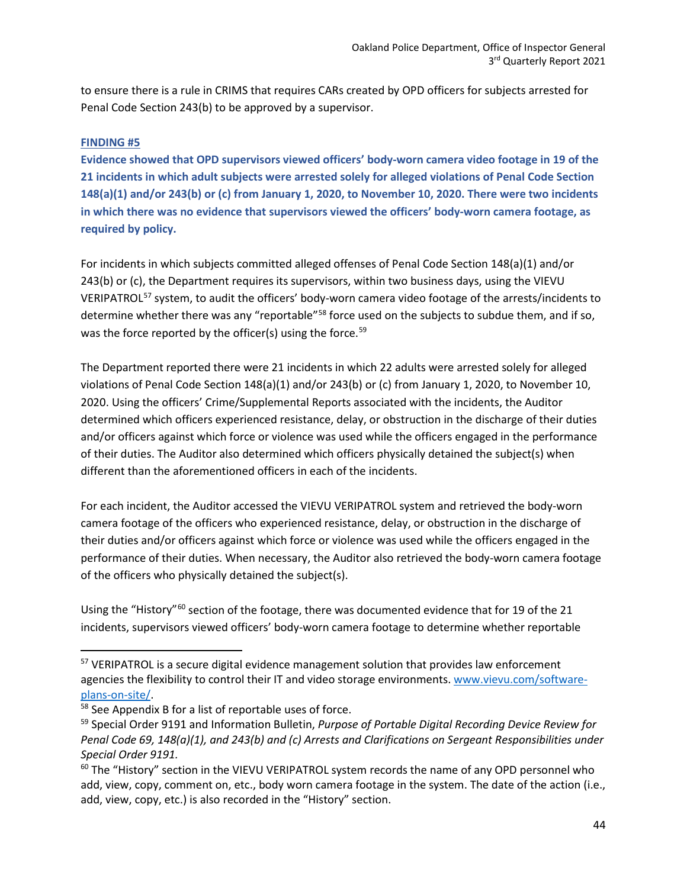to ensure there is a rule in CRIMS that requires CARs created by OPD officers for subjects arrested for Penal Code Section 243(b) to be approved by a supervisor.

**FINDING #5**

**Evidence showed that OPD supervisors viewed officers' body-worn camera video footage in 19 of the 21 incidents in which adult subjects were arrested solely for alleged violations of Penal Code Section 148(a)(1) and/or 243(b) or (c) from January 1, 2020, to November 10, 2020. There were two incidents in which there was no evidence that supervisors viewed the officers' body-worn camera footage, as required by policy.**

For incidents in which subjects committed alleged offenses of Penal Code Section 148(a)(1) and/or 243(b) or (c), the Department requires its supervisors, within two business days, using the VIEVU VERIPATROL[57] system, to audit the officers' body-worn camera video footage of the arrests/incidents to determine whether there was any "reportable"[58] force used on the subjects to subdue them, and if so, was the force reported by the officer(s) using the force.[59]

The Department reported there were 21 incidents in which 22 adults were arrested solely for alleged violations of Penal Code Section 148(a)(1) and/or 243(b) or (c) from January 1, 2020, to November 10, 2020. Using the officers' Crime/Supplemental Reports associated with the incidents, the Auditor determined which officers experienced resistance, delay, or obstruction in the discharge of their duties and/or officers against which force or violence was used while the officers engaged in the performance of their duties. The Auditor also determined which officers physically detained the subject(s) when different than the aforementioned officers in each of the incidents.

For each incident, the Auditor accessed the VIEVU VERIPATROL system and retrieved the body-worn camera footage of the officers who experienced resistance, delay, or obstruction in the discharge of their duties and/or officers against which force or violence was used while the officers engaged in the performance of their duties. When necessary, the Auditor also retrieved the body-worn camera footage of the officers who physically detained the subject(s).

Using the "History"[60] section of the footage, there was documented evidence that for 19 of the 21 incidents, supervisors viewed officers' body-worn camera footage to determine whether reportable

---

[57] VERIPATROL is a secure digital evidence management solution that provides law enforcement agencies the flexibility to control their IT and video storage environments. www.vievu.com/software-plans-on-site/.

[58] See Appendix B for a list of reportable uses of force.

[59] Special Order 9191 and Information Bulletin, *Purpose of Portable Digital Recording Device Review for Penal Code 69, 148(a)(1), and 243(b) and (c) Arrests and Clarifications on Sergeant Responsibilities under Special Order 9191.*

[60] The "History" section in the VIEVU VERIPATROL system records the name of any OPD personnel who add, view, copy, comment on, etc., body worn camera footage in the system. The date of the action (i.e., add, view, copy, etc.) is also recorded in the "History" section.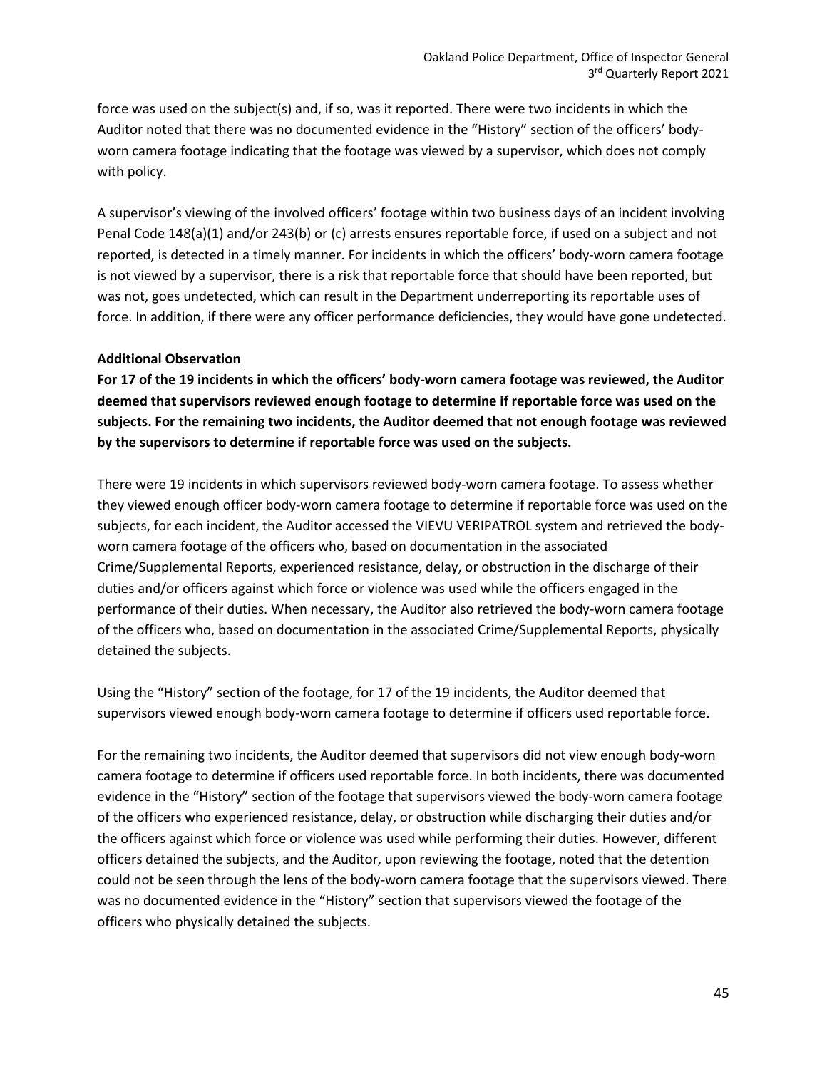force was used on the subject(s) and, if so, was it reported. There were two incidents in which the Auditor noted that there was no documented evidence in the "History" section of the officers' body-worn camera footage indicating that the footage was viewed by a supervisor, which does not comply with policy.

A supervisor's viewing of the involved officers' footage within two business days of an incident involving Penal Code 148(a)(1) and/or 243(b) or (c) arrests ensures reportable force, if used on a subject and not reported, is detected in a timely manner. For incidents in which the officers' body-worn camera footage is not viewed by a supervisor, there is a risk that reportable force that should have been reported, but was not, goes undetected, which can result in the Department underreporting its reportable uses of force. In addition, if there were any officer performance deficiencies, they would have gone undetected.

**Additional Observation**

**For 17 of the 19 incidents in which the officers' body-worn camera footage was reviewed, the Auditor deemed that supervisors reviewed enough footage to determine if reportable force was used on the subjects. For the remaining two incidents, the Auditor deemed that not enough footage was reviewed by the supervisors to determine if reportable force was used on the subjects.**

There were 19 incidents in which supervisors reviewed body-worn camera footage. To assess whether they viewed enough officer body-worn camera footage to determine if reportable force was used on the subjects, for each incident, the Auditor accessed the VIEVU VERIPATROL system and retrieved the body-worn camera footage of the officers who, based on documentation in the associated Crime/Supplemental Reports, experienced resistance, delay, or obstruction in the discharge of their duties and/or officers against which force or violence was used while the officers engaged in the performance of their duties. When necessary, the Auditor also retrieved the body-worn camera footage of the officers who, based on documentation in the associated Crime/Supplemental Reports, physically detained the subjects.

Using the "History" section of the footage, for 17 of the 19 incidents, the Auditor deemed that supervisors viewed enough body-worn camera footage to determine if officers used reportable force.

For the remaining two incidents, the Auditor deemed that supervisors did not view enough body-worn camera footage to determine if officers used reportable force. In both incidents, there was documented evidence in the "History" section of the footage that supervisors viewed the body-worn camera footage of the officers who experienced resistance, delay, or obstruction while discharging their duties and/or the officers against which force or violence was used while performing their duties. However, different officers detained the subjects, and the Auditor, upon reviewing the footage, noted that the detention could not be seen through the lens of the body-worn camera footage that the supervisors viewed. There was no documented evidence in the "History" section that supervisors viewed the footage of the officers who physically detained the subjects.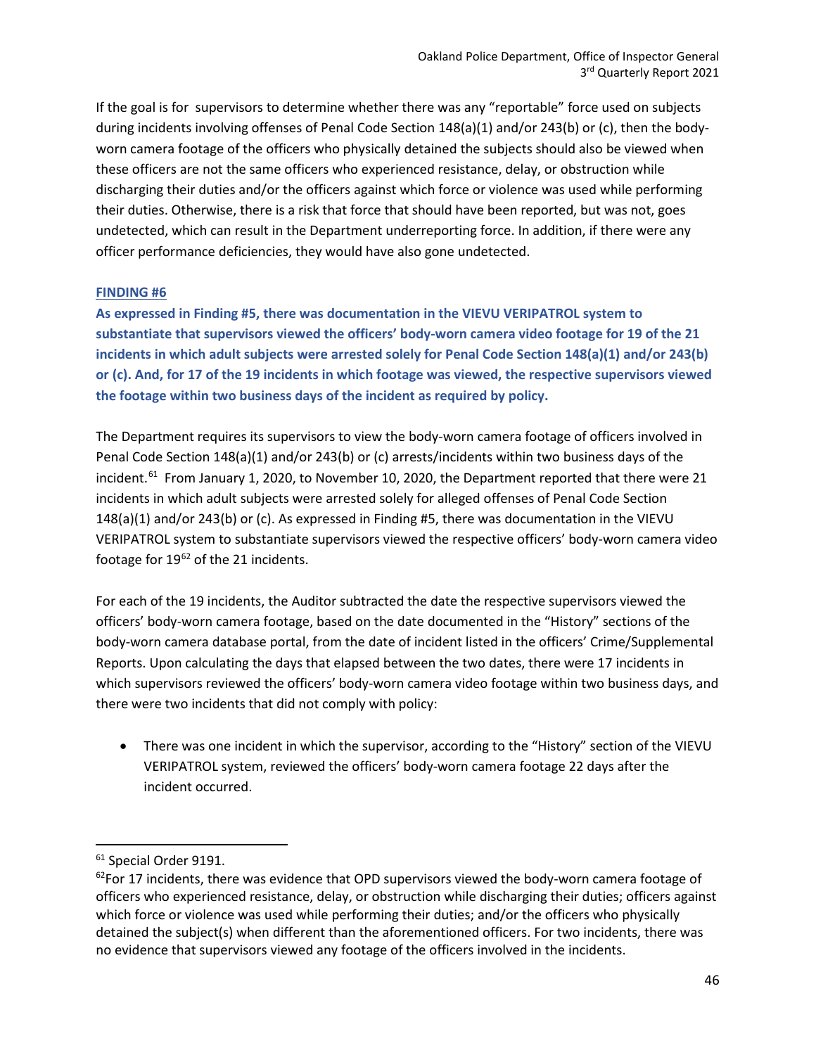If the goal is for supervisors to determine whether there was any "reportable" force used on subjects during incidents involving offenses of Penal Code Section 148(a)(1) and/or 243(b) or (c), then the body-worn camera footage of the officers who physically detained the subjects should also be viewed when these officers are not the same officers who experienced resistance, delay, or obstruction while discharging their duties and/or the officers against which force or violence was used while performing their duties. Otherwise, there is a risk that force that should have been reported, but was not, goes undetected, which can result in the Department underreporting force. In addition, if there were any officer performance deficiencies, they would have also gone undetected.

**FINDING #6**

**As expressed in Finding #5, there was documentation in the VIEVU VERIPATROL system to substantiate that supervisors viewed the officers' body-worn camera video footage for 19 of the 21 incidents in which adult subjects were arrested solely for Penal Code Section 148(a)(1) and/or 243(b) or (c). And, for 17 of the 19 incidents in which footage was viewed, the respective supervisors viewed the footage within two business days of the incident as required by policy.**

The Department requires its supervisors to view the body-worn camera footage of officers involved in Penal Code Section 148(a)(1) and/or 243(b) or (c) arrests/incidents within two business days of the incident.[61] From January 1, 2020, to November 10, 2020, the Department reported that there were 21 incidents in which adult subjects were arrested solely for alleged offenses of Penal Code Section 148(a)(1) and/or 243(b) or (c). As expressed in Finding #5, there was documentation in the VIEVU VERIPATROL system to substantiate supervisors viewed the respective officers' body-worn camera video footage for 19[62] of the 21 incidents.

For each of the 19 incidents, the Auditor subtracted the date the respective supervisors viewed the officers' body-worn camera footage, based on the date documented in the "History" sections of the body-worn camera database portal, from the date of incident listed in the officers' Crime/Supplemental Reports. Upon calculating the days that elapsed between the two dates, there were 17 incidents in which supervisors reviewed the officers' body-worn camera video footage within two business days, and there were two incidents that did not comply with policy:

- There was one incident in which the supervisor, according to the "History" section of the VIEVU VERIPATROL system, reviewed the officers' body-worn camera footage 22 days after the incident occurred.

---

[61] Special Order 9191.

[62] For 17 incidents, there was evidence that OPD supervisors viewed the body-worn camera footage of officers who experienced resistance, delay, or obstruction while discharging their duties; officers against which force or violence was used while performing their duties; and/or the officers who physically detained the subject(s) when different than the aforementioned officers. For two incidents, there was no evidence that supervisors viewed any footage of the officers involved in the incidents.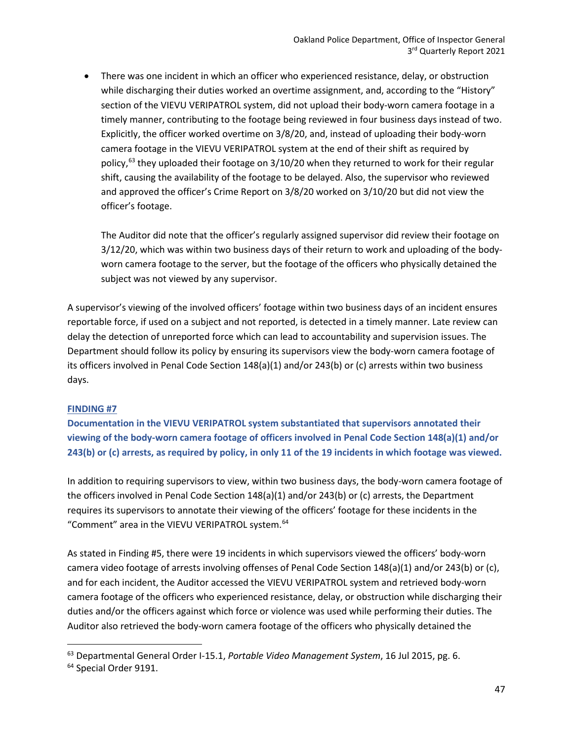- There was one incident in which an officer who experienced resistance, delay, or obstruction while discharging their duties worked an overtime assignment, and, according to the "History" section of the VIEVU VERIPATROL system, did not upload their body-worn camera footage in a timely manner, contributing to the footage being reviewed in four business days instead of two. Explicitly, the officer worked overtime on 3/8/20, and, instead of uploading their body-worn camera footage in the VIEVU VERIPATROL system at the end of their shift as required by policy,[63] they uploaded their footage on 3/10/20 when they returned to work for their regular shift, causing the availability of the footage to be delayed. Also, the supervisor who reviewed and approved the officer's Crime Report on 3/8/20 worked on 3/10/20 but did not view the officer's footage.

  The Auditor did note that the officer's regularly assigned supervisor did review their footage on 3/12/20, which was within two business days of their return to work and uploading of the body-worn camera footage to the server, but the footage of the officers who physically detained the subject was not viewed by any supervisor.

A supervisor's viewing of the involved officers' footage within two business days of an incident ensures reportable force, if used on a subject and not reported, is detected in a timely manner. Late review can delay the detection of unreported force which can lead to accountability and supervision issues. The Department should follow its policy by ensuring its supervisors view the body-worn camera footage of its officers involved in Penal Code Section 148(a)(1) and/or 243(b) or (c) arrests within two business days.

### FINDING #7

**Documentation in the VIEVU VERIPATROL system substantiated that supervisors annotated their viewing of the body-worn camera footage of officers involved in Penal Code Section 148(a)(1) and/or 243(b) or (c) arrests, as required by policy, in only 11 of the 19 incidents in which footage was viewed.**

In addition to requiring supervisors to view, within two business days, the body-worn camera footage of the officers involved in Penal Code Section 148(a)(1) and/or 243(b) or (c) arrests, the Department requires its supervisors to annotate their viewing of the officers' footage for these incidents in the "Comment" area in the VIEVU VERIPATROL system.[64]

As stated in Finding #5, there were 19 incidents in which supervisors viewed the officers' body-worn camera video footage of arrests involving offenses of Penal Code Section 148(a)(1) and/or 243(b) or (c), and for each incident, the Auditor accessed the VIEVU VERIPATROL system and retrieved body-worn camera footage of the officers who experienced resistance, delay, or obstruction while discharging their duties and/or the officers against which force or violence was used while performing their duties. The Auditor also retrieved the body-worn camera footage of the officers who physically detained the

---

[63] Departmental General Order I-15.1, *Portable Video Management System*, 16 Jul 2015, pg. 6.

[64] Special Order 9191.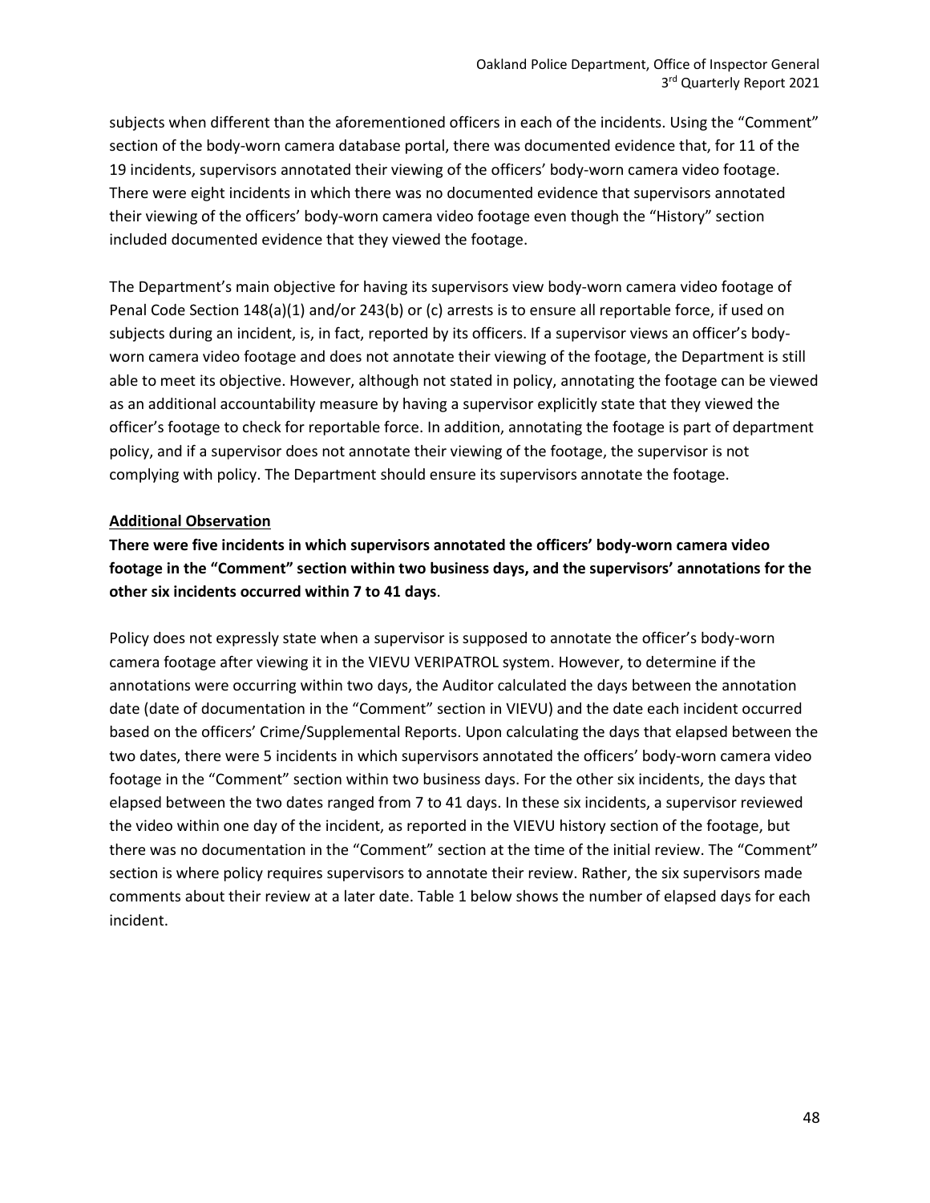subjects when different than the aforementioned officers in each of the incidents. Using the "Comment" section of the body-worn camera database portal, there was documented evidence that, for 11 of the 19 incidents, supervisors annotated their viewing of the officers' body-worn camera video footage. There were eight incidents in which there was no documented evidence that supervisors annotated their viewing of the officers' body-worn camera video footage even though the "History" section included documented evidence that they viewed the footage.

The Department's main objective for having its supervisors view body-worn camera video footage of Penal Code Section 148(a)(1) and/or 243(b) or (c) arrests is to ensure all reportable force, if used on subjects during an incident, is, in fact, reported by its officers. If a supervisor views an officer's body-worn camera video footage and does not annotate their viewing of the footage, the Department is still able to meet its objective. However, although not stated in policy, annotating the footage can be viewed as an additional accountability measure by having a supervisor explicitly state that they viewed the officer's footage to check for reportable force. In addition, annotating the footage is part of department policy, and if a supervisor does not annotate their viewing of the footage, the supervisor is not complying with policy. The Department should ensure its supervisors annotate the footage.

<u>**Additional Observation**</u>

**There were five incidents in which supervisors annotated the officers' body-worn camera video footage in the "Comment" section within two business days, and the supervisors' annotations for the other six incidents occurred within 7 to 41 days**.

Policy does not expressly state when a supervisor is supposed to annotate the officer's body-worn camera footage after viewing it in the VIEVU VERIPATROL system. However, to determine if the annotations were occurring within two days, the Auditor calculated the days between the annotation date (date of documentation in the "Comment" section in VIEVU) and the date each incident occurred based on the officers' Crime/Supplemental Reports. Upon calculating the days that elapsed between the two dates, there were 5 incidents in which supervisors annotated the officers' body-worn camera video footage in the "Comment" section within two business days. For the other six incidents, the days that elapsed between the two dates ranged from 7 to 41 days. In these six incidents, a supervisor reviewed the video within one day of the incident, as reported in the VIEVU history section of the footage, but there was no documentation in the "Comment" section at the time of the initial review. The "Comment" section is where policy requires supervisors to annotate their review. Rather, the six supervisors made comments about their review at a later date. Table 1 below shows the number of elapsed days for each incident.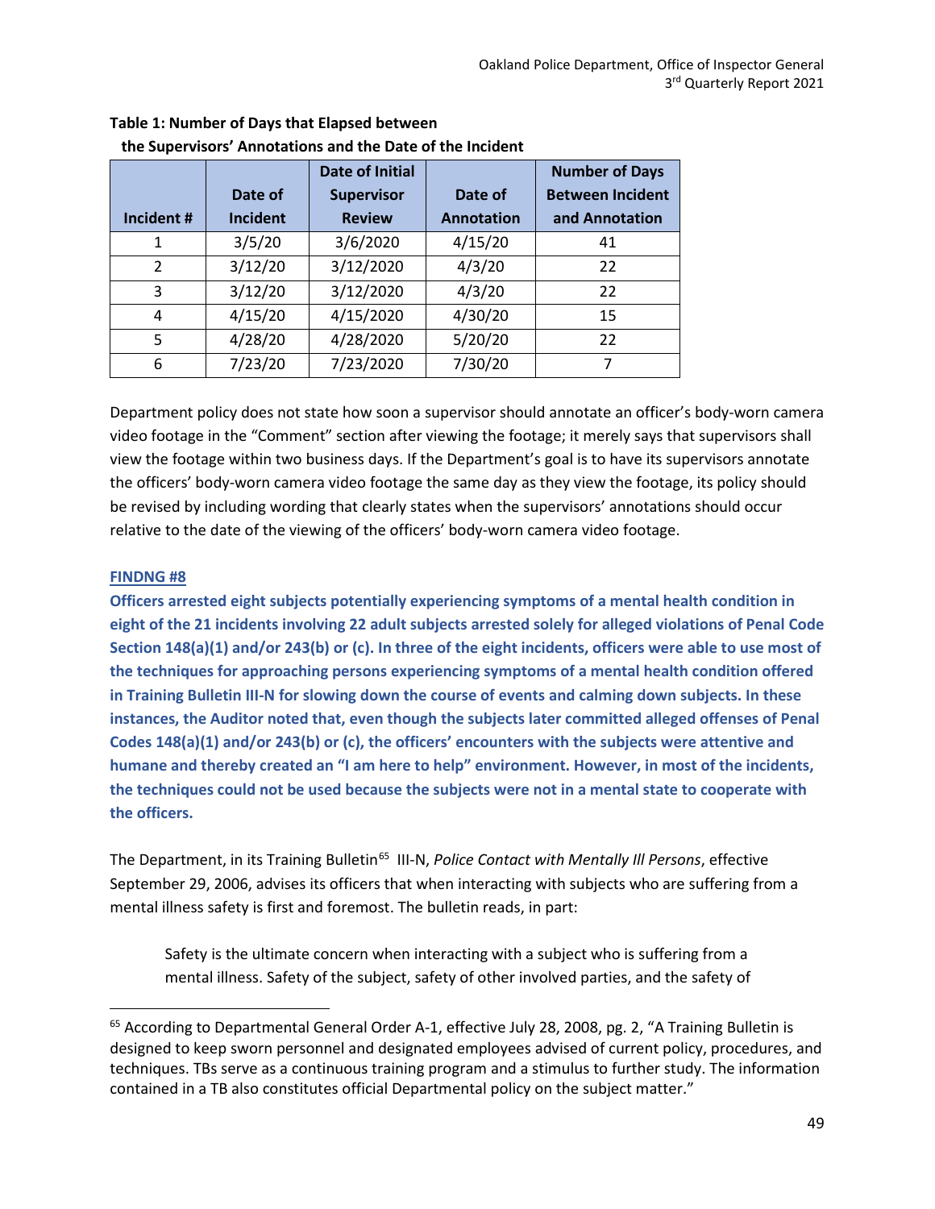**Table 1: Number of Days that Elapsed between the Supervisors' Annotations and the Date of the Incident**

| Incident # | Date of Incident | Date of Initial Supervisor Review | Date of Annotation | Number of Days Between Incident and Annotation |
|---|---|---|---|---|
| 1 | 3/5/20 | 3/6/2020 | 4/15/20 | 41 |
| 2 | 3/12/20 | 3/12/2020 | 4/3/20 | 22 |
| 3 | 3/12/20 | 3/12/2020 | 4/3/20 | 22 |
| 4 | 4/15/20 | 4/15/2020 | 4/30/20 | 15 |
| 5 | 4/28/20 | 4/28/2020 | 5/20/20 | 22 |
| 6 | 7/23/20 | 7/23/2020 | 7/30/20 | 7 |

Department policy does not state how soon a supervisor should annotate an officer's body-worn camera video footage in the "Comment" section after viewing the footage; it merely says that supervisors shall view the footage within two business days. If the Department's goal is to have its supervisors annotate the officers' body-worn camera video footage the same day as they view the footage, its policy should be revised by including wording that clearly states when the supervisors' annotations should occur relative to the date of the viewing of the officers' body-worn camera video footage.

### FINDNG #8

**Officers arrested eight subjects potentially experiencing symptoms of a mental health condition in eight of the 21 incidents involving 22 adult subjects arrested solely for alleged violations of Penal Code Section 148(a)(1) and/or 243(b) or (c). In three of the eight incidents, officers were able to use most of the techniques for approaching persons experiencing symptoms of a mental health condition offered in Training Bulletin III-N for slowing down the course of events and calming down subjects. In these instances, the Auditor noted that, even though the subjects later committed alleged offenses of Penal Codes 148(a)(1) and/or 243(b) or (c), the officers' encounters with the subjects were attentive and humane and thereby created an "I am here to help" environment. However, in most of the incidents, the techniques could not be used because the subjects were not in a mental state to cooperate with the officers.**

The Department, in its Training Bulletin[65] III-N, *Police Contact with Mentally Ill Persons*, effective September 29, 2006, advises its officers that when interacting with subjects who are suffering from a mental illness safety is first and foremost. The bulletin reads, in part:

> Safety is the ultimate concern when interacting with a subject who is suffering from a mental illness. Safety of the subject, safety of other involved parties, and the safety of

[65] According to Departmental General Order A-1, effective July 28, 2008, pg. 2, "A Training Bulletin is designed to keep sworn personnel and designated employees advised of current policy, procedures, and techniques. TBs serve as a continuous training program and a stimulus to further study. The information contained in a TB also constitutes official Departmental policy on the subject matter."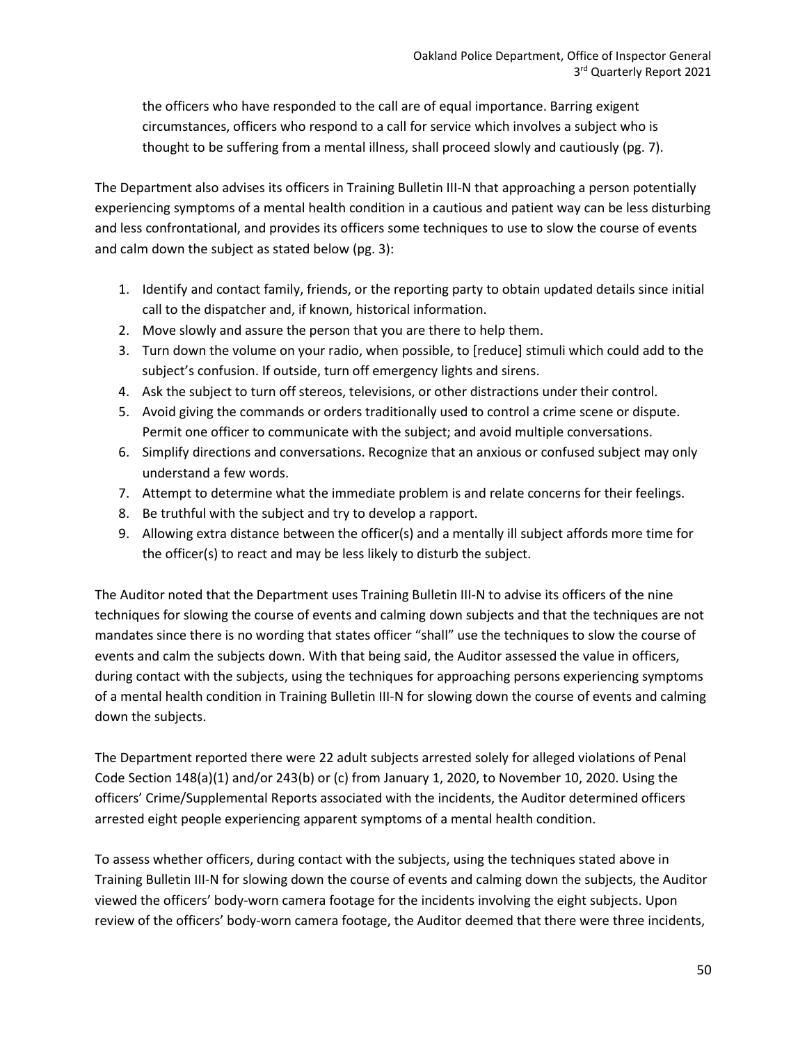the officers who have responded to the call are of equal importance. Barring exigent circumstances, officers who respond to a call for service which involves a subject who is thought to be suffering from a mental illness, shall proceed slowly and cautiously (pg. 7).

The Department also advises its officers in Training Bulletin III-N that approaching a person potentially experiencing symptoms of a mental health condition in a cautious and patient way can be less disturbing and less confrontational, and provides its officers some techniques to use to slow the course of events and calm down the subject as stated below (pg. 3):

1. Identify and contact family, friends, or the reporting party to obtain updated details since initial call to the dispatcher and, if known, historical information.
2. Move slowly and assure the person that you are there to help them.
3. Turn down the volume on your radio, when possible, to [reduce] stimuli which could add to the subject's confusion. If outside, turn off emergency lights and sirens.
4. Ask the subject to turn off stereos, televisions, or other distractions under their control.
5. Avoid giving the commands or orders traditionally used to control a crime scene or dispute. Permit one officer to communicate with the subject; and avoid multiple conversations.
6. Simplify directions and conversations. Recognize that an anxious or confused subject may only understand a few words.
7. Attempt to determine what the immediate problem is and relate concerns for their feelings.
8. Be truthful with the subject and try to develop a rapport.
9. Allowing extra distance between the officer(s) and a mentally ill subject affords more time for the officer(s) to react and may be less likely to disturb the subject.

The Auditor noted that the Department uses Training Bulletin III-N to advise its officers of the nine techniques for slowing the course of events and calming down subjects and that the techniques are not mandates since there is no wording that states officer "shall" use the techniques to slow the course of events and calm the subjects down. With that being said, the Auditor assessed the value in officers, during contact with the subjects, using the techniques for approaching persons experiencing symptoms of a mental health condition in Training Bulletin III-N for slowing down the course of events and calming down the subjects.

The Department reported there were 22 adult subjects arrested solely for alleged violations of Penal Code Section 148(a)(1) and/or 243(b) or (c) from January 1, 2020, to November 10, 2020. Using the officers' Crime/Supplemental Reports associated with the incidents, the Auditor determined officers arrested eight people experiencing apparent symptoms of a mental health condition.

To assess whether officers, during contact with the subjects, using the techniques stated above in Training Bulletin III-N for slowing down the course of events and calming down the subjects, the Auditor viewed the officers' body-worn camera footage for the incidents involving the eight subjects. Upon review of the officers' body-worn camera footage, the Auditor deemed that there were three incidents,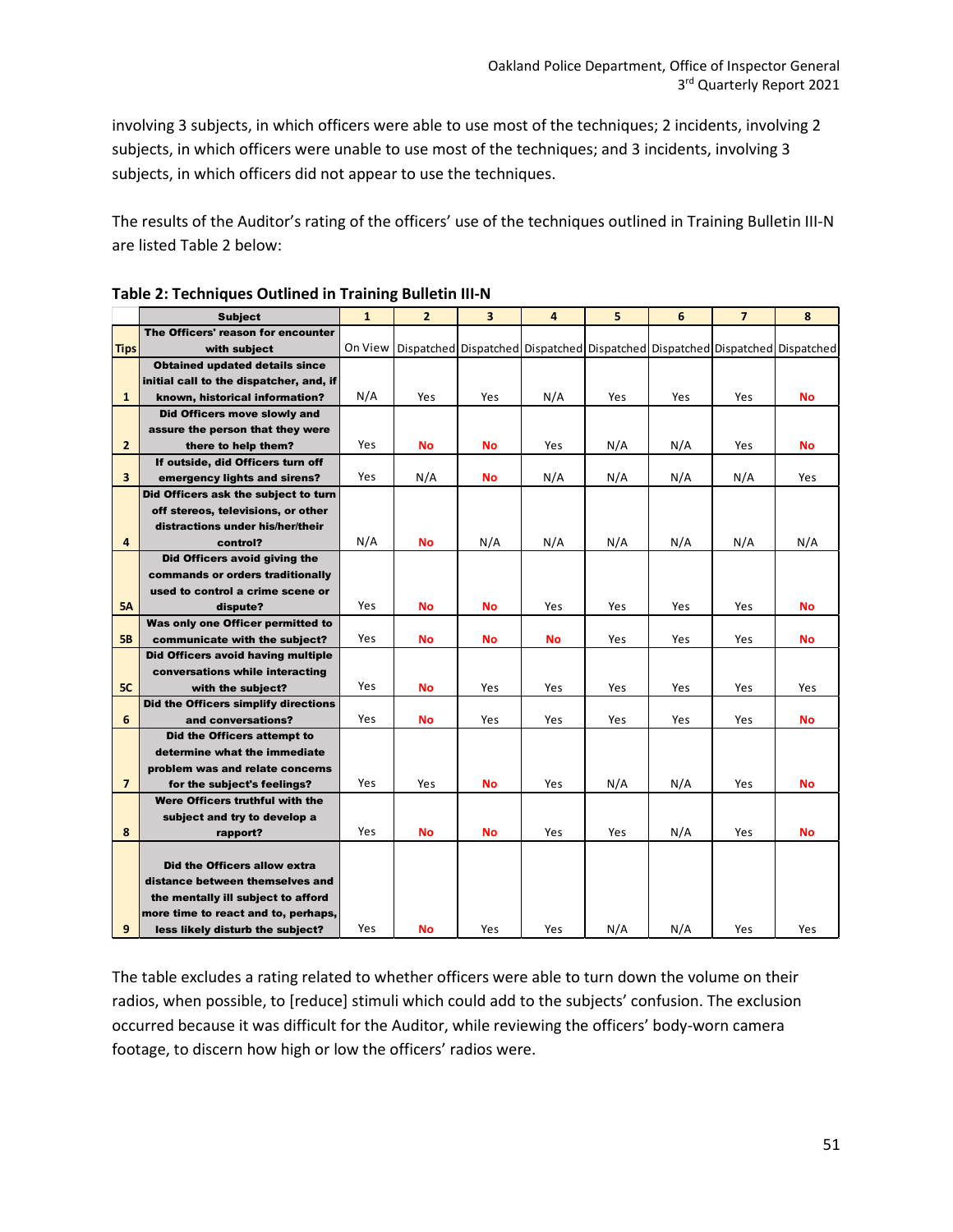involving 3 subjects, in which officers were able to use most of the techniques; 2 incidents, involving 2 subjects, in which officers were unable to use most of the techniques; and 3 incidents, involving 3 subjects, in which officers did not appear to use the techniques.

The results of the Auditor's rating of the officers' use of the techniques outlined in Training Bulletin III-N are listed Table 2 below:

**Table 2: Techniques Outlined in Training Bulletin III-N**

| | Subject | 1 | 2 | 3 | 4 | 5 | 6 | 7 | 8 |
|---|---|---|---|---|---|---|---|---|---|
| **Tips** | **The Officers' reason for encounter with subject** | On View | Dispatched | Dispatched | Dispatched | Dispatched | Dispatched | Dispatched | Dispatched |
| **1** | **Obtained updated details since initial call to the dispatcher, and, if known, historical information?** | N/A | Yes | Yes | N/A | Yes | Yes | Yes | **No** |
| **2** | **Did Officers move slowly and assure the person that they were there to help them?** | Yes | **No** | **No** | Yes | N/A | N/A | Yes | **No** |
| **3** | **If outside, did Officers turn off emergency lights and sirens?** | Yes | N/A | **No** | N/A | N/A | N/A | N/A | Yes |
| **4** | **Did Officers ask the subject to turn off stereos, televisions, or other distractions under his/her/their control?** | N/A | **No** | N/A | N/A | N/A | N/A | N/A | N/A |
| **5A** | **Did Officers avoid giving the commands or orders traditionally used to control a crime scene or dispute?** | Yes | **No** | **No** | Yes | Yes | Yes | Yes | **No** |
| **5B** | **Was only one Officer permitted to communicate with the subject?** | Yes | **No** | **No** | **No** | Yes | Yes | Yes | **No** |
| **5C** | **Did Officers avoid having multiple conversations while interacting with the subject?** | Yes | **No** | Yes | Yes | Yes | Yes | Yes | Yes |
| **6** | **Did the Officers simplify directions and conversations?** | Yes | **No** | Yes | Yes | Yes | Yes | Yes | **No** |
| **7** | **Did the Officers attempt to determine what the immediate problem was and relate concerns for the subject's feelings?** | Yes | Yes | **No** | Yes | N/A | N/A | Yes | **No** |
| **8** | **Were Officers truthful with the subject and try to develop a rapport?** | Yes | **No** | **No** | Yes | Yes | N/A | Yes | **No** |
| **9** | **Did the Officers allow extra distance between themselves and the mentally ill subject to afford more time to react and to, perhaps, less likely disturb the subject?** | Yes | **No** | Yes | Yes | N/A | N/A | Yes | Yes |

The table excludes a rating related to whether officers were able to turn down the volume on their radios, when possible, to [reduce] stimuli which could add to the subjects' confusion. The exclusion occurred because it was difficult for the Auditor, while reviewing the officers' body-worn camera footage, to discern how high or low the officers' radios were.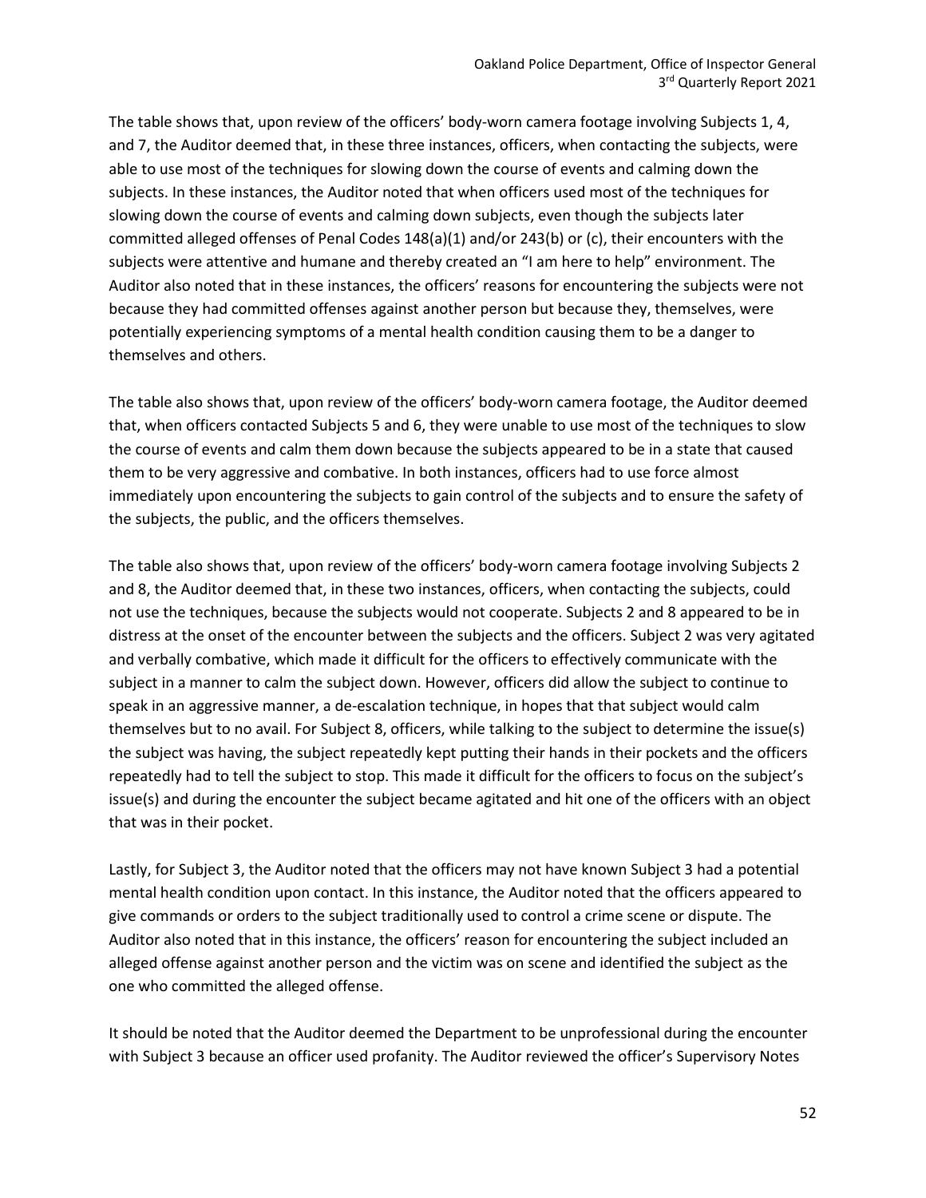The table shows that, upon review of the officers' body-worn camera footage involving Subjects 1, 4, and 7, the Auditor deemed that, in these three instances, officers, when contacting the subjects, were able to use most of the techniques for slowing down the course of events and calming down the subjects. In these instances, the Auditor noted that when officers used most of the techniques for slowing down the course of events and calming down subjects, even though the subjects later committed alleged offenses of Penal Codes 148(a)(1) and/or 243(b) or (c), their encounters with the subjects were attentive and humane and thereby created an "I am here to help" environment. The Auditor also noted that in these instances, the officers' reasons for encountering the subjects were not because they had committed offenses against another person but because they, themselves, were potentially experiencing symptoms of a mental health condition causing them to be a danger to themselves and others.

The table also shows that, upon review of the officers' body-worn camera footage, the Auditor deemed that, when officers contacted Subjects 5 and 6, they were unable to use most of the techniques to slow the course of events and calm them down because the subjects appeared to be in a state that caused them to be very aggressive and combative. In both instances, officers had to use force almost immediately upon encountering the subjects to gain control of the subjects and to ensure the safety of the subjects, the public, and the officers themselves.

The table also shows that, upon review of the officers' body-worn camera footage involving Subjects 2 and 8, the Auditor deemed that, in these two instances, officers, when contacting the subjects, could not use the techniques, because the subjects would not cooperate. Subjects 2 and 8 appeared to be in distress at the onset of the encounter between the subjects and the officers. Subject 2 was very agitated and verbally combative, which made it difficult for the officers to effectively communicate with the subject in a manner to calm the subject down. However, officers did allow the subject to continue to speak in an aggressive manner, a de-escalation technique, in hopes that that subject would calm themselves but to no avail. For Subject 8, officers, while talking to the subject to determine the issue(s) the subject was having, the subject repeatedly kept putting their hands in their pockets and the officers repeatedly had to tell the subject to stop. This made it difficult for the officers to focus on the subject's issue(s) and during the encounter the subject became agitated and hit one of the officers with an object that was in their pocket.

Lastly, for Subject 3, the Auditor noted that the officers may not have known Subject 3 had a potential mental health condition upon contact. In this instance, the Auditor noted that the officers appeared to give commands or orders to the subject traditionally used to control a crime scene or dispute. The Auditor also noted that in this instance, the officers' reason for encountering the subject included an alleged offense against another person and the victim was on scene and identified the subject as the one who committed the alleged offense.

It should be noted that the Auditor deemed the Department to be unprofessional during the encounter with Subject 3 because an officer used profanity. The Auditor reviewed the officer's Supervisory Notes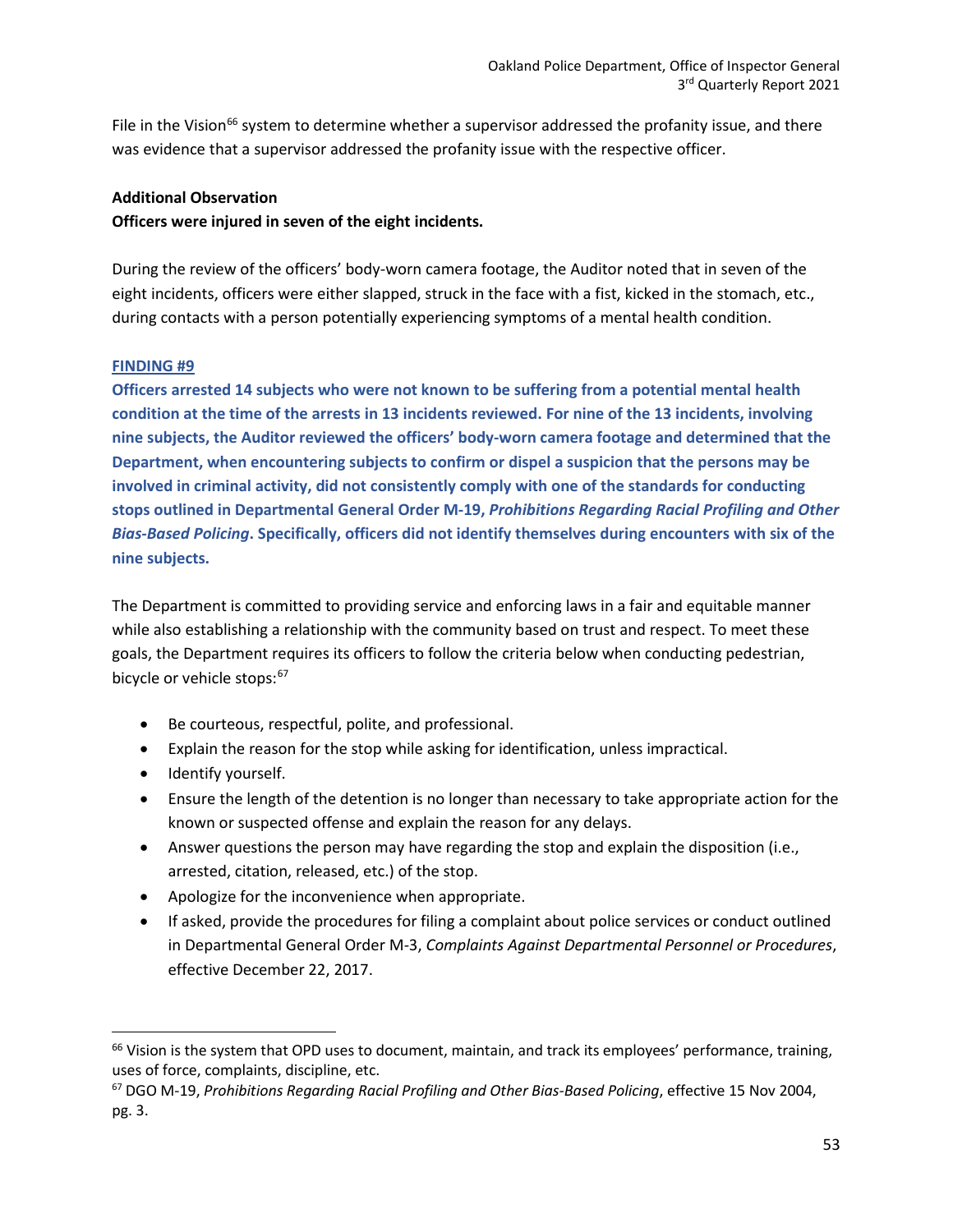File in the Vision[66] system to determine whether a supervisor addressed the profanity issue, and there was evidence that a supervisor addressed the profanity issue with the respective officer.

**Additional Observation**

**Officers were injured in seven of the eight incidents.**

During the review of the officers' body-worn camera footage, the Auditor noted that in seven of the eight incidents, officers were either slapped, struck in the face with a fist, kicked in the stomach, etc., during contacts with a person potentially experiencing symptoms of a mental health condition.

**FINDING #9**

**Officers arrested 14 subjects who were not known to be suffering from a potential mental health condition at the time of the arrests in 13 incidents reviewed. For nine of the 13 incidents, involving nine subjects, the Auditor reviewed the officers' body-worn camera footage and determined that the Department, when encountering subjects to confirm or dispel a suspicion that the persons may be involved in criminal activity, did not consistently comply with one of the standards for conducting stops outlined in Departmental General Order M-19, *Prohibitions Regarding Racial Profiling and Other Bias-Based Policing*. Specifically, officers did not identify themselves during encounters with six of the nine subjects.**

The Department is committed to providing service and enforcing laws in a fair and equitable manner while also establishing a relationship with the community based on trust and respect. To meet these goals, the Department requires its officers to follow the criteria below when conducting pedestrian, bicycle or vehicle stops:[67]

- Be courteous, respectful, polite, and professional.
- Explain the reason for the stop while asking for identification, unless impractical.
- Identify yourself.
- Ensure the length of the detention is no longer than necessary to take appropriate action for the known or suspected offense and explain the reason for any delays.
- Answer questions the person may have regarding the stop and explain the disposition (i.e., arrested, citation, released, etc.) of the stop.
- Apologize for the inconvenience when appropriate.
- If asked, provide the procedures for filing a complaint about police services or conduct outlined in Departmental General Order M-3, *Complaints Against Departmental Personnel or Procedures*, effective December 22, 2017.

---

[66] Vision is the system that OPD uses to document, maintain, and track its employees' performance, training, uses of force, complaints, discipline, etc.

[67] DGO M-19, *Prohibitions Regarding Racial Profiling and Other Bias-Based Policing*, effective 15 Nov 2004, pg. 3.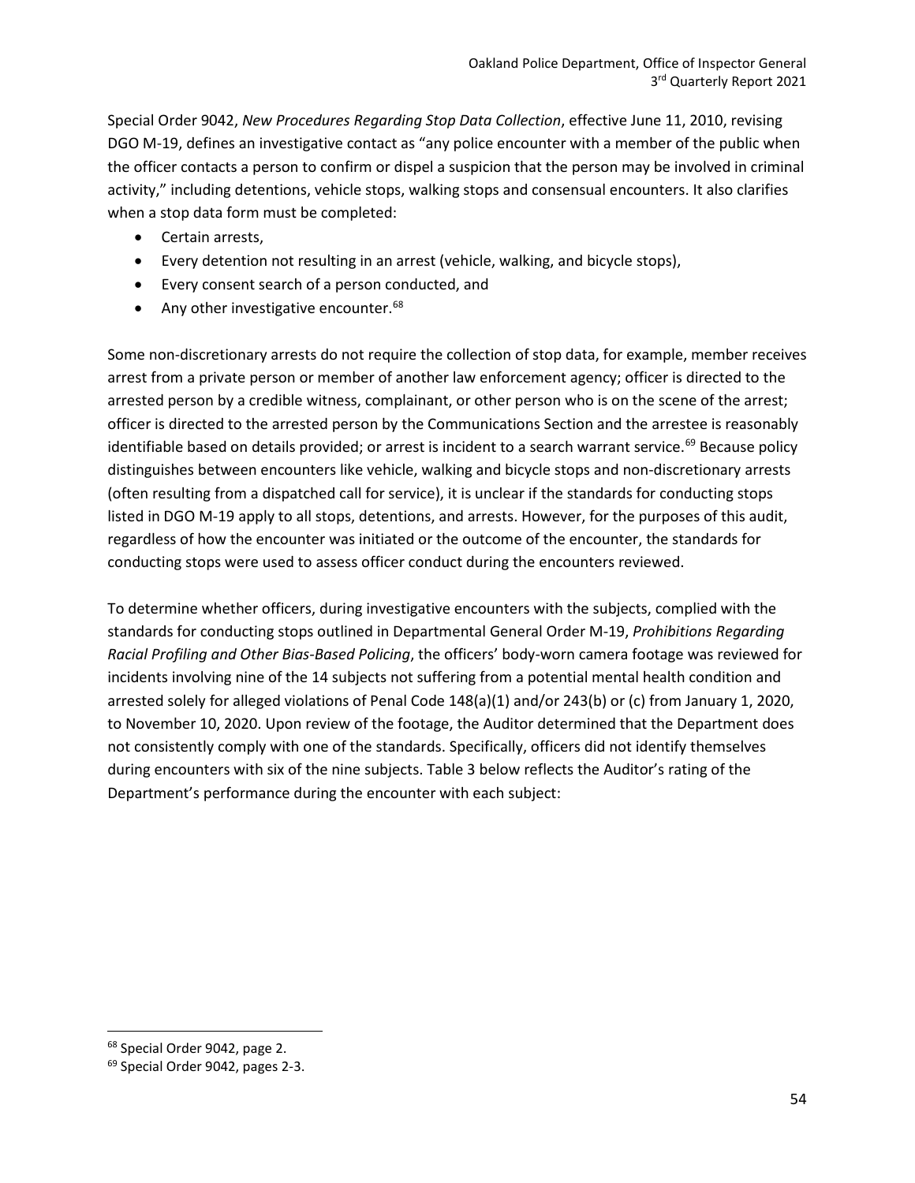Special Order 9042, *New Procedures Regarding Stop Data Collection*, effective June 11, 2010, revising DGO M-19, defines an investigative contact as "any police encounter with a member of the public when the officer contacts a person to confirm or dispel a suspicion that the person may be involved in criminal activity," including detentions, vehicle stops, walking stops and consensual encounters. It also clarifies when a stop data form must be completed:

- Certain arrests,
- Every detention not resulting in an arrest (vehicle, walking, and bicycle stops),
- Every consent search of a person conducted, and
- Any other investigative encounter.[68]

Some non-discretionary arrests do not require the collection of stop data, for example, member receives arrest from a private person or member of another law enforcement agency; officer is directed to the arrested person by a credible witness, complainant, or other person who is on the scene of the arrest; officer is directed to the arrested person by the Communications Section and the arrestee is reasonably identifiable based on details provided; or arrest is incident to a search warrant service.[69] Because policy distinguishes between encounters like vehicle, walking and bicycle stops and non-discretionary arrests (often resulting from a dispatched call for service), it is unclear if the standards for conducting stops listed in DGO M-19 apply to all stops, detentions, and arrests. However, for the purposes of this audit, regardless of how the encounter was initiated or the outcome of the encounter, the standards for conducting stops were used to assess officer conduct during the encounters reviewed.

To determine whether officers, during investigative encounters with the subjects, complied with the standards for conducting stops outlined in Departmental General Order M-19, *Prohibitions Regarding Racial Profiling and Other Bias-Based Policing*, the officers' body-worn camera footage was reviewed for incidents involving nine of the 14 subjects not suffering from a potential mental health condition and arrested solely for alleged violations of Penal Code 148(a)(1) and/or 243(b) or (c) from January 1, 2020, to November 10, 2020. Upon review of the footage, the Auditor determined that the Department does not consistently comply with one of the standards. Specifically, officers did not identify themselves during encounters with six of the nine subjects. Table 3 below reflects the Auditor's rating of the Department's performance during the encounter with each subject:

[68] Special Order 9042, page 2.

[69] Special Order 9042, pages 2-3.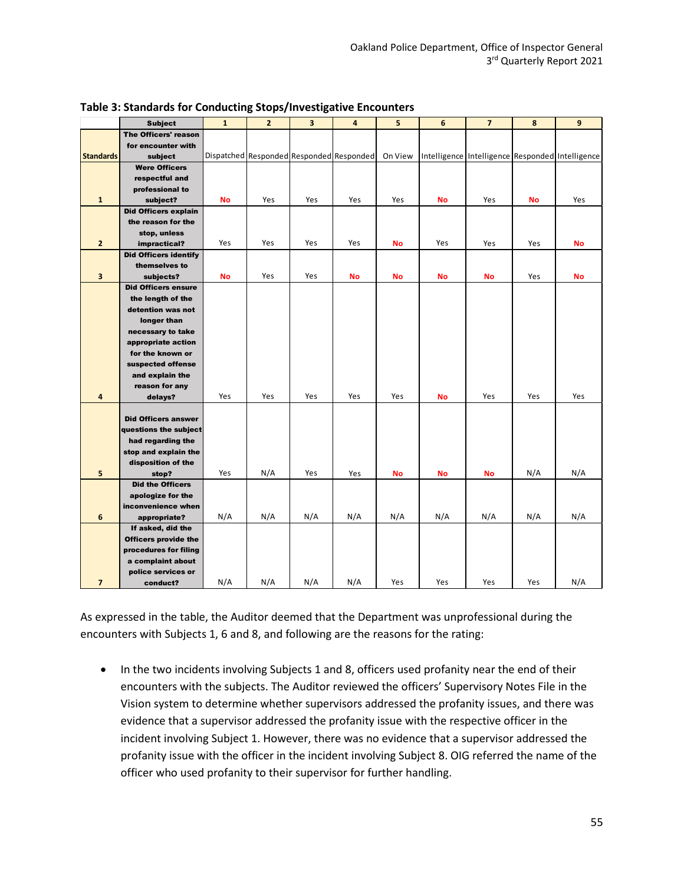**Table 3: Standards for Conducting Stops/Investigative Encounters**

| Standards | Subject | 1 | 2 | 3 | 4 | 5 | 6 | 7 | 8 | 9 |
|---|---|---|---|---|---|---|---|---|---|---|
| | **The Officers' reason for encounter with subject** | Dispatched | Responded | Responded | Responded | On View | Intelligence | Intelligence | Responded | Intelligence |
| 1 | **Were Officers respectful and professional to subject?** | **No** | Yes | Yes | Yes | Yes | **No** | Yes | **No** | Yes |
| 2 | **Did Officers explain the reason for the stop, unless impractical?** | Yes | Yes | Yes | Yes | **No** | Yes | Yes | Yes | **No** |
| 3 | **Did Officers identify themselves to subjects?** | **No** | Yes | Yes | **No** | **No** | **No** | **No** | Yes | **No** |
| 4 | **Did Officers ensure the length of the detention was not longer than necessary to take appropriate action for the known or suspected offense and explain the reason for any delays?** | Yes | Yes | Yes | Yes | Yes | **No** | Yes | Yes | Yes |
| 5 | **Did Officers answer questions the subject had regarding the stop and explain the disposition of the stop?** | Yes | N/A | Yes | Yes | **No** | **No** | **No** | N/A | N/A |
| 6 | **Did the Officers apologize for the inconvenience when appropriate?** | N/A | N/A | N/A | N/A | N/A | N/A | N/A | N/A | N/A |
| 7 | **If asked, did the Officers provide the procedures for filing a complaint about police services or conduct?** | N/A | N/A | N/A | N/A | Yes | Yes | Yes | Yes | N/A |

As expressed in the table, the Auditor deemed that the Department was unprofessional during the encounters with Subjects 1, 6 and 8, and following are the reasons for the rating:

- In the two incidents involving Subjects 1 and 8, officers used profanity near the end of their encounters with the subjects. The Auditor reviewed the officers' Supervisory Notes File in the Vision system to determine whether supervisors addressed the profanity issues, and there was evidence that a supervisor addressed the profanity issue with the respective officer in the incident involving Subject 1. However, there was no evidence that a supervisor addressed the profanity issue with the officer in the incident involving Subject 8. OIG referred the name of the officer who used profanity to their supervisor for further handling.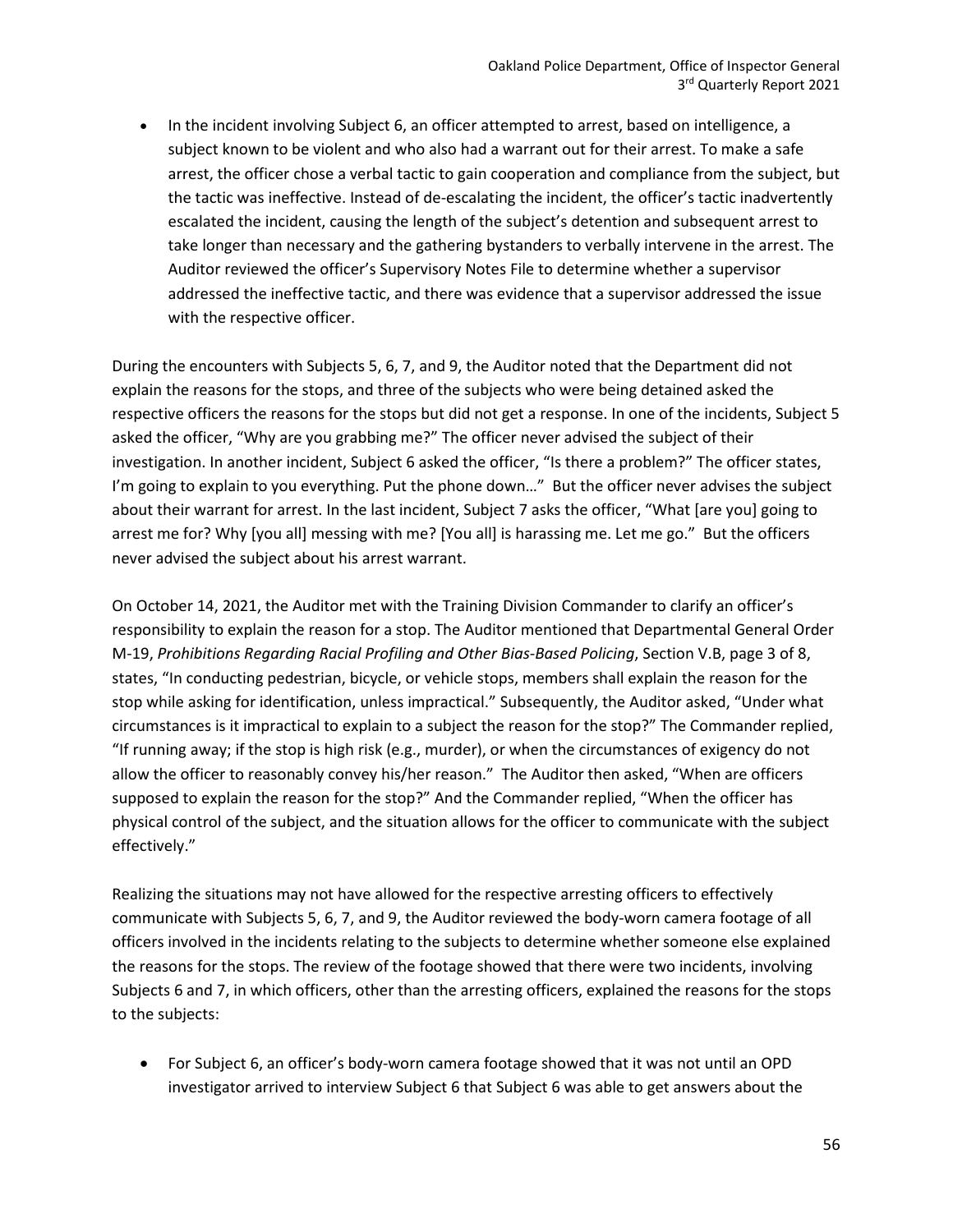- In the incident involving Subject 6, an officer attempted to arrest, based on intelligence, a subject known to be violent and who also had a warrant out for their arrest. To make a safe arrest, the officer chose a verbal tactic to gain cooperation and compliance from the subject, but the tactic was ineffective. Instead of de-escalating the incident, the officer's tactic inadvertently escalated the incident, causing the length of the subject's detention and subsequent arrest to take longer than necessary and the gathering bystanders to verbally intervene in the arrest. The Auditor reviewed the officer's Supervisory Notes File to determine whether a supervisor addressed the ineffective tactic, and there was evidence that a supervisor addressed the issue with the respective officer.

During the encounters with Subjects 5, 6, 7, and 9, the Auditor noted that the Department did not explain the reasons for the stops, and three of the subjects who were being detained asked the respective officers the reasons for the stops but did not get a response. In one of the incidents, Subject 5 asked the officer, "Why are you grabbing me?" The officer never advised the subject of their investigation. In another incident, Subject 6 asked the officer, "Is there a problem?" The officer states, I'm going to explain to you everything. Put the phone down…" But the officer never advises the subject about their warrant for arrest. In the last incident, Subject 7 asks the officer, "What [are you] going to arrest me for? Why [you all] messing with me? [You all] is harassing me. Let me go." But the officers never advised the subject about his arrest warrant.

On October 14, 2021, the Auditor met with the Training Division Commander to clarify an officer's responsibility to explain the reason for a stop. The Auditor mentioned that Departmental General Order M-19, *Prohibitions Regarding Racial Profiling and Other Bias-Based Policing*, Section V.B, page 3 of 8, states, "In conducting pedestrian, bicycle, or vehicle stops, members shall explain the reason for the stop while asking for identification, unless impractical." Subsequently, the Auditor asked, "Under what circumstances is it impractical to explain to a subject the reason for the stop?" The Commander replied, "If running away; if the stop is high risk (e.g., murder), or when the circumstances of exigency do not allow the officer to reasonably convey his/her reason." The Auditor then asked, "When are officers supposed to explain the reason for the stop?" And the Commander replied, "When the officer has physical control of the subject, and the situation allows for the officer to communicate with the subject effectively."

Realizing the situations may not have allowed for the respective arresting officers to effectively communicate with Subjects 5, 6, 7, and 9, the Auditor reviewed the body-worn camera footage of all officers involved in the incidents relating to the subjects to determine whether someone else explained the reasons for the stops. The review of the footage showed that there were two incidents, involving Subjects 6 and 7, in which officers, other than the arresting officers, explained the reasons for the stops to the subjects:

- For Subject 6, an officer's body-worn camera footage showed that it was not until an OPD investigator arrived to interview Subject 6 that Subject 6 was able to get answers about the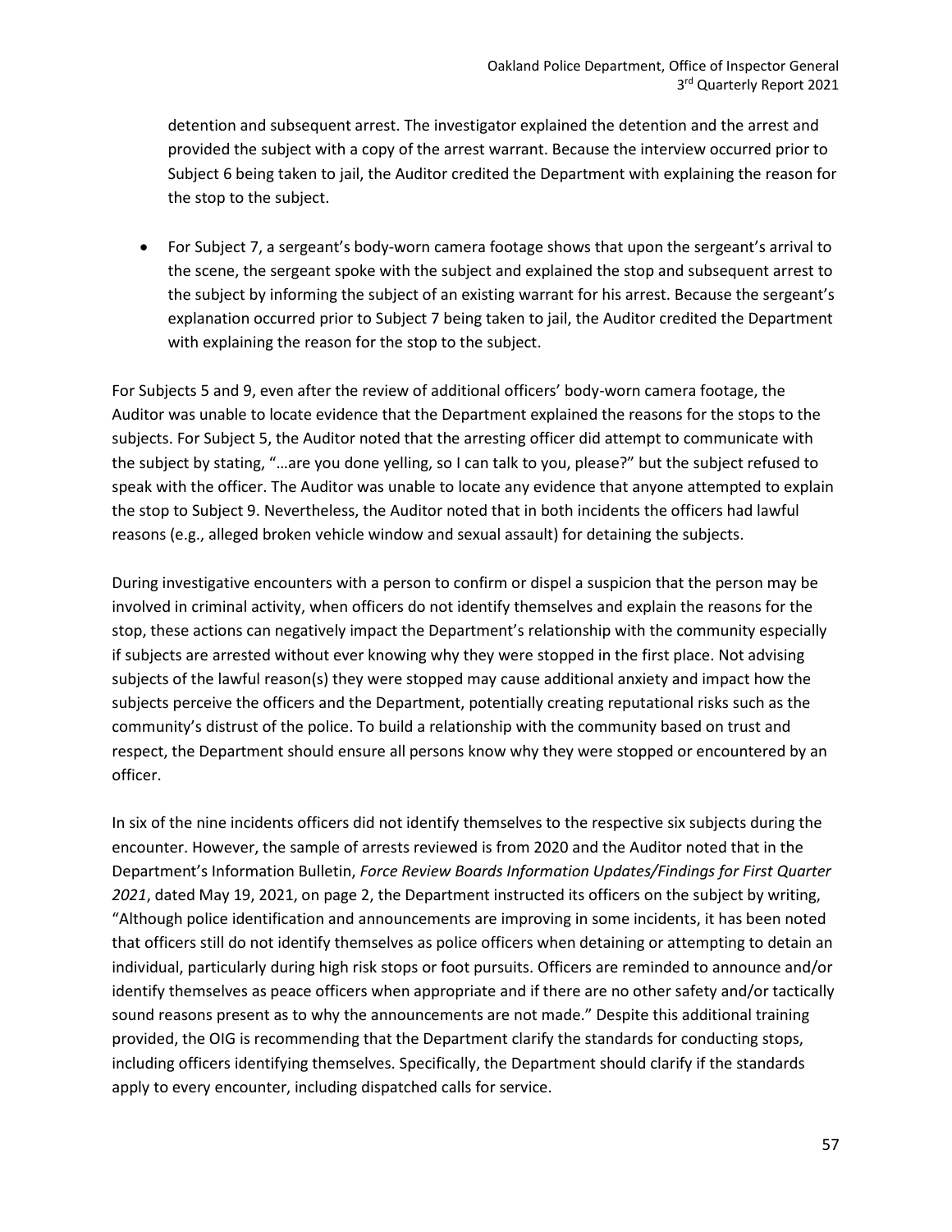detention and subsequent arrest. The investigator explained the detention and the arrest and provided the subject with a copy of the arrest warrant. Because the interview occurred prior to Subject 6 being taken to jail, the Auditor credited the Department with explaining the reason for the stop to the subject.

- For Subject 7, a sergeant's body-worn camera footage shows that upon the sergeant's arrival to the scene, the sergeant spoke with the subject and explained the stop and subsequent arrest to the subject by informing the subject of an existing warrant for his arrest. Because the sergeant's explanation occurred prior to Subject 7 being taken to jail, the Auditor credited the Department with explaining the reason for the stop to the subject.

For Subjects 5 and 9, even after the review of additional officers' body-worn camera footage, the Auditor was unable to locate evidence that the Department explained the reasons for the stops to the subjects. For Subject 5, the Auditor noted that the arresting officer did attempt to communicate with the subject by stating, "…are you done yelling, so I can talk to you, please?" but the subject refused to speak with the officer. The Auditor was unable to locate any evidence that anyone attempted to explain the stop to Subject 9. Nevertheless, the Auditor noted that in both incidents the officers had lawful reasons (e.g., alleged broken vehicle window and sexual assault) for detaining the subjects.

During investigative encounters with a person to confirm or dispel a suspicion that the person may be involved in criminal activity, when officers do not identify themselves and explain the reasons for the stop, these actions can negatively impact the Department's relationship with the community especially if subjects are arrested without ever knowing why they were stopped in the first place. Not advising subjects of the lawful reason(s) they were stopped may cause additional anxiety and impact how the subjects perceive the officers and the Department, potentially creating reputational risks such as the community's distrust of the police. To build a relationship with the community based on trust and respect, the Department should ensure all persons know why they were stopped or encountered by an officer.

In six of the nine incidents officers did not identify themselves to the respective six subjects during the encounter. However, the sample of arrests reviewed is from 2020 and the Auditor noted that in the Department's Information Bulletin, *Force Review Boards Information Updates/Findings for First Quarter 2021*, dated May 19, 2021, on page 2, the Department instructed its officers on the subject by writing, "Although police identification and announcements are improving in some incidents, it has been noted that officers still do not identify themselves as police officers when detaining or attempting to detain an individual, particularly during high risk stops or foot pursuits. Officers are reminded to announce and/or identify themselves as peace officers when appropriate and if there are no other safety and/or tactically sound reasons present as to why the announcements are not made." Despite this additional training provided, the OIG is recommending that the Department clarify the standards for conducting stops, including officers identifying themselves. Specifically, the Department should clarify if the standards apply to every encounter, including dispatched calls for service.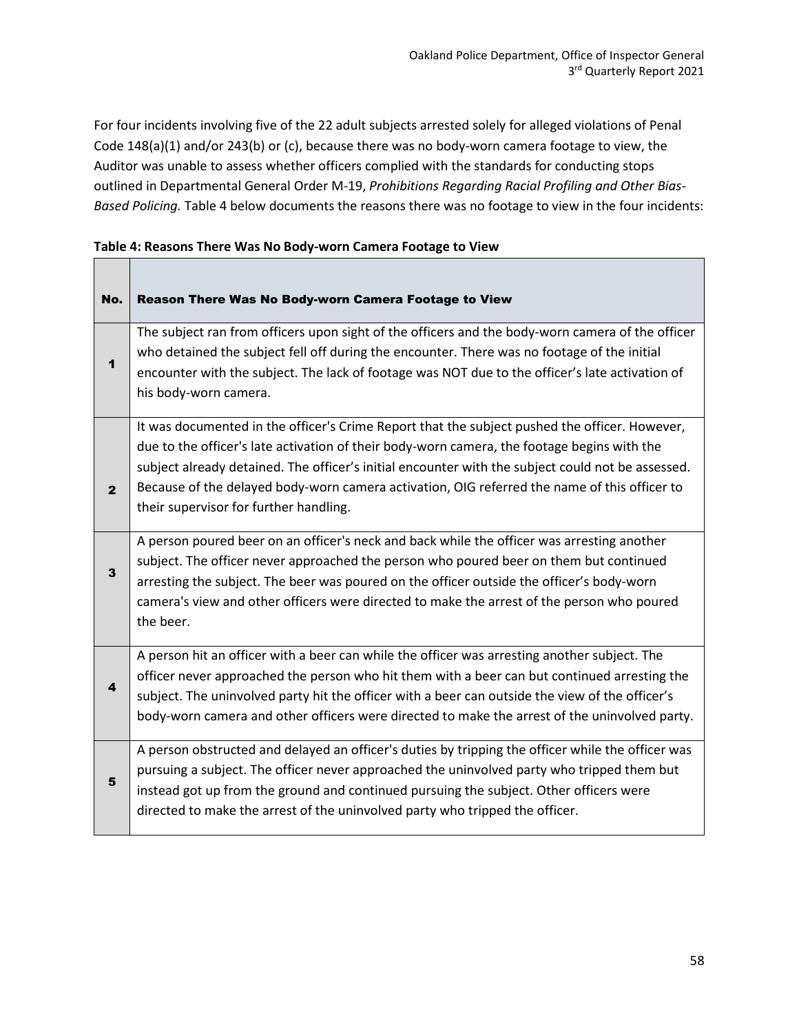For four incidents involving five of the 22 adult subjects arrested solely for alleged violations of Penal Code 148(a)(1) and/or 243(b) or (c), because there was no body-worn camera footage to view, the Auditor was unable to assess whether officers complied with the standards for conducting stops outlined in Departmental General Order M-19, *Prohibitions Regarding Racial Profiling and Other Bias-Based Policing.* Table 4 below documents the reasons there was no footage to view in the four incidents:

**Table 4: Reasons There Was No Body-worn Camera Footage to View**

| No. | Reason There Was No Body-worn Camera Footage to View |
|---|---|
| 1 | The subject ran from officers upon sight of the officers and the body-worn camera of the officer who detained the subject fell off during the encounter. There was no footage of the initial encounter with the subject. The lack of footage was NOT due to the officer's late activation of his body-worn camera. |
| 2 | It was documented in the officer's Crime Report that the subject pushed the officer. However, due to the officer's late activation of their body-worn camera, the footage begins with the subject already detained. The officer's initial encounter with the subject could not be assessed. Because of the delayed body-worn camera activation, OIG referred the name of this officer to their supervisor for further handling. |
| 3 | A person poured beer on an officer's neck and back while the officer was arresting another subject. The officer never approached the person who poured beer on them but continued arresting the subject. The beer was poured on the officer outside the officer's body-worn camera's view and other officers were directed to make the arrest of the person who poured the beer. |
| 4 | A person hit an officer with a beer can while the officer was arresting another subject. The officer never approached the person who hit them with a beer can but continued arresting the subject. The uninvolved party hit the officer with a beer can outside the view of the officer's body-worn camera and other officers were directed to make the arrest of the uninvolved party. |
| 5 | A person obstructed and delayed an officer's duties by tripping the officer while the officer was pursuing a subject. The officer never approached the uninvolved party who tripped them but instead got up from the ground and continued pursuing the subject. Other officers were directed to make the arrest of the uninvolved party who tripped the officer. |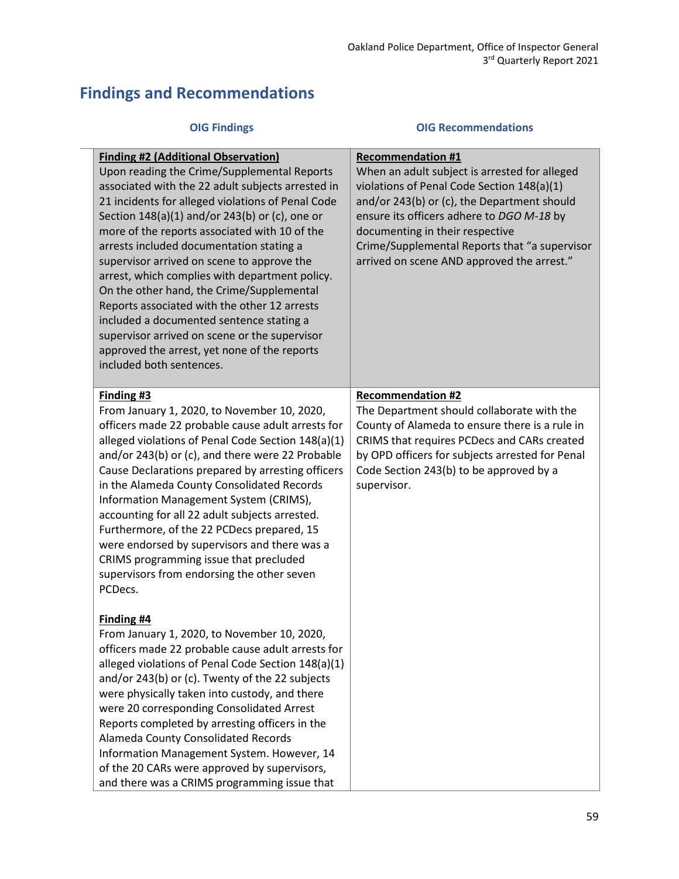## Findings and Recommendations

| OIG Findings | OIG Recommendations |
|---|---|
| **Finding #2 (Additional Observation)**<br>Upon reading the Crime/Supplemental Reports associated with the 22 adult subjects arrested in 21 incidents for alleged violations of Penal Code Section 148(a)(1) and/or 243(b) or (c), one or more of the reports associated with 10 of the arrests included documentation stating a supervisor arrived on scene to approve the arrest, which complies with department policy. On the other hand, the Crime/Supplemental Reports associated with the other 12 arrests included a documented sentence stating a supervisor arrived on scene or the supervisor approved the arrest, yet none of the reports included both sentences. | **Recommendation #1**<br>When an adult subject is arrested for alleged violations of Penal Code Section 148(a)(1) and/or 243(b) or (c), the Department should ensure its officers adhere to *DGO M-18* by documenting in their respective Crime/Supplemental Reports that "a supervisor arrived on scene AND approved the arrest." |
| **Finding #3**<br>From January 1, 2020, to November 10, 2020, officers made 22 probable cause adult arrests for alleged violations of Penal Code Section 148(a)(1) and/or 243(b) or (c), and there were 22 Probable Cause Declarations prepared by arresting officers in the Alameda County Consolidated Records Information Management System (CRIMS), accounting for all 22 adult subjects arrested. Furthermore, of the 22 PCDecs prepared, 15 were endorsed by supervisors and there was a CRIMS programming issue that precluded supervisors from endorsing the other seven PCDecs.<br><br>**Finding #4**<br>From January 1, 2020, to November 10, 2020, officers made 22 probable cause adult arrests for alleged violations of Penal Code Section 148(a)(1) and/or 243(b) or (c). Twenty of the 22 subjects were physically taken into custody, and there were 20 corresponding Consolidated Arrest Reports completed by arresting officers in the Alameda County Consolidated Records Information Management System. However, 14 of the 20 CARs were approved by supervisors, and there was a CRIMS programming issue that | **Recommendation #2**<br>The Department should collaborate with the County of Alameda to ensure there is a rule in CRIMS that requires PCDecs and CARs created by OPD officers for subjects arrested for Penal Code Section 243(b) to be approved by a supervisor. |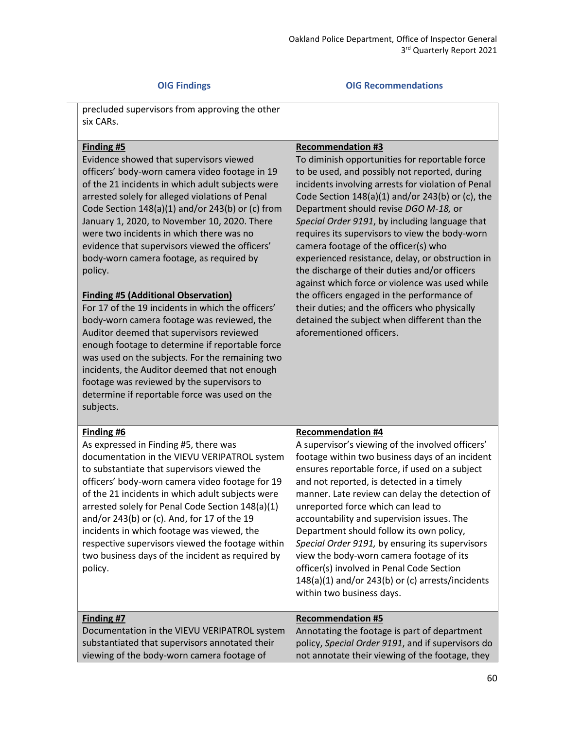| OIG Findings | OIG Recommendations |
|---|---|
| precluded supervisors from approving the other six CARs. | |
| **Finding #5**<br>Evidence showed that supervisors viewed officers' body-worn camera video footage in 19 of the 21 incidents in which adult subjects were arrested solely for alleged violations of Penal Code Section 148(a)(1) and/or 243(b) or (c) from January 1, 2020, to November 10, 2020. There were two incidents in which there was no evidence that supervisors viewed the officers' body-worn camera footage, as required by policy.<br><br>**Finding #5 (Additional Observation)**<br>For 17 of the 19 incidents in which the officers' body-worn camera footage was reviewed, the Auditor deemed that supervisors reviewed enough footage to determine if reportable force was used on the subjects. For the remaining two incidents, the Auditor deemed that not enough footage was reviewed by the supervisors to determine if reportable force was used on the subjects. | **Recommendation #3**<br>To diminish opportunities for reportable force to be used, and possibly not reported, during incidents involving arrests for violation of Penal Code Section 148(a)(1) and/or 243(b) or (c), the Department should revise *DGO M-18,* or *Special Order 9191*, by including language that requires its supervisors to view the body-worn camera footage of the officer(s) who experienced resistance, delay, or obstruction in the discharge of their duties and/or officers against which force or violence was used while the officers engaged in the performance of their duties; and the officers who physically detained the subject when different than the aforementioned officers. |
| **Finding #6**<br>As expressed in Finding #5, there was documentation in the VIEVU VERIPATROL system to substantiate that supervisors viewed the officers' body-worn camera video footage for 19 of the 21 incidents in which adult subjects were arrested solely for Penal Code Section 148(a)(1) and/or 243(b) or (c). And, for 17 of the 19 incidents in which footage was viewed, the respective supervisors viewed the footage within two business days of the incident as required by policy. | **Recommendation #4**<br>A supervisor's viewing of the involved officers' footage within two business days of an incident ensures reportable force, if used on a subject and not reported, is detected in a timely manner. Late review can delay the detection of unreported force which can lead to accountability and supervision issues. The Department should follow its own policy, *Special Order 9191,* by ensuring its supervisors view the body-worn camera footage of its officer(s) involved in Penal Code Section 148(a)(1) and/or 243(b) or (c) arrests/incidents within two business days. |
| **Finding #7**<br>Documentation in the VIEVU VERIPATROL system substantiated that supervisors annotated their viewing of the body-worn camera footage of | **Recommendation #5**<br>Annotating the footage is part of department policy, *Special Order 9191*, and if supervisors do not annotate their viewing of the footage, they |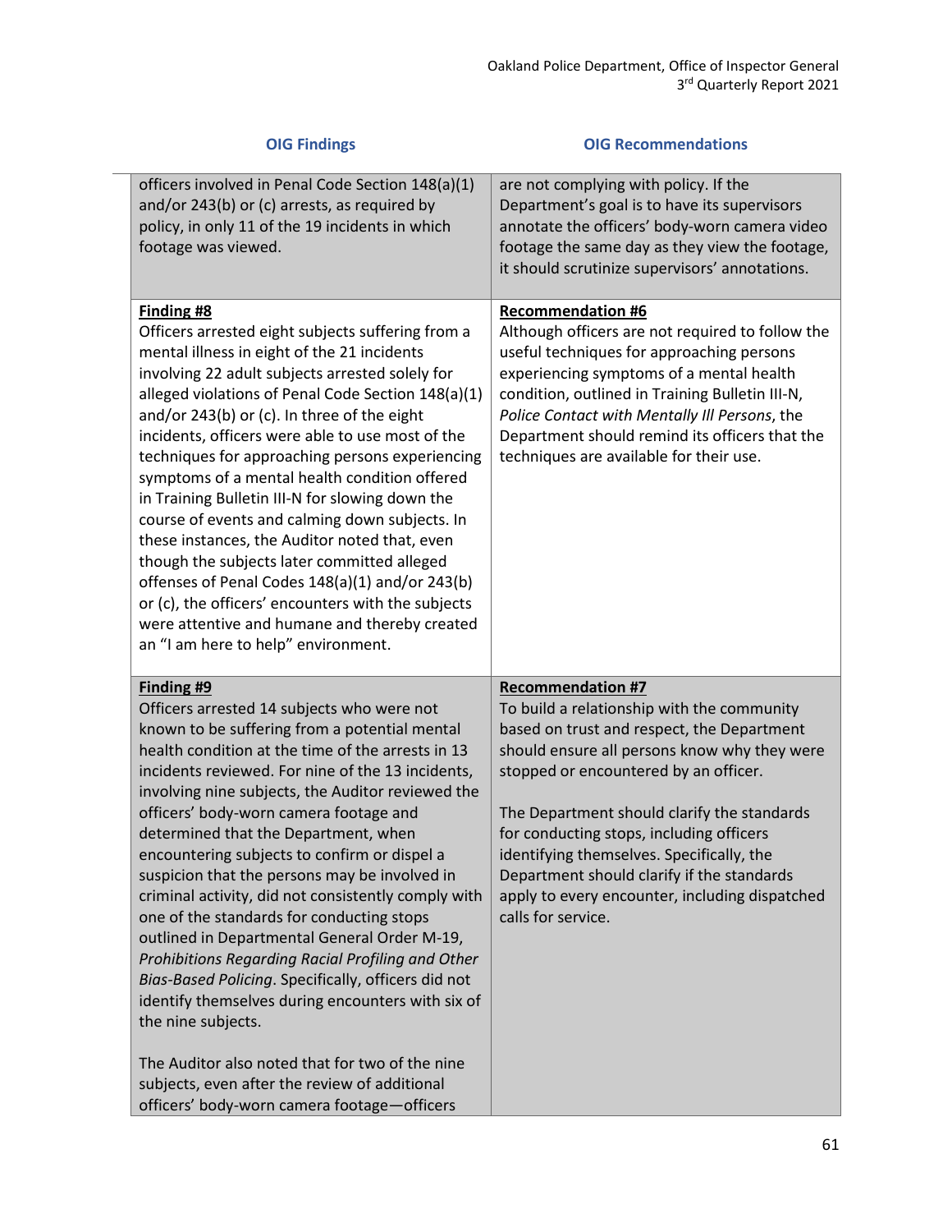| OIG Findings | OIG Recommendations |
| --- | --- |
| officers involved in Penal Code Section 148(a)(1) and/or 243(b) or (c) arrests, as required by policy, in only 11 of the 19 incidents in which footage was viewed. | are not complying with policy. If the Department's goal is to have its supervisors annotate the officers' body-worn camera video footage the same day as they view the footage, it should scrutinize supervisors' annotations. |
| **Finding #8**<br>Officers arrested eight subjects suffering from a mental illness in eight of the 21 incidents involving 22 adult subjects arrested solely for alleged violations of Penal Code Section 148(a)(1) and/or 243(b) or (c). In three of the eight incidents, officers were able to use most of the techniques for approaching persons experiencing symptoms of a mental health condition offered in Training Bulletin III-N for slowing down the course of events and calming down subjects. In these instances, the Auditor noted that, even though the subjects later committed alleged offenses of Penal Codes 148(a)(1) and/or 243(b) or (c), the officers' encounters with the subjects were attentive and humane and thereby created an "I am here to help" environment. | **Recommendation #6**<br>Although officers are not required to follow the useful techniques for approaching persons experiencing symptoms of a mental health condition, outlined in Training Bulletin III-N, *Police Contact with Mentally Ill Persons*, the Department should remind its officers that the techniques are available for their use. |
| **Finding #9**<br>Officers arrested 14 subjects who were not known to be suffering from a potential mental health condition at the time of the arrests in 13 incidents reviewed. For nine of the 13 incidents, involving nine subjects, the Auditor reviewed the officers' body-worn camera footage and determined that the Department, when encountering subjects to confirm or dispel a suspicion that the persons may be involved in criminal activity, did not consistently comply with one of the standards for conducting stops outlined in Departmental General Order M-19, *Prohibitions Regarding Racial Profiling and Other Bias-Based Policing*. Specifically, officers did not identify themselves during encounters with six of the nine subjects.<br><br>The Auditor also noted that for two of the nine subjects, even after the review of additional officers' body-worn camera footage—officers | **Recommendation #7**<br>To build a relationship with the community based on trust and respect, the Department should ensure all persons know why they were stopped or encountered by an officer.<br><br>The Department should clarify the standards for conducting stops, including officers identifying themselves. Specifically, the Department should clarify if the standards apply to every encounter, including dispatched calls for service. |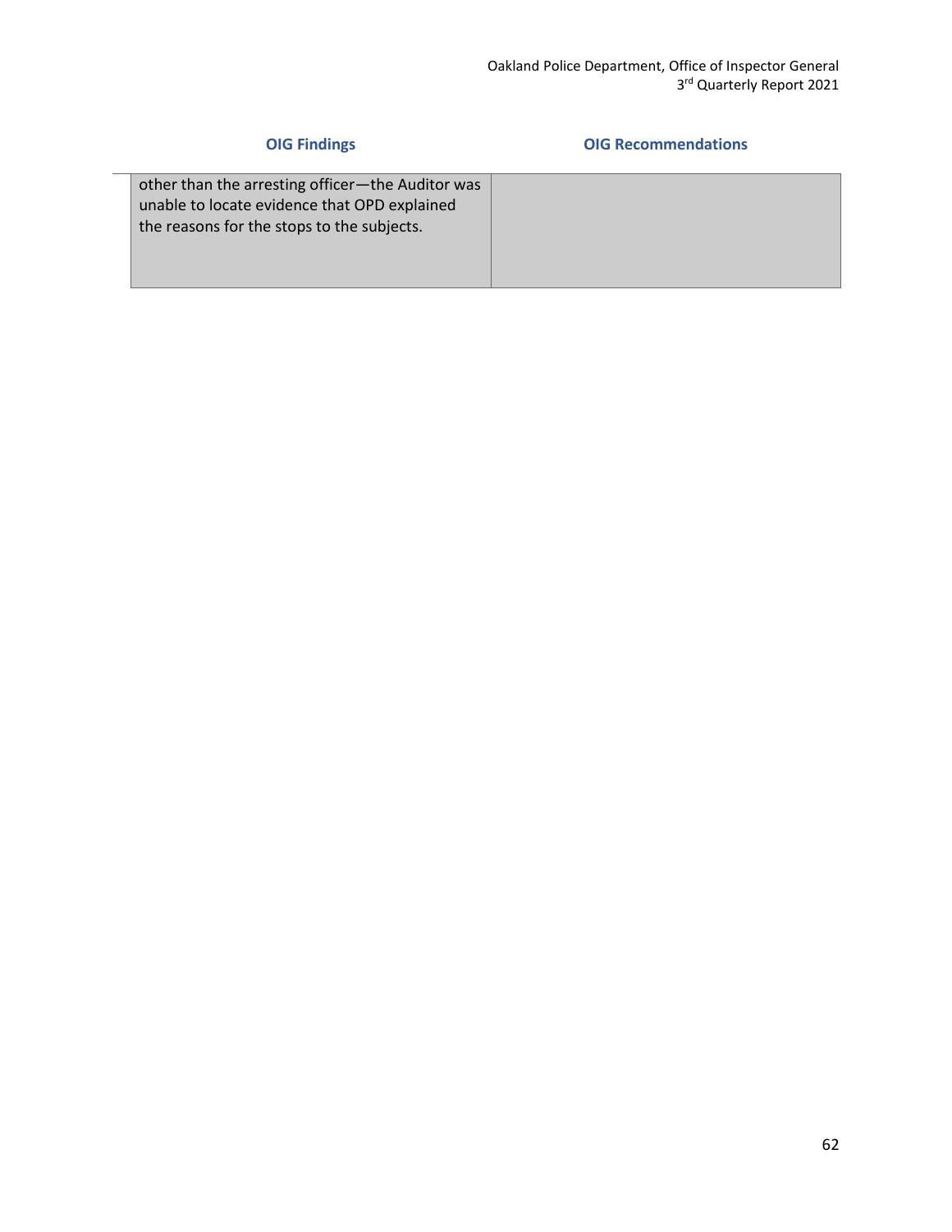| OIG Findings | OIG Recommendations |
|---|---|
| other than the arresting officer—the Auditor was unable to locate evidence that OPD explained the reasons for the stops to the subjects. | |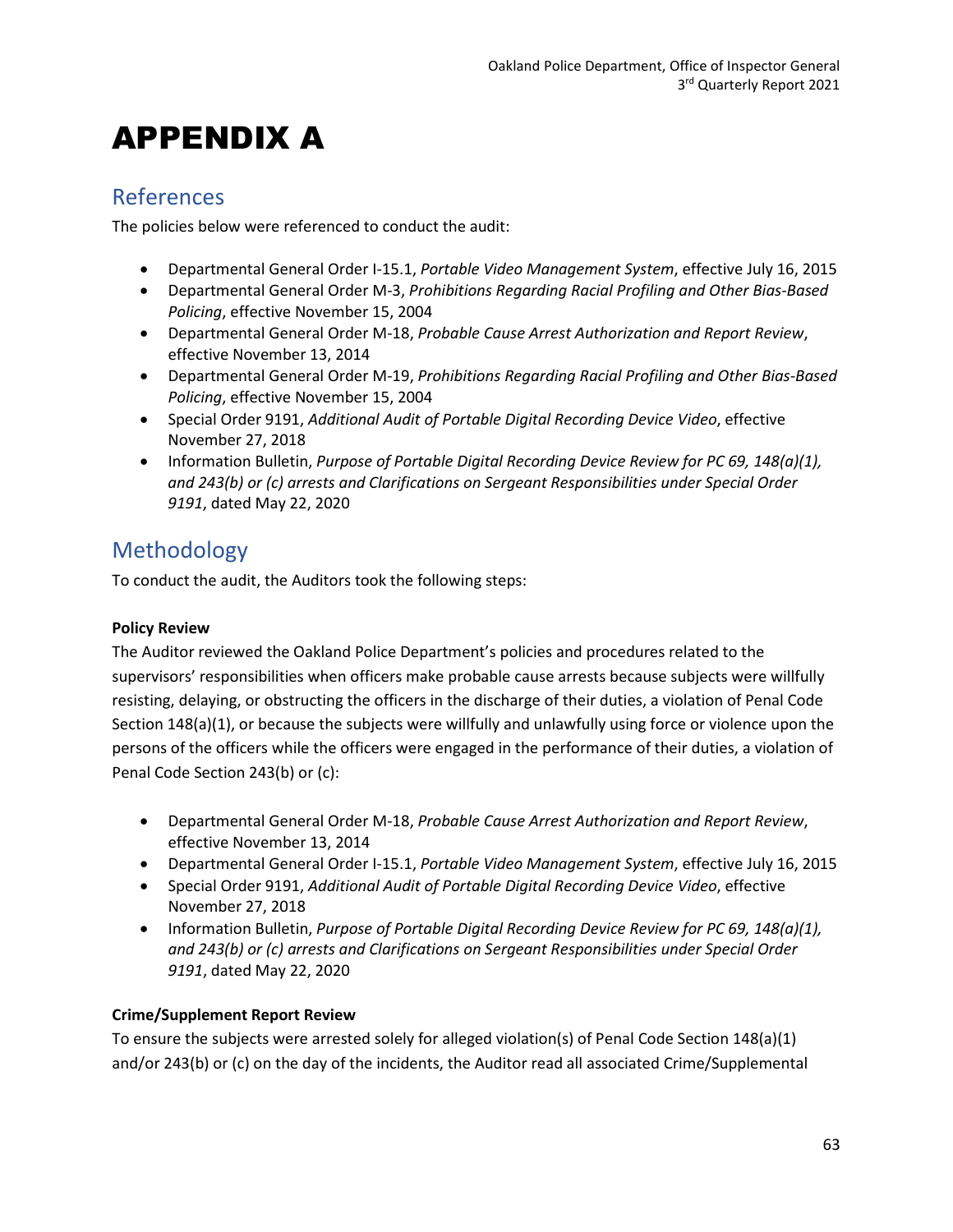# APPENDIX A

## References

The policies below were referenced to conduct the audit:

- Departmental General Order I-15.1, *Portable Video Management System*, effective July 16, 2015
- Departmental General Order M-3, *Prohibitions Regarding Racial Profiling and Other Bias-Based Policing*, effective November 15, 2004
- Departmental General Order M-18, *Probable Cause Arrest Authorization and Report Review*, effective November 13, 2014
- Departmental General Order M-19, *Prohibitions Regarding Racial Profiling and Other Bias-Based Policing*, effective November 15, 2004
- Special Order 9191, *Additional Audit of Portable Digital Recording Device Video*, effective November 27, 2018
- Information Bulletin, *Purpose of Portable Digital Recording Device Review for PC 69, 148(a)(1), and 243(b) or (c) arrests and Clarifications on Sergeant Responsibilities under Special Order 9191*, dated May 22, 2020

## Methodology

To conduct the audit, the Auditors took the following steps:

**Policy Review**

The Auditor reviewed the Oakland Police Department's policies and procedures related to the supervisors' responsibilities when officers make probable cause arrests because subjects were willfully resisting, delaying, or obstructing the officers in the discharge of their duties, a violation of Penal Code Section 148(a)(1), or because the subjects were willfully and unlawfully using force or violence upon the persons of the officers while the officers were engaged in the performance of their duties, a violation of Penal Code Section 243(b) or (c):

- Departmental General Order M-18, *Probable Cause Arrest Authorization and Report Review*, effective November 13, 2014
- Departmental General Order I-15.1, *Portable Video Management System*, effective July 16, 2015
- Special Order 9191, *Additional Audit of Portable Digital Recording Device Video*, effective November 27, 2018
- Information Bulletin, *Purpose of Portable Digital Recording Device Review for PC 69, 148(a)(1), and 243(b) or (c) arrests and Clarifications on Sergeant Responsibilities under Special Order 9191*, dated May 22, 2020

**Crime/Supplement Report Review**

To ensure the subjects were arrested solely for alleged violation(s) of Penal Code Section 148(a)(1) and/or 243(b) or (c) on the day of the incidents, the Auditor read all associated Crime/Supplemental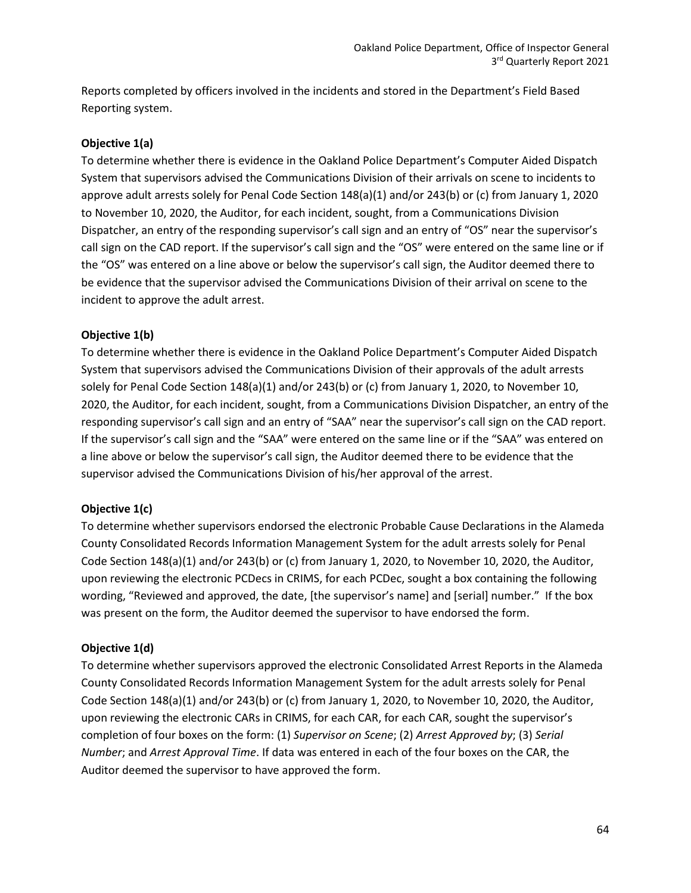Reports completed by officers involved in the incidents and stored in the Department's Field Based Reporting system.

**Objective 1(a)**

To determine whether there is evidence in the Oakland Police Department's Computer Aided Dispatch System that supervisors advised the Communications Division of their arrivals on scene to incidents to approve adult arrests solely for Penal Code Section 148(a)(1) and/or 243(b) or (c) from January 1, 2020 to November 10, 2020, the Auditor, for each incident, sought, from a Communications Division Dispatcher, an entry of the responding supervisor's call sign and an entry of "OS" near the supervisor's call sign on the CAD report. If the supervisor's call sign and the "OS" were entered on the same line or if the "OS" was entered on a line above or below the supervisor's call sign, the Auditor deemed there to be evidence that the supervisor advised the Communications Division of their arrival on scene to the incident to approve the adult arrest.

**Objective 1(b)**

To determine whether there is evidence in the Oakland Police Department's Computer Aided Dispatch System that supervisors advised the Communications Division of their approvals of the adult arrests solely for Penal Code Section 148(a)(1) and/or 243(b) or (c) from January 1, 2020, to November 10, 2020, the Auditor, for each incident, sought, from a Communications Division Dispatcher, an entry of the responding supervisor's call sign and an entry of "SAA" near the supervisor's call sign on the CAD report. If the supervisor's call sign and the "SAA" were entered on the same line or if the "SAA" was entered on a line above or below the supervisor's call sign, the Auditor deemed there to be evidence that the supervisor advised the Communications Division of his/her approval of the arrest.

**Objective 1(c)**

To determine whether supervisors endorsed the electronic Probable Cause Declarations in the Alameda County Consolidated Records Information Management System for the adult arrests solely for Penal Code Section 148(a)(1) and/or 243(b) or (c) from January 1, 2020, to November 10, 2020, the Auditor, upon reviewing the electronic PCDecs in CRIMS, for each PCDec, sought a box containing the following wording, "Reviewed and approved, the date, [the supervisor's name] and [serial] number." If the box was present on the form, the Auditor deemed the supervisor to have endorsed the form.

**Objective 1(d)**

To determine whether supervisors approved the electronic Consolidated Arrest Reports in the Alameda County Consolidated Records Information Management System for the adult arrests solely for Penal Code Section 148(a)(1) and/or 243(b) or (c) from January 1, 2020, to November 10, 2020, the Auditor, upon reviewing the electronic CARs in CRIMS, for each CAR, for each CAR, sought the supervisor's completion of four boxes on the form: (1) *Supervisor on Scene*; (2) *Arrest Approved by*; (3) *Serial Number*; and *Arrest Approval Time*. If data was entered in each of the four boxes on the CAR, the Auditor deemed the supervisor to have approved the form.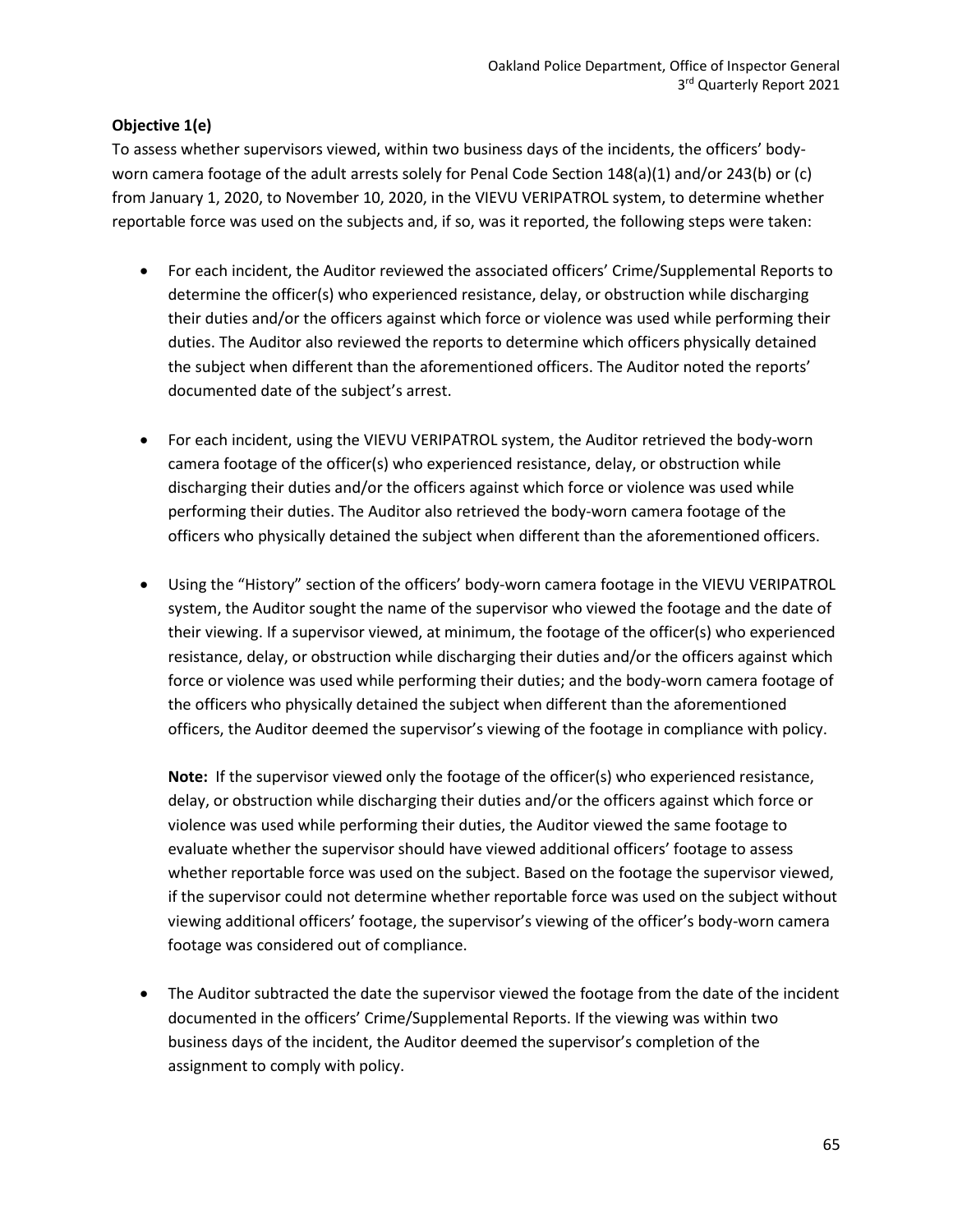**Objective 1(e)**

To assess whether supervisors viewed, within two business days of the incidents, the officers' body-worn camera footage of the adult arrests solely for Penal Code Section 148(a)(1) and/or 243(b) or (c) from January 1, 2020, to November 10, 2020, in the VIEVU VERIPATROL system, to determine whether reportable force was used on the subjects and, if so, was it reported, the following steps were taken:

- For each incident, the Auditor reviewed the associated officers' Crime/Supplemental Reports to determine the officer(s) who experienced resistance, delay, or obstruction while discharging their duties and/or the officers against which force or violence was used while performing their duties. The Auditor also reviewed the reports to determine which officers physically detained the subject when different than the aforementioned officers. The Auditor noted the reports' documented date of the subject's arrest.

- For each incident, using the VIEVU VERIPATROL system, the Auditor retrieved the body-worn camera footage of the officer(s) who experienced resistance, delay, or obstruction while discharging their duties and/or the officers against which force or violence was used while performing their duties. The Auditor also retrieved the body-worn camera footage of the officers who physically detained the subject when different than the aforementioned officers.

- Using the "History" section of the officers' body-worn camera footage in the VIEVU VERIPATROL system, the Auditor sought the name of the supervisor who viewed the footage and the date of their viewing. If a supervisor viewed, at minimum, the footage of the officer(s) who experienced resistance, delay, or obstruction while discharging their duties and/or the officers against which force or violence was used while performing their duties; and the body-worn camera footage of the officers who physically detained the subject when different than the aforementioned officers, the Auditor deemed the supervisor's viewing of the footage in compliance with policy.

  **Note:** If the supervisor viewed only the footage of the officer(s) who experienced resistance, delay, or obstruction while discharging their duties and/or the officers against which force or violence was used while performing their duties, the Auditor viewed the same footage to evaluate whether the supervisor should have viewed additional officers' footage to assess whether reportable force was used on the subject. Based on the footage the supervisor viewed, if the supervisor could not determine whether reportable force was used on the subject without viewing additional officers' footage, the supervisor's viewing of the officer's body-worn camera footage was considered out of compliance.

- The Auditor subtracted the date the supervisor viewed the footage from the date of the incident documented in the officers' Crime/Supplemental Reports. If the viewing was within two business days of the incident, the Auditor deemed the supervisor's completion of the assignment to comply with policy.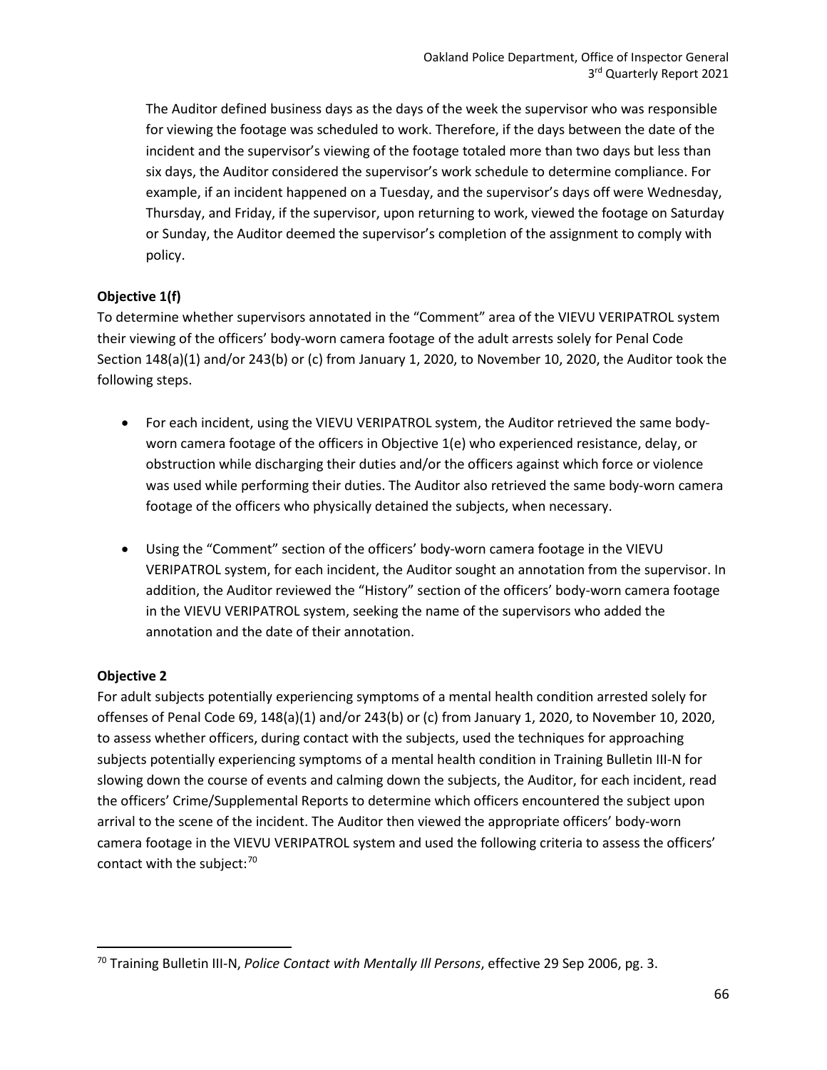The Auditor defined business days as the days of the week the supervisor who was responsible for viewing the footage was scheduled to work. Therefore, if the days between the date of the incident and the supervisor's viewing of the footage totaled more than two days but less than six days, the Auditor considered the supervisor's work schedule to determine compliance. For example, if an incident happened on a Tuesday, and the supervisor's days off were Wednesday, Thursday, and Friday, if the supervisor, upon returning to work, viewed the footage on Saturday or Sunday, the Auditor deemed the supervisor's completion of the assignment to comply with policy.

**Objective 1(f)**

To determine whether supervisors annotated in the "Comment" area of the VIEVU VERIPATROL system their viewing of the officers' body-worn camera footage of the adult arrests solely for Penal Code Section 148(a)(1) and/or 243(b) or (c) from January 1, 2020, to November 10, 2020, the Auditor took the following steps.

- For each incident, using the VIEVU VERIPATROL system, the Auditor retrieved the same body-worn camera footage of the officers in Objective 1(e) who experienced resistance, delay, or obstruction while discharging their duties and/or the officers against which force or violence was used while performing their duties. The Auditor also retrieved the same body-worn camera footage of the officers who physically detained the subjects, when necessary.

- Using the "Comment" section of the officers' body-worn camera footage in the VIEVU VERIPATROL system, for each incident, the Auditor sought an annotation from the supervisor. In addition, the Auditor reviewed the "History" section of the officers' body-worn camera footage in the VIEVU VERIPATROL system, seeking the name of the supervisors who added the annotation and the date of their annotation.

**Objective 2**

For adult subjects potentially experiencing symptoms of a mental health condition arrested solely for offenses of Penal Code 69, 148(a)(1) and/or 243(b) or (c) from January 1, 2020, to November 10, 2020, to assess whether officers, during contact with the subjects, used the techniques for approaching subjects potentially experiencing symptoms of a mental health condition in Training Bulletin III-N for slowing down the course of events and calming down the subjects, the Auditor, for each incident, read the officers' Crime/Supplemental Reports to determine which officers encountered the subject upon arrival to the scene of the incident. The Auditor then viewed the appropriate officers' body-worn camera footage in the VIEVU VERIPATROL system and used the following criteria to assess the officers' contact with the subject:[70]

[70] Training Bulletin III-N, *Police Contact with Mentally Ill Persons*, effective 29 Sep 2006, pg. 3.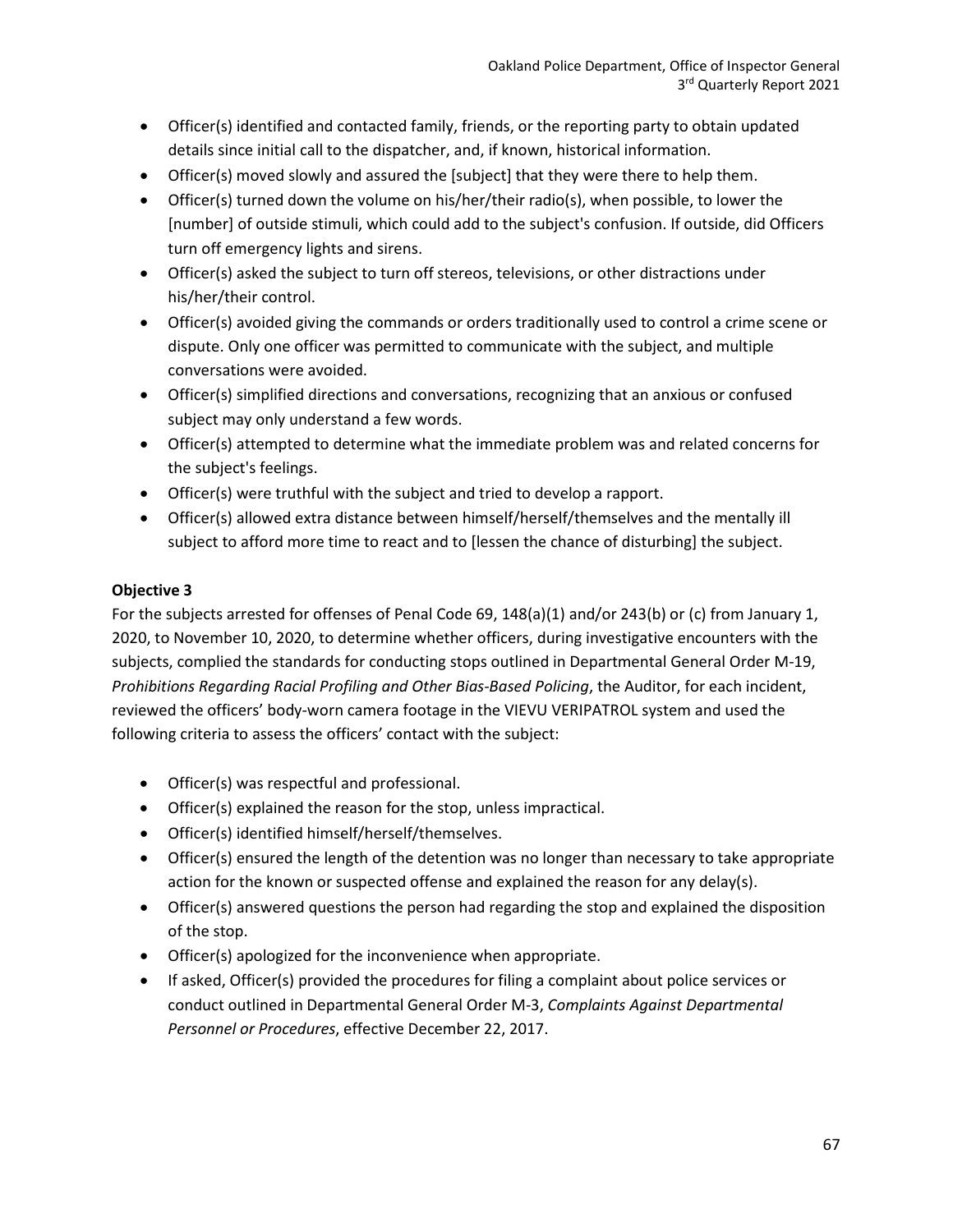- Officer(s) identified and contacted family, friends, or the reporting party to obtain updated details since initial call to the dispatcher, and, if known, historical information.
- Officer(s) moved slowly and assured the [subject] that they were there to help them.
- Officer(s) turned down the volume on his/her/their radio(s), when possible, to lower the [number] of outside stimuli, which could add to the subject's confusion. If outside, did Officers turn off emergency lights and sirens.
- Officer(s) asked the subject to turn off stereos, televisions, or other distractions under his/her/their control.
- Officer(s) avoided giving the commands or orders traditionally used to control a crime scene or dispute. Only one officer was permitted to communicate with the subject, and multiple conversations were avoided.
- Officer(s) simplified directions and conversations, recognizing that an anxious or confused subject may only understand a few words.
- Officer(s) attempted to determine what the immediate problem was and related concerns for the subject's feelings.
- Officer(s) were truthful with the subject and tried to develop a rapport.
- Officer(s) allowed extra distance between himself/herself/themselves and the mentally ill subject to afford more time to react and to [lessen the chance of disturbing] the subject.

**Objective 3**

For the subjects arrested for offenses of Penal Code 69, 148(a)(1) and/or 243(b) or (c) from January 1, 2020, to November 10, 2020, to determine whether officers, during investigative encounters with the subjects, complied the standards for conducting stops outlined in Departmental General Order M-19, *Prohibitions Regarding Racial Profiling and Other Bias-Based Policing*, the Auditor, for each incident, reviewed the officers' body-worn camera footage in the VIEVU VERIPATROL system and used the following criteria to assess the officers' contact with the subject:

- Officer(s) was respectful and professional.
- Officer(s) explained the reason for the stop, unless impractical.
- Officer(s) identified himself/herself/themselves.
- Officer(s) ensured the length of the detention was no longer than necessary to take appropriate action for the known or suspected offense and explained the reason for any delay(s).
- Officer(s) answered questions the person had regarding the stop and explained the disposition of the stop.
- Officer(s) apologized for the inconvenience when appropriate.
- If asked, Officer(s) provided the procedures for filing a complaint about police services or conduct outlined in Departmental General Order M-3, *Complaints Against Departmental Personnel or Procedures*, effective December 22, 2017.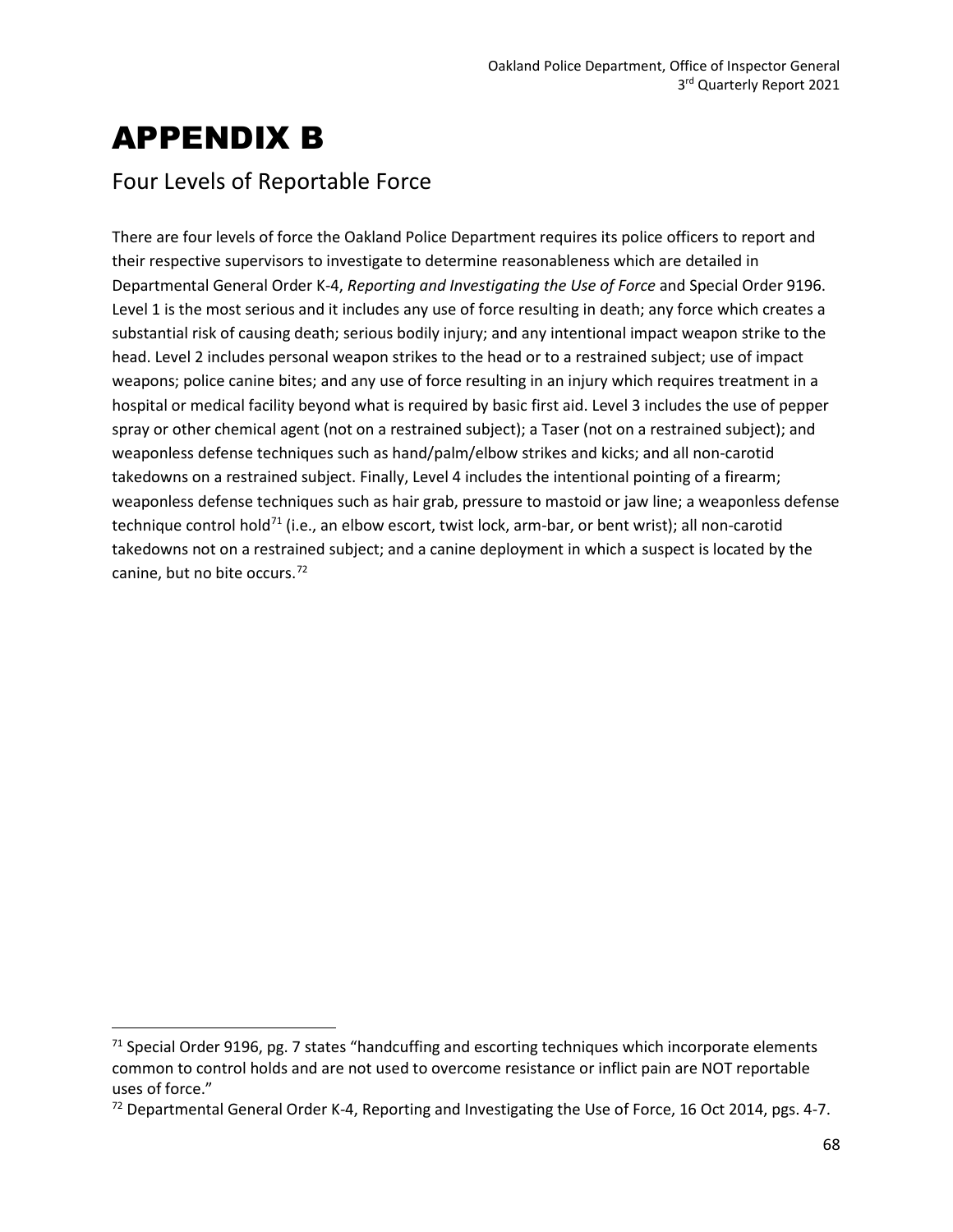# APPENDIX B

## Four Levels of Reportable Force

There are four levels of force the Oakland Police Department requires its police officers to report and their respective supervisors to investigate to determine reasonableness which are detailed in Departmental General Order K-4, *Reporting and Investigating the Use of Force* and Special Order 9196. Level 1 is the most serious and it includes any use of force resulting in death; any force which creates a substantial risk of causing death; serious bodily injury; and any intentional impact weapon strike to the head. Level 2 includes personal weapon strikes to the head or to a restrained subject; use of impact weapons; police canine bites; and any use of force resulting in an injury which requires treatment in a hospital or medical facility beyond what is required by basic first aid. Level 3 includes the use of pepper spray or other chemical agent (not on a restrained subject); a Taser (not on a restrained subject); and weaponless defense techniques such as hand/palm/elbow strikes and kicks; and all non-carotid takedowns on a restrained subject. Finally, Level 4 includes the intentional pointing of a firearm; weaponless defense techniques such as hair grab, pressure to mastoid or jaw line; a weaponless defense technique control hold[71] (i.e., an elbow escort, twist lock, arm-bar, or bent wrist); all non-carotid takedowns not on a restrained subject; and a canine deployment in which a suspect is located by the canine, but no bite occurs.[72]

---

[71] Special Order 9196, pg. 7 states "handcuffing and escorting techniques which incorporate elements common to control holds and are not used to overcome resistance or inflict pain are NOT reportable uses of force."

[72] Departmental General Order K-4, Reporting and Investigating the Use of Force, 16 Oct 2014, pgs. 4-7.